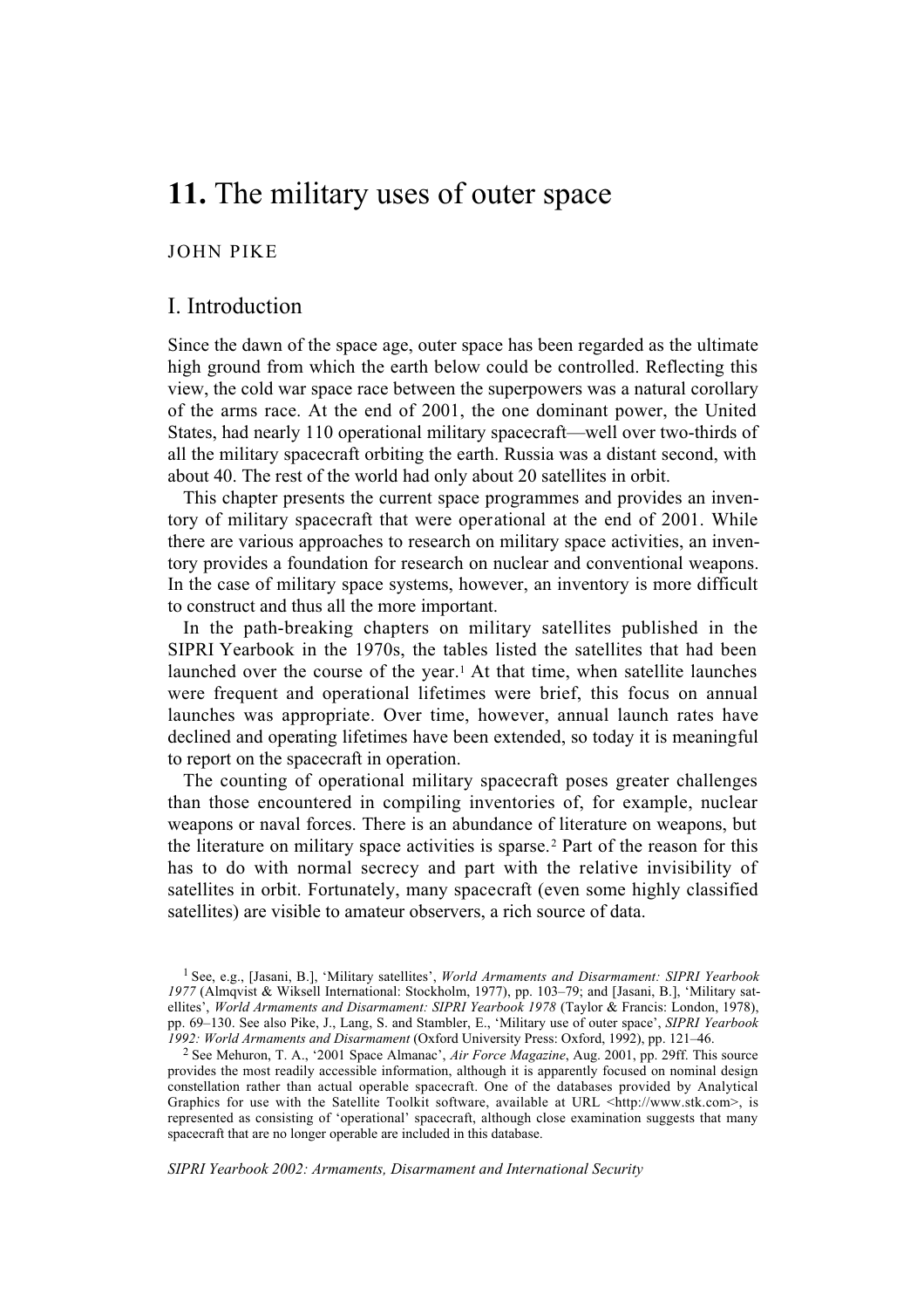# 11. The military uses of outer space

JOHN PIKE

## I. Introduction

Since the dawn of the space age, outer space has been regarded as the ultimate high ground from which the earth below could be controlled. Reflecting this view, the cold war space race between the superpowers was a natural corollary of the arms race. At the end of 2001, the one dominant power, the United States, had nearly 110 operational military spacecraft—well over two-thirds of all the military spacecraft orbiting the earth. Russia was a distant second, with about 40. The rest of the world had only about 20 satellites in orbit.

This chapter presents the current space programmes and provides an inventory of military spacecraft that were operational at the end of 2001. While there are various approaches to research on military space activities, an inventory provides a foundation for research on nuclear and conventional weapons. In the case of military space systems, however, an inventory is more difficult to construct and thus all the more important.

In the path-breaking chapters on military satellites published in the SIPRI Yearbook in the 1970s, the tables listed the satellites that had been launched over the course of the year.[1] At that time, when satellite launches were frequent and operational lifetimes were brief, this focus on annual launches was appropriate. Over time, however, annual launch rates have declined and operating lifetimes have been extended, so today it is meaningful to report on the spacecraft in operation.

The counting of operational military spacecraft poses greater challenges than those encountered in compiling inventories of, for example, nuclear weapons or naval forces. There is an abundance of literature on weapons, but the literature on military space activities is sparse.[2] Part of the reason for this has to do with normal secrecy and part with the relative invisibility of satellites in orbit. Fortunately, many spacecraft (even some highly classified satellites) are visible to amateur observers, a rich source of data.

[1] See, e.g., [Jasani, B.], 'Military satellites', *World Armaments and Disarmament: SIPRI Yearbook 1977* (Almqvist & Wiksell International: Stockholm, 1977), pp. 103–79; and [Jasani, B.], 'Military satellites', *World Armaments and Disarmament: SIPRI Yearbook 1978* (Taylor & Francis: London, 1978), pp. 69–130. See also Pike, J., Lang, S. and Stambler, E., 'Military use of outer space', *SIPRI Yearbook 1992: World Armaments and Disarmament* (Oxford University Press: Oxford, 1992), pp. 121–46.

[2] See Mehuron, T. A., '2001 Space Almanac', *Air Force Magazine*, Aug. 2001, pp. 29ff. This source provides the most readily accessible information, although it is apparently focused on nominal design constellation rather than actual operable spacecraft. One of the databases provided by Analytical Graphics for use with the Satellite Toolkit software, available at URL <http://www.stk.com>, is represented as consisting of 'operational' spacecraft, although close examination suggests that many spacecraft that are no longer operable are included in this database.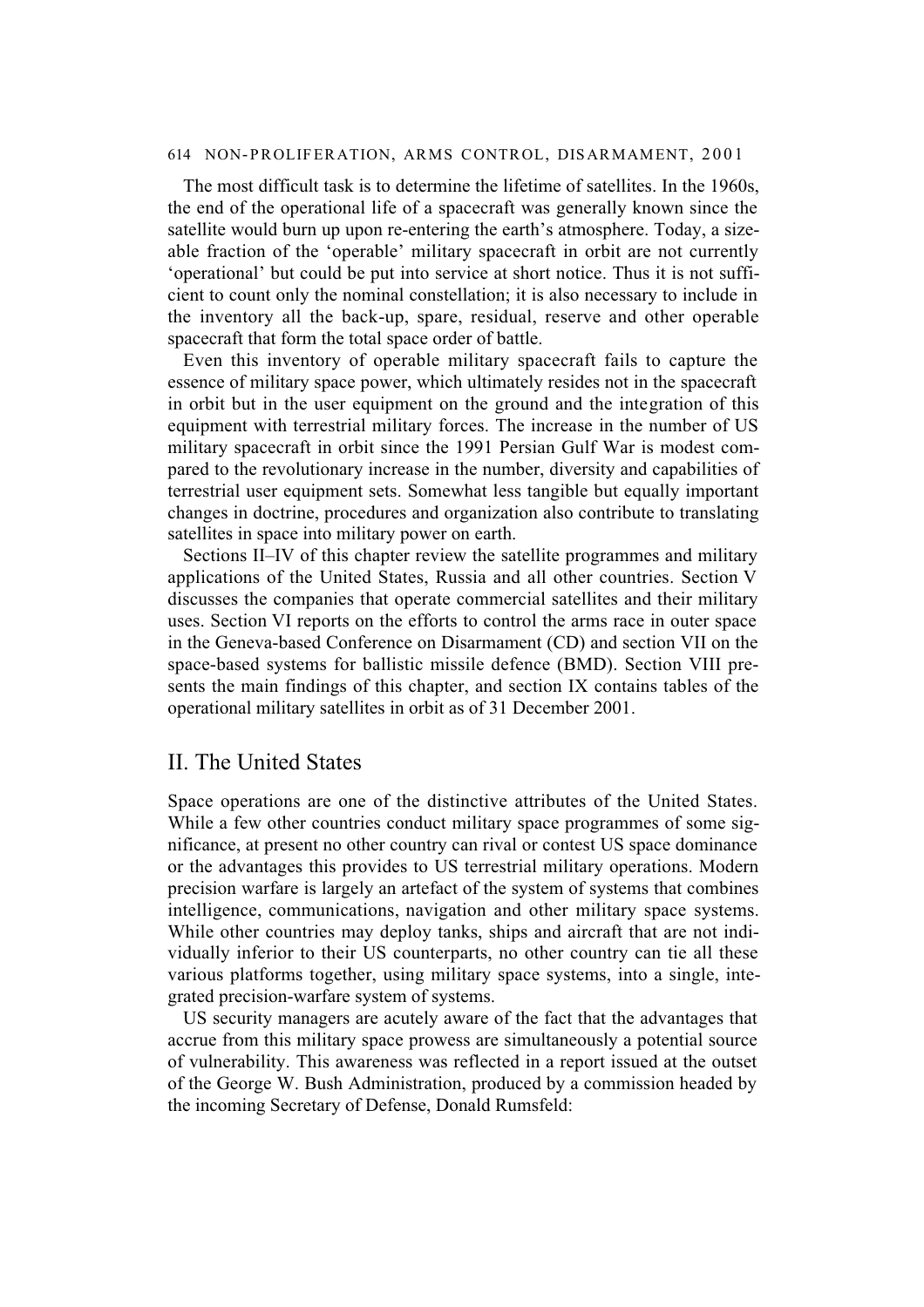The most difficult task is to determine the lifetime of satellites. In the 1960s, the end of the operational life of a spacecraft was generally known since the satellite would burn up upon re-entering the earth's atmosphere. Today, a sizeable fraction of the 'operable' military spacecraft in orbit are not currently 'operational' but could be put into service at short notice. Thus it is not sufficient to count only the nominal constellation; it is also necessary to include in the inventory all the back-up, spare, residual, reserve and other operable spacecraft that form the total space order of battle.

Even this inventory of operable military spacecraft fails to capture the essence of military space power, which ultimately resides not in the spacecraft in orbit but in the user equipment on the ground and the integration of this equipment with terrestrial military forces. The increase in the number of US military spacecraft in orbit since the 1991 Persian Gulf War is modest compared to the revolutionary increase in the number, diversity and capabilities of terrestrial user equipment sets. Somewhat less tangible but equally important changes in doctrine, procedures and organization also contribute to translating satellites in space into military power on earth.

Sections II–IV of this chapter review the satellite programmes and military applications of the United States, Russia and all other countries. Section V discusses the companies that operate commercial satellites and their military uses. Section VI reports on the efforts to control the arms race in outer space in the Geneva-based Conference on Disarmament (CD) and section VII on the space-based systems for ballistic missile defence (BMD). Section VIII presents the main findings of this chapter, and section IX contains tables of the operational military satellites in orbit as of 31 December 2001.

## II. The United States

Space operations are one of the distinctive attributes of the United States. While a few other countries conduct military space programmes of some significance, at present no other country can rival or contest US space dominance or the advantages this provides to US terrestrial military operations. Modern precision warfare is largely an artefact of the system of systems that combines intelligence, communications, navigation and other military space systems. While other countries may deploy tanks, ships and aircraft that are not individually inferior to their US counterparts, no other country can tie all these various platforms together, using military space systems, into a single, integrated precision-warfare system of systems.

US security managers are acutely aware of the fact that the advantages that accrue from this military space prowess are simultaneously a potential source of vulnerability. This awareness was reflected in a report issued at the outset of the George W. Bush Administration, produced by a commission headed by the incoming Secretary of Defense, Donald Rumsfeld: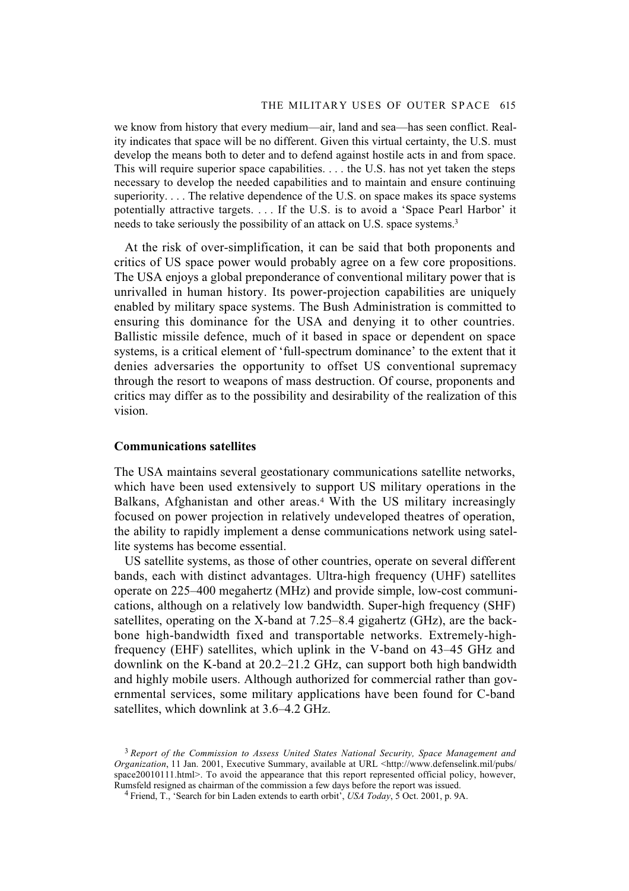we know from history that every medium—air, land and sea—has seen conflict. Reality indicates that space will be no different. Given this virtual certainty, the U.S. must develop the means both to deter and to defend against hostile acts in and from space. This will require superior space capabilities. . . . the U.S. has not yet taken the steps necessary to develop the needed capabilities and to maintain and ensure continuing superiority. . . . The relative dependence of the U.S. on space makes its space systems potentially attractive targets. . . . If the U.S. is to avoid a 'Space Pearl Harbor' it needs to take seriously the possibility of an attack on U.S. space systems.[3]

At the risk of over-simplification, it can be said that both proponents and critics of US space power would probably agree on a few core propositions. The USA enjoys a global preponderance of conventional military power that is unrivalled in human history. Its power-projection capabilities are uniquely enabled by military space systems. The Bush Administration is committed to ensuring this dominance for the USA and denying it to other countries. Ballistic missile defence, much of it based in space or dependent on space systems, is a critical element of 'full-spectrum dominance' to the extent that it denies adversaries the opportunity to offset US conventional supremacy through the resort to weapons of mass destruction. Of course, proponents and critics may differ as to the possibility and desirability of the realization of this vision.

### Communications satellites

The USA maintains several geostationary communications satellite networks, which have been used extensively to support US military operations in the Balkans, Afghanistan and other areas.[4] With the US military increasingly focused on power projection in relatively undeveloped theatres of operation, the ability to rapidly implement a dense communications network using satellite systems has become essential.

US satellite systems, as those of other countries, operate on several different bands, each with distinct advantages. Ultra-high frequency (UHF) satellites operate on 225–400 megahertz (MHz) and provide simple, low-cost communications, although on a relatively low bandwidth. Super-high frequency (SHF) satellites, operating on the X-band at 7.25–8.4 gigahertz (GHz), are the backbone high-bandwidth fixed and transportable networks. Extremely-high-frequency (EHF) satellites, which uplink in the V-band on 43–45 GHz and downlink on the K-band at 20.2–21.2 GHz, can support both high bandwidth and highly mobile users. Although authorized for commercial rather than governmental services, some military applications have been found for C-band satellites, which downlink at 3.6–4.2 GHz.

[3] *Report of the Commission to Assess United States National Security, Space Management and Organization*, 11 Jan. 2001, Executive Summary, available at URL <http://www.defenselink.mil/pubs/space20010111.html>. To avoid the appearance that this report represented official policy, however, Rumsfeld resigned as chairman of the commission a few days before the report was issued.

[4] Friend, T., 'Search for bin Laden extends to earth orbit', *USA Today*, 5 Oct. 2001, p. 9A.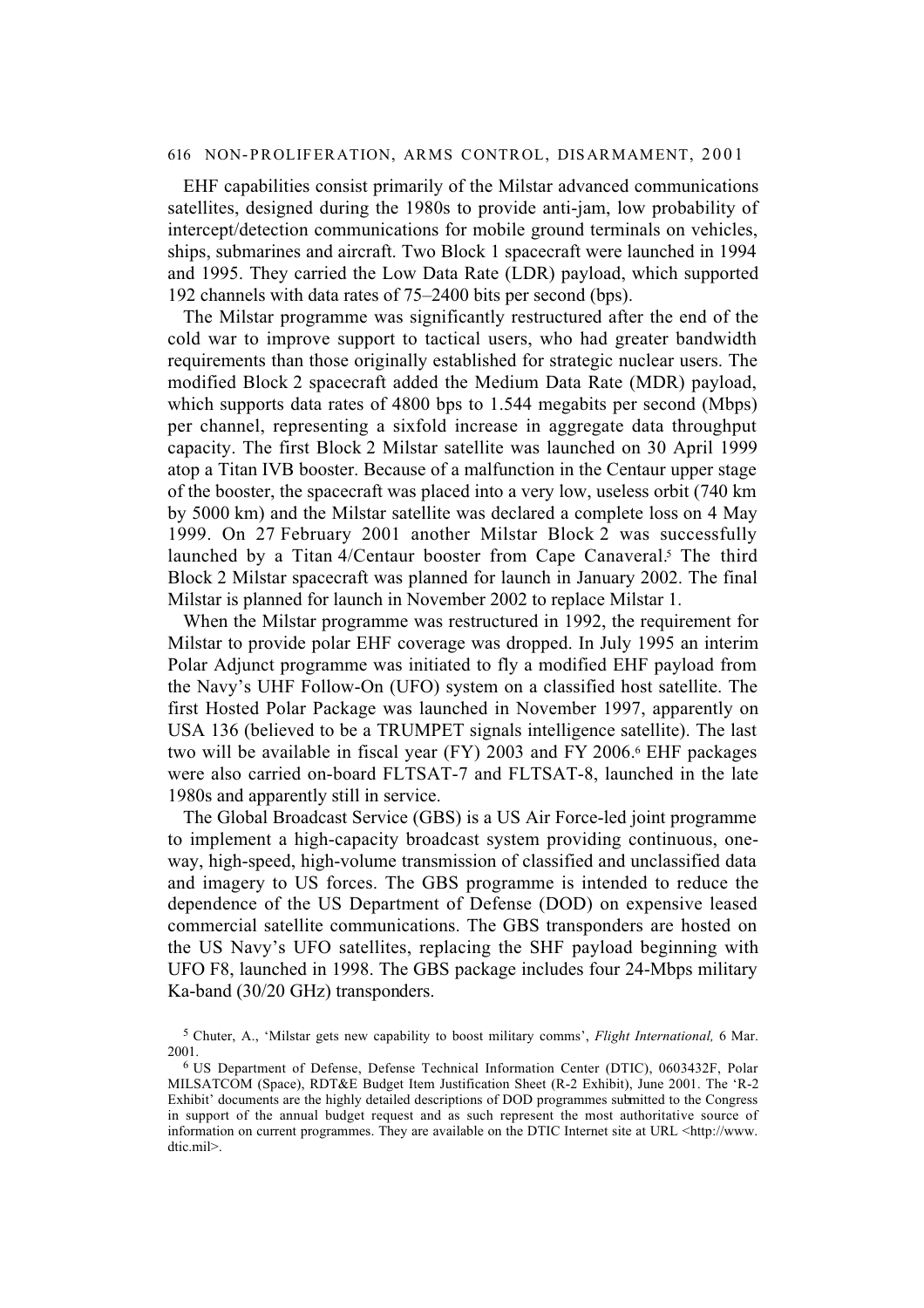EHF capabilities consist primarily of the Milstar advanced communications satellites, designed during the 1980s to provide anti-jam, low probability of intercept/detection communications for mobile ground terminals on vehicles, ships, submarines and aircraft. Two Block 1 spacecraft were launched in 1994 and 1995. They carried the Low Data Rate (LDR) payload, which supported 192 channels with data rates of 75–2400 bits per second (bps).

The Milstar programme was significantly restructured after the end of the cold war to improve support to tactical users, who had greater bandwidth requirements than those originally established for strategic nuclear users. The modified Block 2 spacecraft added the Medium Data Rate (MDR) payload, which supports data rates of 4800 bps to 1.544 megabits per second (Mbps) per channel, representing a sixfold increase in aggregate data throughput capacity. The first Block 2 Milstar satellite was launched on 30 April 1999 atop a Titan IVB booster. Because of a malfunction in the Centaur upper stage of the booster, the spacecraft was placed into a very low, useless orbit (740 km by 5000 km) and the Milstar satellite was declared a complete loss on 4 May 1999. On 27 February 2001 another Milstar Block 2 was successfully launched by a Titan 4/Centaur booster from Cape Canaveral.[5] The third Block 2 Milstar spacecraft was planned for launch in January 2002. The final Milstar is planned for launch in November 2002 to replace Milstar 1.

When the Milstar programme was restructured in 1992, the requirement for Milstar to provide polar EHF coverage was dropped. In July 1995 an interim Polar Adjunct programme was initiated to fly a modified EHF payload from the Navy's UHF Follow-On (UFO) system on a classified host satellite. The first Hosted Polar Package was launched in November 1997, apparently on USA 136 (believed to be a TRUMPET signals intelligence satellite). The last two will be available in fiscal year (FY) 2003 and FY 2006.[6] EHF packages were also carried on-board FLTSAT-7 and FLTSAT-8, launched in the late 1980s and apparently still in service.

The Global Broadcast Service (GBS) is a US Air Force-led joint programme to implement a high-capacity broadcast system providing continuous, one-way, high-speed, high-volume transmission of classified and unclassified data and imagery to US forces. The GBS programme is intended to reduce the dependence of the US Department of Defense (DOD) on expensive leased commercial satellite communications. The GBS transponders are hosted on the US Navy's UFO satellites, replacing the SHF payload beginning with UFO F8, launched in 1998. The GBS package includes four 24-Mbps military Ka-band (30/20 GHz) transponders.

[5] Chuter, A., 'Milstar gets new capability to boost military comms', *Flight International,* 6 Mar. 2001.

[6] US Department of Defense, Defense Technical Information Center (DTIC), 0603432F, Polar MILSATCOM (Space), RDT&E Budget Item Justification Sheet (R-2 Exhibit), June 2001. The 'R-2 Exhibit' documents are the highly detailed descriptions of DOD programmes submitted to the Congress in support of the annual budget request and as such represent the most authoritative source of information on current programmes. They are available on the DTIC Internet site at URL <http://www.dtic.mil>.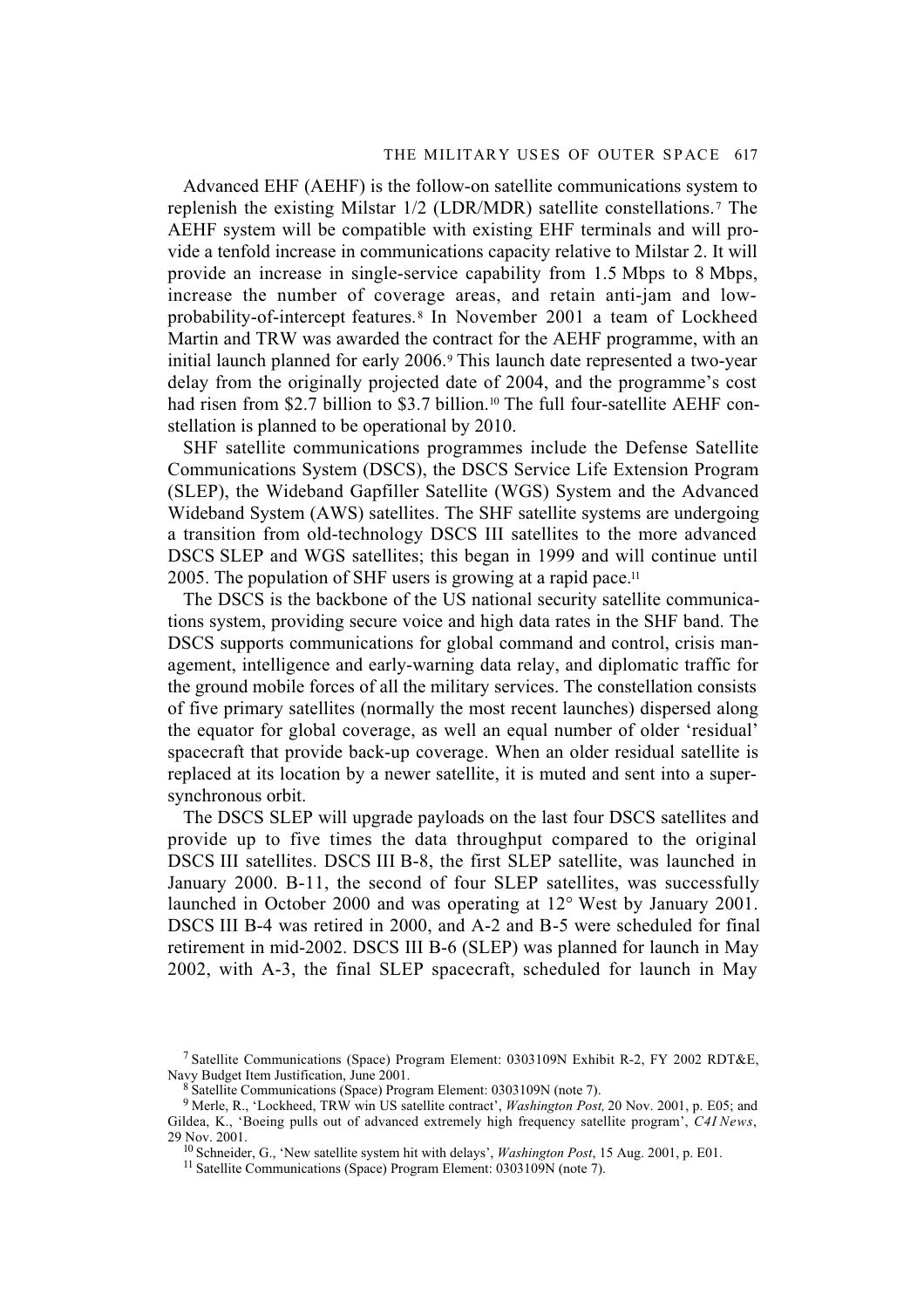Advanced EHF (AEHF) is the follow-on satellite communications system to replenish the existing Milstar 1/2 (LDR/MDR) satellite constellations.[7] The AEHF system will be compatible with existing EHF terminals and will provide a tenfold increase in communications capacity relative to Milstar 2. It will provide an increase in single-service capability from 1.5 Mbps to 8 Mbps, increase the number of coverage areas, and retain anti-jam and low-probability-of-intercept features.[8] In November 2001 a team of Lockheed Martin and TRW was awarded the contract for the AEHF programme, with an initial launch planned for early 2006.[9] This launch date represented a two-year delay from the originally projected date of 2004, and the programme's cost had risen from $2.7 billion to $3.7 billion.[10] The full four-satellite AEHF constellation is planned to be operational by 2010.

SHF satellite communications programmes include the Defense Satellite Communications System (DSCS), the DSCS Service Life Extension Program (SLEP), the Wideband Gapfiller Satellite (WGS) System and the Advanced Wideband System (AWS) satellites. The SHF satellite systems are undergoing a transition from old-technology DSCS III satellites to the more advanced DSCS SLEP and WGS satellites; this began in 1999 and will continue until 2005. The population of SHF users is growing at a rapid pace.[11]

The DSCS is the backbone of the US national security satellite communications system, providing secure voice and high data rates in the SHF band. The DSCS supports communications for global command and control, crisis management, intelligence and early-warning data relay, and diplomatic traffic for the ground mobile forces of all the military services. The constellation consists of five primary satellites (normally the most recent launches) dispersed along the equator for global coverage, as well an equal number of older 'residual' spacecraft that provide back-up coverage. When an older residual satellite is replaced at its location by a newer satellite, it is muted and sent into a super-synchronous orbit.

The DSCS SLEP will upgrade payloads on the last four DSCS satellites and provide up to five times the data throughput compared to the original DSCS III satellites. DSCS III B-8, the first SLEP satellite, was launched in January 2000. B-11, the second of four SLEP satellites, was successfully launched in October 2000 and was operating at 12° West by January 2001. DSCS III B-4 was retired in 2000, and A-2 and B-5 were scheduled for final retirement in mid-2002. DSCS III B-6 (SLEP) was planned for launch in May 2002, with A-3, the final SLEP spacecraft, scheduled for launch in May

[7] Satellite Communications (Space) Program Element: 0303109N Exhibit R-2, FY 2002 RDT&E, Navy Budget Item Justification, June 2001.

[8] Satellite Communications (Space) Program Element: 0303109N (note 7).

[9] Merle, R., 'Lockheed, TRW win US satellite contract', *Washington Post,* 20 Nov. 2001, p. E05; and Gildea, K., 'Boeing pulls out of advanced extremely high frequency satellite program', *C4I News*, 29 Nov. 2001.

[10] Schneider, G., 'New satellite system hit with delays', *Washington Post*, 15 Aug. 2001, p. E01.

[11] Satellite Communications (Space) Program Element: 0303109N (note 7).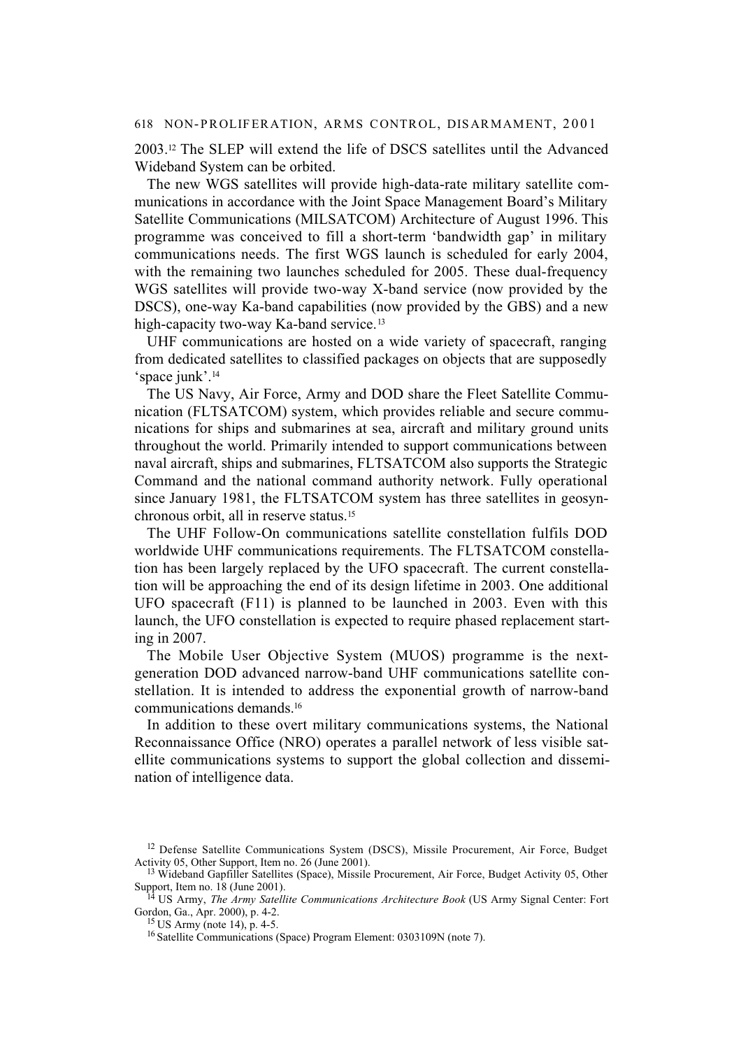2003.[12] The SLEP will extend the life of DSCS satellites until the Advanced Wideband System can be orbited.

The new WGS satellites will provide high-data-rate military satellite communications in accordance with the Joint Space Management Board's Military Satellite Communications (MILSATCOM) Architecture of August 1996. This programme was conceived to fill a short-term 'bandwidth gap' in military communications needs. The first WGS launch is scheduled for early 2004, with the remaining two launches scheduled for 2005. These dual-frequency WGS satellites will provide two-way X-band service (now provided by the DSCS), one-way Ka-band capabilities (now provided by the GBS) and a new high-capacity two-way Ka-band service.[13]

UHF communications are hosted on a wide variety of spacecraft, ranging from dedicated satellites to classified packages on objects that are supposedly 'space junk'.[14]

The US Navy, Air Force, Army and DOD share the Fleet Satellite Communication (FLTSATCOM) system, which provides reliable and secure communications for ships and submarines at sea, aircraft and military ground units throughout the world. Primarily intended to support communications between naval aircraft, ships and submarines, FLTSATCOM also supports the Strategic Command and the national command authority network. Fully operational since January 1981, the FLTSATCOM system has three satellites in geosynchronous orbit, all in reserve status.[15]

The UHF Follow-On communications satellite constellation fulfils DOD worldwide UHF communications requirements. The FLTSATCOM constellation has been largely replaced by the UFO spacecraft. The current constellation will be approaching the end of its design lifetime in 2003. One additional UFO spacecraft (F11) is planned to be launched in 2003. Even with this launch, the UFO constellation is expected to require phased replacement starting in 2007.

The Mobile User Objective System (MUOS) programme is the next-generation DOD advanced narrow-band UHF communications satellite constellation. It is intended to address the exponential growth of narrow-band communications demands.[16]

In addition to these overt military communications systems, the National Reconnaissance Office (NRO) operates a parallel network of less visible satellite communications systems to support the global collection and dissemination of intelligence data.

---

[12] Defense Satellite Communications System (DSCS), Missile Procurement, Air Force, Budget Activity 05, Other Support, Item no. 26 (June 2001).

[13] Wideband Gapfiller Satellites (Space), Missile Procurement, Air Force, Budget Activity 05, Other Support, Item no. 18 (June 2001).

[14] US Army, *The Army Satellite Communications Architecture Book* (US Army Signal Center: Fort Gordon, Ga., Apr. 2000), p. 4-2.

[15] US Army (note 14), p. 4-5.

[16] Satellite Communications (Space) Program Element: 0303109N (note 7).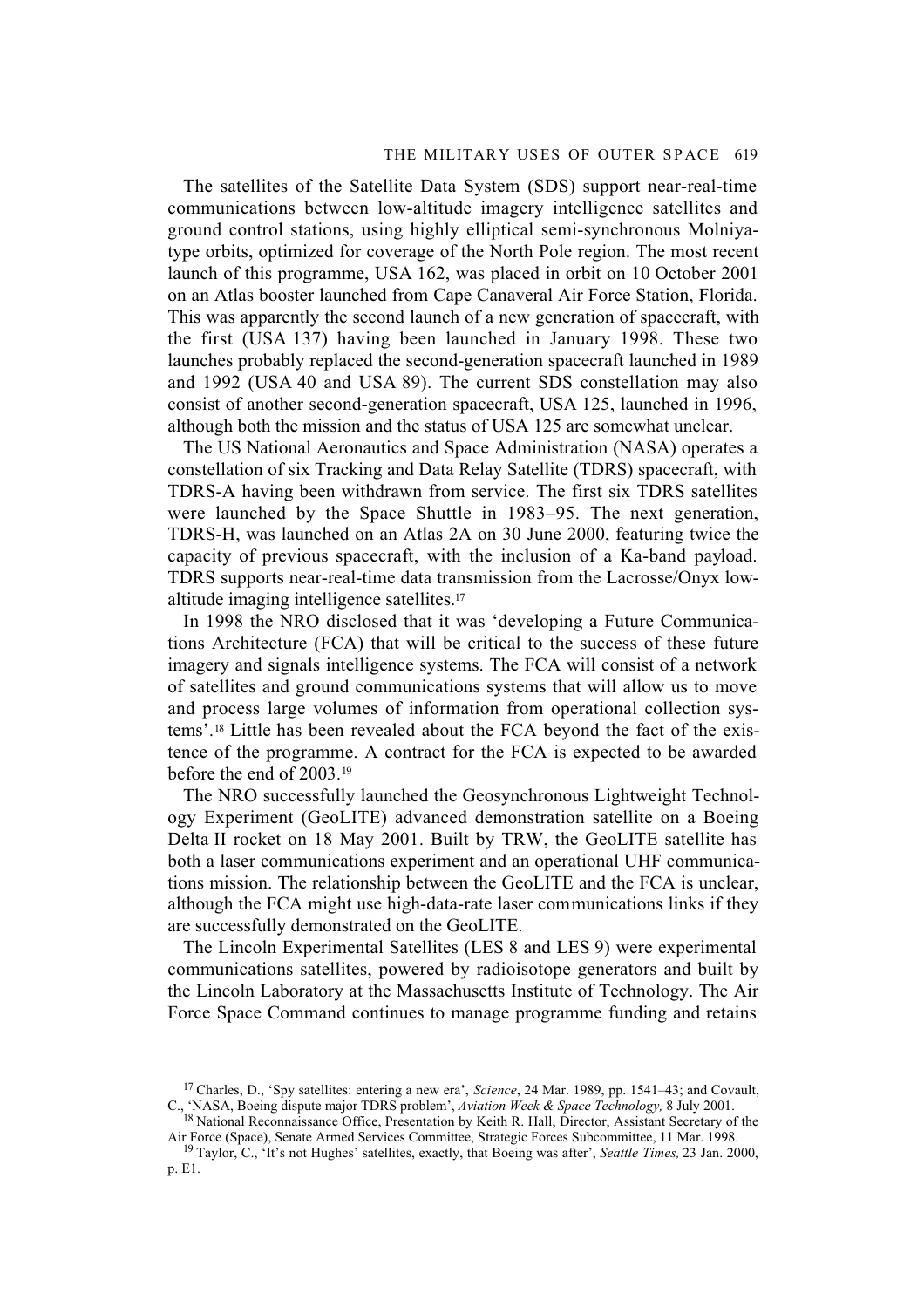The satellites of the Satellite Data System (SDS) support near-real-time communications between low-altitude imagery intelligence satellites and ground control stations, using highly elliptical semi-synchronous Molniya-type orbits, optimized for coverage of the North Pole region. The most recent launch of this programme, USA 162, was placed in orbit on 10 October 2001 on an Atlas booster launched from Cape Canaveral Air Force Station, Florida. This was apparently the second launch of a new generation of spacecraft, with the first (USA 137) having been launched in January 1998. These two launches probably replaced the second-generation spacecraft launched in 1989 and 1992 (USA 40 and USA 89). The current SDS constellation may also consist of another second-generation spacecraft, USA 125, launched in 1996, although both the mission and the status of USA 125 are somewhat unclear.

The US National Aeronautics and Space Administration (NASA) operates a constellation of six Tracking and Data Relay Satellite (TDRS) spacecraft, with TDRS-A having been withdrawn from service. The first six TDRS satellites were launched by the Space Shuttle in 1983–95. The next generation, TDRS-H, was launched on an Atlas 2A on 30 June 2000, featuring twice the capacity of previous spacecraft, with the inclusion of a Ka-band payload. TDRS supports near-real-time data transmission from the Lacrosse/Onyx low-altitude imaging intelligence satellites.[17]

In 1998 the NRO disclosed that it was 'developing a Future Communications Architecture (FCA) that will be critical to the success of these future imagery and signals intelligence systems. The FCA will consist of a network of satellites and ground communications systems that will allow us to move and process large volumes of information from operational collection systems'.[18] Little has been revealed about the FCA beyond the fact of the existence of the programme. A contract for the FCA is expected to be awarded before the end of 2003.[19]

The NRO successfully launched the Geosynchronous Lightweight Technology Experiment (GeoLITE) advanced demonstration satellite on a Boeing Delta II rocket on 18 May 2001. Built by TRW, the GeoLITE satellite has both a laser communications experiment and an operational UHF communications mission. The relationship between the GeoLITE and the FCA is unclear, although the FCA might use high-data-rate laser communications links if they are successfully demonstrated on the GeoLITE.

The Lincoln Experimental Satellites (LES 8 and LES 9) were experimental communications satellites, powered by radioisotope generators and built by the Lincoln Laboratory at the Massachusetts Institute of Technology. The Air Force Space Command continues to manage programme funding and retains

---

[17] Charles, D., 'Spy satellites: entering a new era', *Science*, 24 Mar. 1989, pp. 1541–43; and Covault, C., 'NASA, Boeing dispute major TDRS problem', *Aviation Week & Space Technology,* 8 July 2001.

[18] National Reconnaissance Office, Presentation by Keith R. Hall, Director, Assistant Secretary of the Air Force (Space), Senate Armed Services Committee, Strategic Forces Subcommittee, 11 Mar. 1998.

[19] Taylor, C., 'It's not Hughes' satellites, exactly, that Boeing was after', *Seattle Times,* 23 Jan. 2000, p. E1.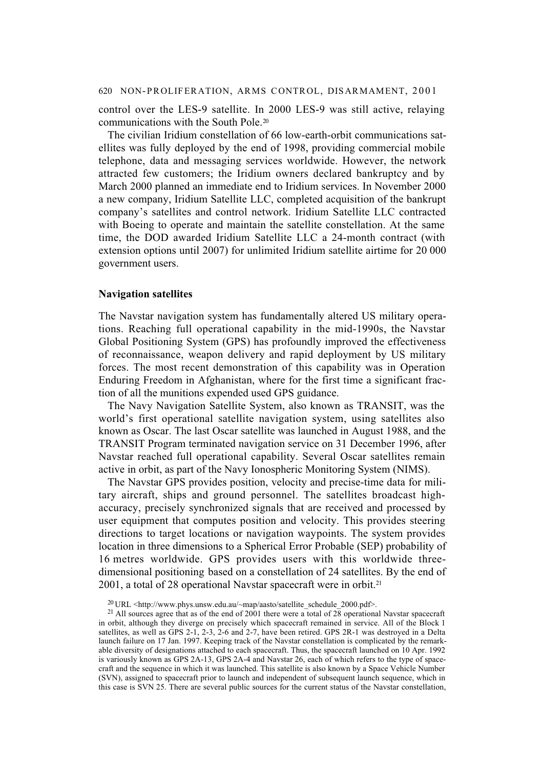control over the LES-9 satellite. In 2000 LES-9 was still active, relaying communications with the South Pole.[20]

The civilian Iridium constellation of 66 low-earth-orbit communications satellites was fully deployed by the end of 1998, providing commercial mobile telephone, data and messaging services worldwide. However, the network attracted few customers; the Iridium owners declared bankruptcy and by March 2000 planned an immediate end to Iridium services. In November 2000 a new company, Iridium Satellite LLC, completed acquisition of the bankrupt company's satellites and control network. Iridium Satellite LLC contracted with Boeing to operate and maintain the satellite constellation. At the same time, the DOD awarded Iridium Satellite LLC a 24-month contract (with extension options until 2007) for unlimited Iridium satellite airtime for 20 000 government users.

### Navigation satellites

The Navstar navigation system has fundamentally altered US military operations. Reaching full operational capability in the mid-1990s, the Navstar Global Positioning System (GPS) has profoundly improved the effectiveness of reconnaissance, weapon delivery and rapid deployment by US military forces. The most recent demonstration of this capability was in Operation Enduring Freedom in Afghanistan, where for the first time a significant fraction of all the munitions expended used GPS guidance.

The Navy Navigation Satellite System, also known as TRANSIT, was the world's first operational satellite navigation system, using satellites also known as Oscar. The last Oscar satellite was launched in August 1988, and the TRANSIT Program terminated navigation service on 31 December 1996, after Navstar reached full operational capability. Several Oscar satellites remain active in orbit, as part of the Navy Ionospheric Monitoring System (NIMS).

The Navstar GPS provides position, velocity and precise-time data for military aircraft, ships and ground personnel. The satellites broadcast high-accuracy, precisely synchronized signals that are received and processed by user equipment that computes position and velocity. This provides steering directions to target locations or navigation waypoints. The system provides location in three dimensions to a Spherical Error Probable (SEP) probability of 16 metres worldwide. GPS provides users with this worldwide three-dimensional positioning based on a constellation of 24 satellites. By the end of 2001, a total of 28 operational Navstar spacecraft were in orbit.[21]

[20] URL <http://www.phys.unsw.edu.au/~map/aasto/satellite_schedule_2000.pdf>.

[21] All sources agree that as of the end of 2001 there were a total of 28 operational Navstar spacecraft in orbit, although they diverge on precisely which spacecraft remained in service. All of the Block 1 satellites, as well as GPS 2-1, 2-3, 2-6 and 2-7, have been retired. GPS 2R-1 was destroyed in a Delta launch failure on 17 Jan. 1997. Keeping track of the Navstar constellation is complicated by the remarkable diversity of designations attached to each spacecraft. Thus, the spacecraft launched on 10 Apr. 1992 is variously known as GPS 2A-13, GPS 2A-4 and Navstar 26, each of which refers to the type of spacecraft and the sequence in which it was launched. This satellite is also known by a Space Vehicle Number (SVN), assigned to spacecraft prior to launch and independent of subsequent launch sequence, which in this case is SVN 25. There are several public sources for the current status of the Navstar constellation,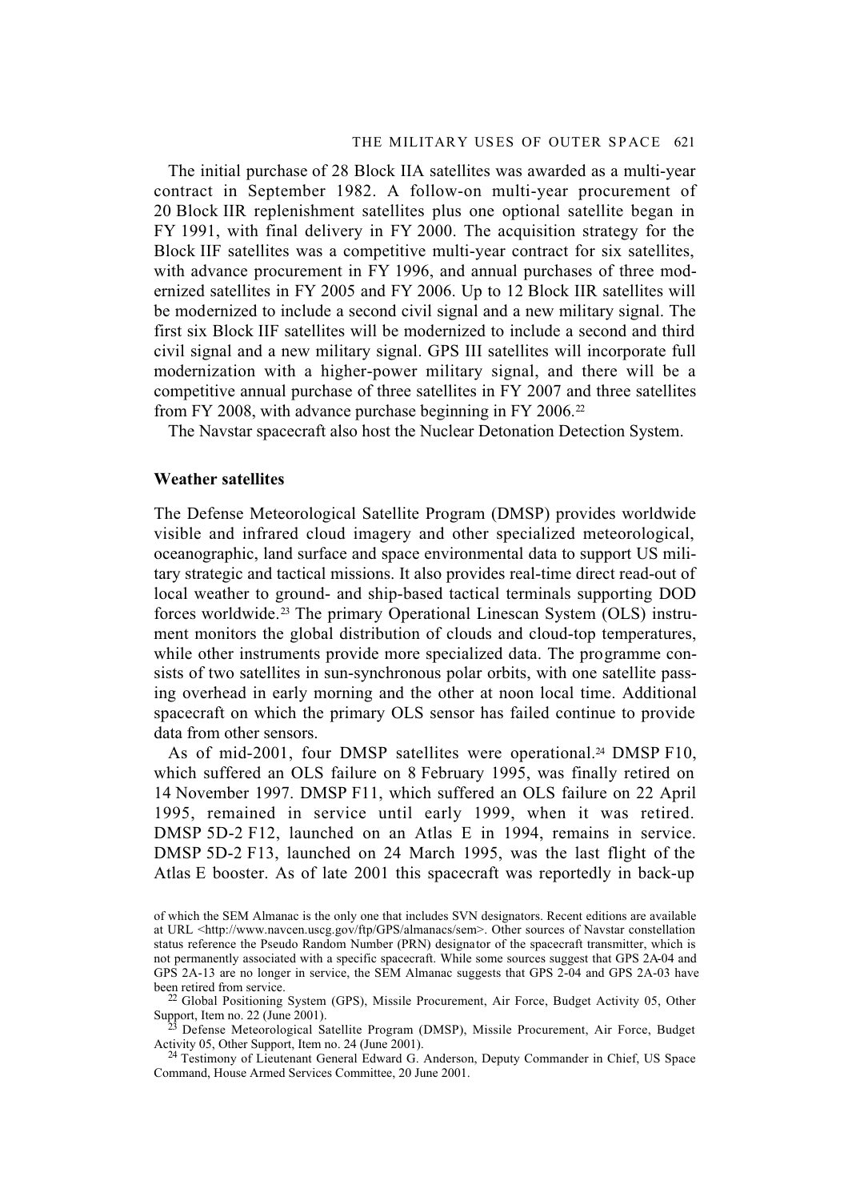The initial purchase of 28 Block IIA satellites was awarded as a multi-year contract in September 1982. A follow-on multi-year procurement of 20 Block IIR replenishment satellites plus one optional satellite began in FY 1991, with final delivery in FY 2000. The acquisition strategy for the Block IIF satellites was a competitive multi-year contract for six satellites, with advance procurement in FY 1996, and annual purchases of three modernized satellites in FY 2005 and FY 2006. Up to 12 Block IIR satellites will be modernized to include a second civil signal and a new military signal. The first six Block IIF satellites will be modernized to include a second and third civil signal and a new military signal. GPS III satellites will incorporate full modernization with a higher-power military signal, and there will be a competitive annual purchase of three satellites in FY 2007 and three satellites from FY 2008, with advance purchase beginning in FY 2006.[22]

The Navstar spacecraft also host the Nuclear Detonation Detection System.

### Weather satellites

The Defense Meteorological Satellite Program (DMSP) provides worldwide visible and infrared cloud imagery and other specialized meteorological, oceanographic, land surface and space environmental data to support US military strategic and tactical missions. It also provides real-time direct read-out of local weather to ground- and ship-based tactical terminals supporting DOD forces worldwide.[23] The primary Operational Linescan System (OLS) instrument monitors the global distribution of clouds and cloud-top temperatures, while other instruments provide more specialized data. The programme consists of two satellites in sun-synchronous polar orbits, with one satellite passing overhead in early morning and the other at noon local time. Additional spacecraft on which the primary OLS sensor has failed continue to provide data from other sensors.

As of mid-2001, four DMSP satellites were operational.[24] DMSP F10, which suffered an OLS failure on 8 February 1995, was finally retired on 14 November 1997. DMSP F11, which suffered an OLS failure on 22 April 1995, remained in service until early 1999, when it was retired. DMSP 5D-2 F12, launched on an Atlas E in 1994, remains in service. DMSP 5D-2 F13, launched on 24 March 1995, was the last flight of the Atlas E booster. As of late 2001 this spacecraft was reportedly in back-up

of which the SEM Almanac is the only one that includes SVN designators. Recent editions are available at URL <http://www.navcen.uscg.gov/ftp/GPS/almanacs/sem>. Other sources of Navstar constellation status reference the Pseudo Random Number (PRN) designator of the spacecraft transmitter, which is not permanently associated with a specific spacecraft. While some sources suggest that GPS 2A-04 and GPS 2A-13 are no longer in service, the SEM Almanac suggests that GPS 2-04 and GPS 2A-03 have been retired from service.

[22] Global Positioning System (GPS), Missile Procurement, Air Force, Budget Activity 05, Other Support, Item no. 22 (June 2001).

[23] Defense Meteorological Satellite Program (DMSP), Missile Procurement, Air Force, Budget Activity 05, Other Support, Item no. 24 (June 2001).

[24] Testimony of Lieutenant General Edward G. Anderson, Deputy Commander in Chief, US Space Command, House Armed Services Committee, 20 June 2001.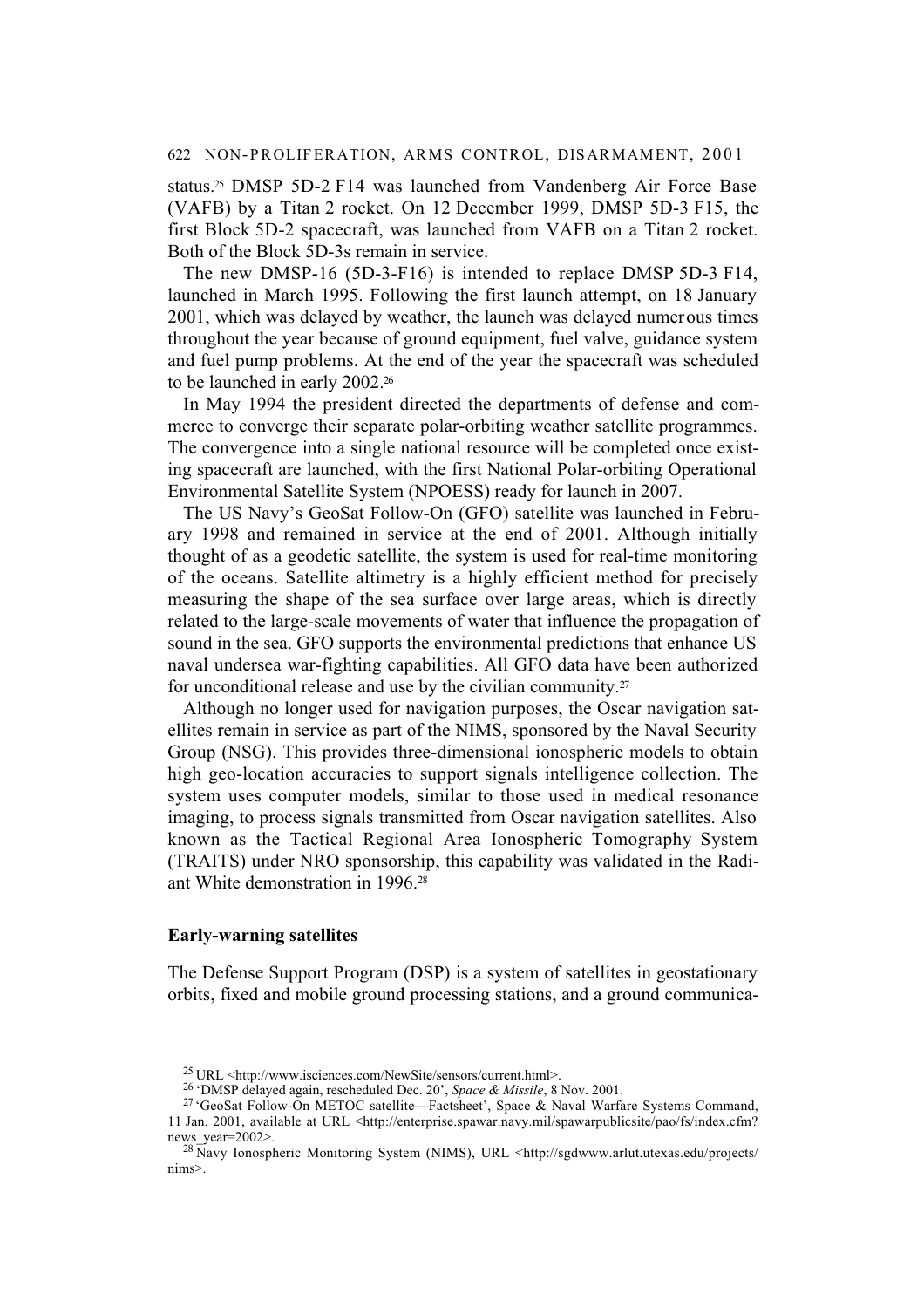status.[25] DMSP 5D-2 F14 was launched from Vandenberg Air Force Base (VAFB) by a Titan 2 rocket. On 12 December 1999, DMSP 5D-3 F15, the first Block 5D-2 spacecraft, was launched from VAFB on a Titan 2 rocket. Both of the Block 5D-3s remain in service.

The new DMSP-16 (5D-3-F16) is intended to replace DMSP 5D-3 F14, launched in March 1995. Following the first launch attempt, on 18 January 2001, which was delayed by weather, the launch was delayed numerous times throughout the year because of ground equipment, fuel valve, guidance system and fuel pump problems. At the end of the year the spacecraft was scheduled to be launched in early 2002.[26]

In May 1994 the president directed the departments of defense and commerce to converge their separate polar-orbiting weather satellite programmes. The convergence into a single national resource will be completed once existing spacecraft are launched, with the first National Polar-orbiting Operational Environmental Satellite System (NPOESS) ready for launch in 2007.

The US Navy's GeoSat Follow-On (GFO) satellite was launched in February 1998 and remained in service at the end of 2001. Although initially thought of as a geodetic satellite, the system is used for real-time monitoring of the oceans. Satellite altimetry is a highly efficient method for precisely measuring the shape of the sea surface over large areas, which is directly related to the large-scale movements of water that influence the propagation of sound in the sea. GFO supports the environmental predictions that enhance US naval undersea war-fighting capabilities. All GFO data have been authorized for unconditional release and use by the civilian community.[27]

Although no longer used for navigation purposes, the Oscar navigation satellites remain in service as part of the NIMS, sponsored by the Naval Security Group (NSG). This provides three-dimensional ionospheric models to obtain high geo-location accuracies to support signals intelligence collection. The system uses computer models, similar to those used in medical resonance imaging, to process signals transmitted from Oscar navigation satellites. Also known as the Tactical Regional Area Ionospheric Tomography System (TRAITS) under NRO sponsorship, this capability was validated in the Radiant White demonstration in 1996.[28]

### Early-warning satellites

The Defense Support Program (DSP) is a system of satellites in geostationary orbits, fixed and mobile ground processing stations, and a ground communica-

---

[25] URL <http://www.isciences.com/NewSite/sensors/current.html>.

[26] 'DMSP delayed again, rescheduled Dec. 20', *Space & Missile*, 8 Nov. 2001.

[27] 'GeoSat Follow-On METOC satellite—Factsheet', Space & Naval Warfare Systems Command, 11 Jan. 2001, available at URL <http://enterprise.spawar.navy.mil/spawarpublicsite/pao/fs/index.cfm?news_year=2002>.

[28] Navy Ionospheric Monitoring System (NIMS), URL <http://sgdwww.arlut.utexas.edu/projects/nims>.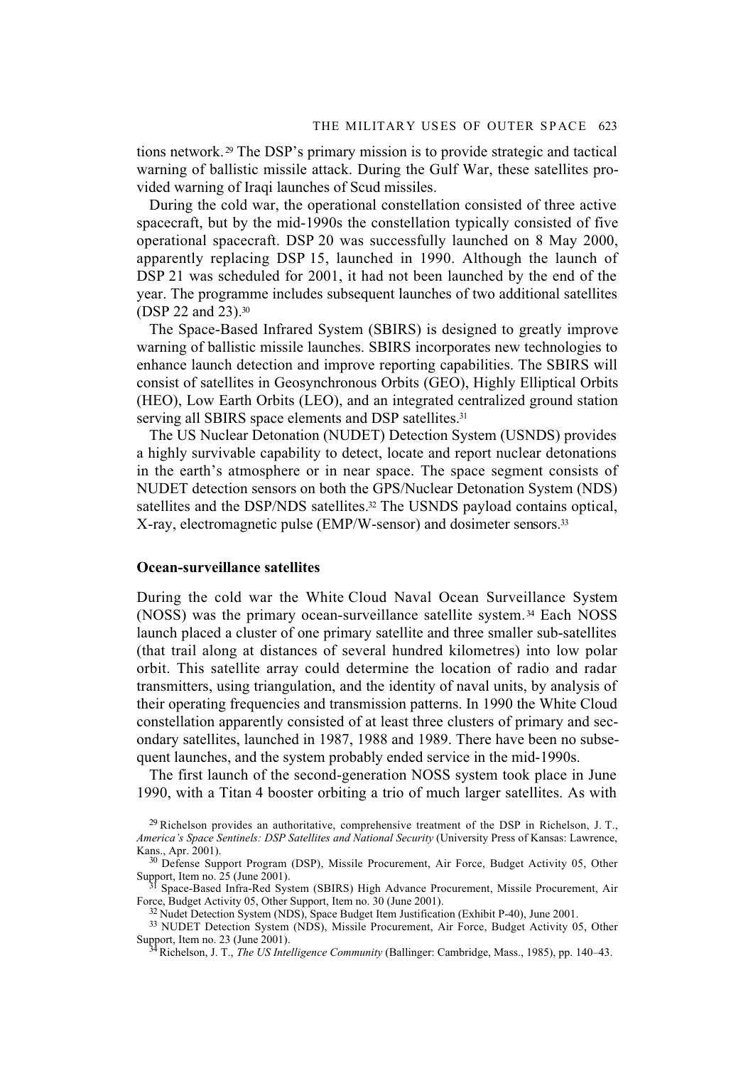tions network.[29] The DSP's primary mission is to provide strategic and tactical warning of ballistic missile attack. During the Gulf War, these satellites provided warning of Iraqi launches of Scud missiles.

During the cold war, the operational constellation consisted of three active spacecraft, but by the mid-1990s the constellation typically consisted of five operational spacecraft. DSP 20 was successfully launched on 8 May 2000, apparently replacing DSP 15, launched in 1990. Although the launch of DSP 21 was scheduled for 2001, it had not been launched by the end of the year. The programme includes subsequent launches of two additional satellites (DSP 22 and 23).[30]

The Space-Based Infrared System (SBIRS) is designed to greatly improve warning of ballistic missile launches. SBIRS incorporates new technologies to enhance launch detection and improve reporting capabilities. The SBIRS will consist of satellites in Geosynchronous Orbits (GEO), Highly Elliptical Orbits (HEO), Low Earth Orbits (LEO), and an integrated centralized ground station serving all SBIRS space elements and DSP satellites.[31]

The US Nuclear Detonation (NUDET) Detection System (USNDS) provides a highly survivable capability to detect, locate and report nuclear detonations in the earth's atmosphere or in near space. The space segment consists of NUDET detection sensors on both the GPS/Nuclear Detonation System (NDS) satellites and the DSP/NDS satellites.[32] The USNDS payload contains optical, X-ray, electromagnetic pulse (EMP/W-sensor) and dosimeter sensors.[33]

### Ocean-surveillance satellites

During the cold war the White Cloud Naval Ocean Surveillance System (NOSS) was the primary ocean-surveillance satellite system.[34] Each NOSS launch placed a cluster of one primary satellite and three smaller sub-satellites (that trail along at distances of several hundred kilometres) into low polar orbit. This satellite array could determine the location of radio and radar transmitters, using triangulation, and the identity of naval units, by analysis of their operating frequencies and transmission patterns. In 1990 the White Cloud constellation apparently consisted of at least three clusters of primary and secondary satellites, launched in 1987, 1988 and 1989. There have been no subsequent launches, and the system probably ended service in the mid-1990s.

The first launch of the second-generation NOSS system took place in June 1990, with a Titan 4 booster orbiting a trio of much larger satellites. As with

[29] Richelson provides an authoritative, comprehensive treatment of the DSP in Richelson, J. T., *America's Space Sentinels: DSP Satellites and National Security* (University Press of Kansas: Lawrence, Kans., Apr. 2001).

[30] Defense Support Program (DSP), Missile Procurement, Air Force, Budget Activity 05, Other Support, Item no. 25 (June 2001).

[31] Space-Based Infra-Red System (SBIRS) High Advance Procurement, Missile Procurement, Air Force, Budget Activity 05, Other Support, Item no. 30 (June 2001).

[32] Nudet Detection System (NDS), Space Budget Item Justification (Exhibit P-40), June 2001.

[33] NUDET Detection System (NDS), Missile Procurement, Air Force, Budget Activity 05, Other Support, Item no. 23 (June 2001).

[34] Richelson, J. T., *The US Intelligence Community* (Ballinger: Cambridge, Mass., 1985), pp. 140–43.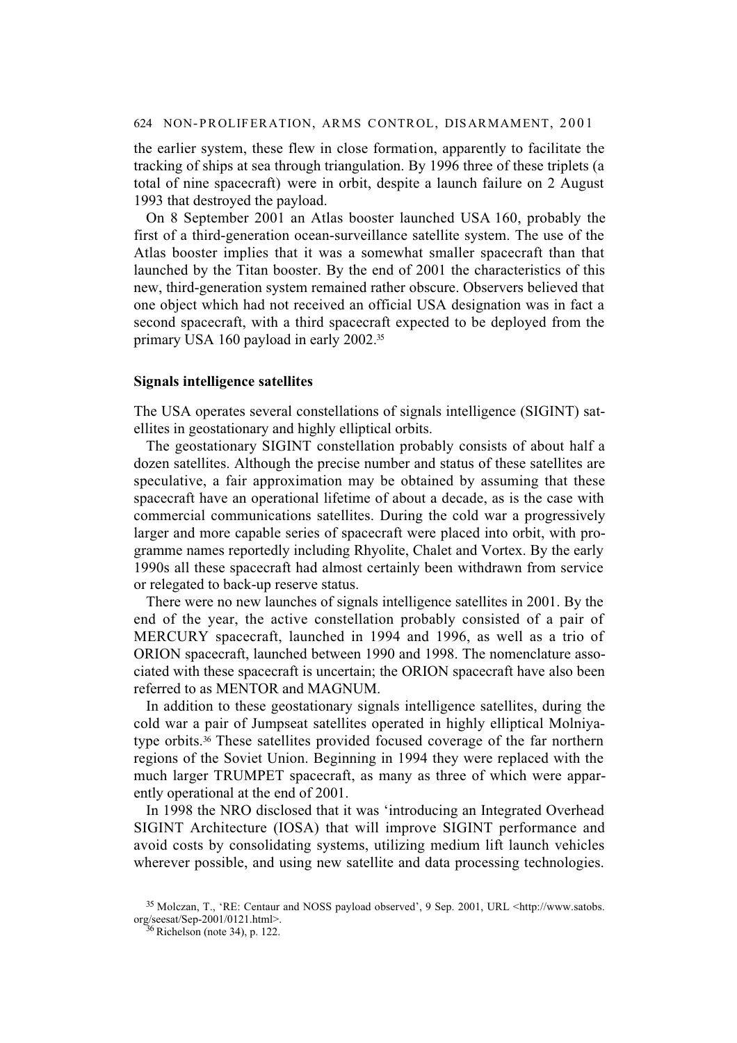the earlier system, these flew in close formation, apparently to facilitate the tracking of ships at sea through triangulation. By 1996 three of these triplets (a total of nine spacecraft) were in orbit, despite a launch failure on 2 August 1993 that destroyed the payload.

On 8 September 2001 an Atlas booster launched USA 160, probably the first of a third-generation ocean-surveillance satellite system. The use of the Atlas booster implies that it was a somewhat smaller spacecraft than that launched by the Titan booster. By the end of 2001 the characteristics of this new, third-generation system remained rather obscure. Observers believed that one object which had not received an official USA designation was in fact a second spacecraft, with a third spacecraft expected to be deployed from the primary USA 160 payload in early 2002.[35]

### Signals intelligence satellites

The USA operates several constellations of signals intelligence (SIGINT) satellites in geostationary and highly elliptical orbits.

The geostationary SIGINT constellation probably consists of about half a dozen satellites. Although the precise number and status of these satellites are speculative, a fair approximation may be obtained by assuming that these spacecraft have an operational lifetime of about a decade, as is the case with commercial communications satellites. During the cold war a progressively larger and more capable series of spacecraft were placed into orbit, with programme names reportedly including Rhyolite, Chalet and Vortex. By the early 1990s all these spacecraft had almost certainly been withdrawn from service or relegated to back-up reserve status.

There were no new launches of signals intelligence satellites in 2001. By the end of the year, the active constellation probably consisted of a pair of MERCURY spacecraft, launched in 1994 and 1996, as well as a trio of ORION spacecraft, launched between 1990 and 1998. The nomenclature associated with these spacecraft is uncertain; the ORION spacecraft have also been referred to as MENTOR and MAGNUM.

In addition to these geostationary signals intelligence satellites, during the cold war a pair of Jumpseat satellites operated in highly elliptical Molniya-type orbits.[36] These satellites provided focused coverage of the far northern regions of the Soviet Union. Beginning in 1994 they were replaced with the much larger TRUMPET spacecraft, as many as three of which were apparently operational at the end of 2001.

In 1998 the NRO disclosed that it was 'introducing an Integrated Overhead SIGINT Architecture (IOSA) that will improve SIGINT performance and avoid costs by consolidating systems, utilizing medium lift launch vehicles wherever possible, and using new satellite and data processing technologies.

[35] Molczan, T., 'RE: Centaur and NOSS payload observed', 9 Sep. 2001, URL <http://www.satobs.org/seesat/Sep-2001/0121.html>.

[36] Richelson (note 34), p. 122.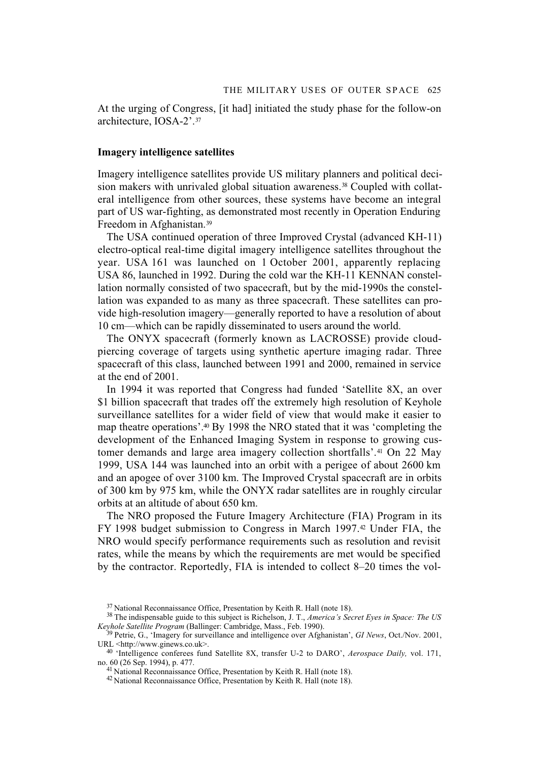At the urging of Congress, [it had] initiated the study phase for the follow-on architecture, IOSA-2'.[37]

### Imagery intelligence satellites

Imagery intelligence satellites provide US military planners and political decision makers with unrivaled global situation awareness.[38] Coupled with collateral intelligence from other sources, these systems have become an integral part of US war-fighting, as demonstrated most recently in Operation Enduring Freedom in Afghanistan.[39]

The USA continued operation of three Improved Crystal (advanced KH-11) electro-optical real-time digital imagery intelligence satellites throughout the year. USA 161 was launched on 1 October 2001, apparently replacing USA 86, launched in 1992. During the cold war the KH-11 KENNAN constellation normally consisted of two spacecraft, but by the mid-1990s the constellation was expanded to as many as three spacecraft. These satellites can provide high-resolution imagery—generally reported to have a resolution of about 10 cm—which can be rapidly disseminated to users around the world.

The ONYX spacecraft (formerly known as LACROSSE) provide cloud-piercing coverage of targets using synthetic aperture imaging radar. Three spacecraft of this class, launched between 1991 and 2000, remained in service at the end of 2001.

In 1994 it was reported that Congress had funded 'Satellite 8X, an over $1 billion spacecraft that trades off the extremely high resolution of Keyhole surveillance satellites for a wider field of view that would make it easier to map theatre operations'.[40] By 1998 the NRO stated that it was 'completing the development of the Enhanced Imaging System in response to growing customer demands and large area imagery collection shortfalls'.[41] On 22 May 1999, USA 144 was launched into an orbit with a perigee of about 2600 km and an apogee of over 3100 km. The Improved Crystal spacecraft are in orbits of 300 km by 975 km, while the ONYX radar satellites are in roughly circular orbits at an altitude of about 650 km.

The NRO proposed the Future Imagery Architecture (FIA) Program in its FY 1998 budget submission to Congress in March 1997.[42] Under FIA, the NRO would specify performance requirements such as resolution and revisit rates, while the means by which the requirements are met would be specified by the contractor. Reportedly, FIA is intended to collect 8–20 times the vol-

---

[37] National Reconnaissance Office, Presentation by Keith R. Hall (note 18).

[38] The indispensable guide to this subject is Richelson, J. T., *America's Secret Eyes in Space: The US Keyhole Satellite Program* (Ballinger: Cambridge, Mass., Feb. 1990).

[39] Petrie, G., 'Imagery for surveillance and intelligence over Afghanistan', *GI News*, Oct./Nov. 2001, URL <http://www.ginews.co.uk>.

[40] 'Intelligence conferees fund Satellite 8X, transfer U-2 to DARO', *Aerospace Daily,* vol. 171, no. 60 (26 Sep. 1994), p. 477.

[41] National Reconnaissance Office, Presentation by Keith R. Hall (note 18).

[42] National Reconnaissance Office, Presentation by Keith R. Hall (note 18).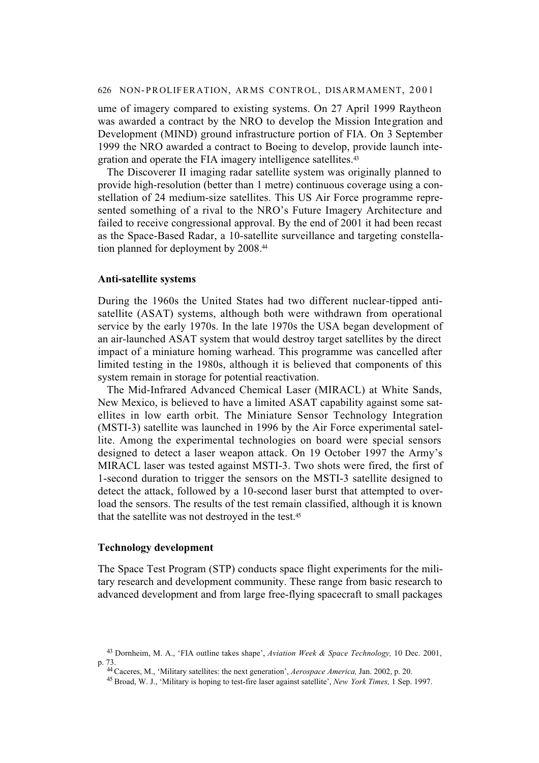ume of imagery compared to existing systems. On 27 April 1999 Raytheon was awarded a contract by the NRO to develop the Mission Integration and Development (MIND) ground infrastructure portion of FIA. On 3 September 1999 the NRO awarded a contract to Boeing to develop, provide launch integration and operate the FIA imagery intelligence satellites.[43]

The Discoverer II imaging radar satellite system was originally planned to provide high-resolution (better than 1 metre) continuous coverage using a constellation of 24 medium-size satellites. This US Air Force programme represented something of a rival to the NRO's Future Imagery Architecture and failed to receive congressional approval. By the end of 2001 it had been recast as the Space-Based Radar, a 10-satellite surveillance and targeting constellation planned for deployment by 2008.[44]

### Anti-satellite systems

During the 1960s the United States had two different nuclear-tipped anti-satellite (ASAT) systems, although both were withdrawn from operational service by the early 1970s. In the late 1970s the USA began development of an air-launched ASAT system that would destroy target satellites by the direct impact of a miniature homing warhead. This programme was cancelled after limited testing in the 1980s, although it is believed that components of this system remain in storage for potential reactivation.

The Mid-Infrared Advanced Chemical Laser (MIRACL) at White Sands, New Mexico, is believed to have a limited ASAT capability against some satellites in low earth orbit. The Miniature Sensor Technology Integration (MSTI-3) satellite was launched in 1996 by the Air Force experimental satellite. Among the experimental technologies on board were special sensors designed to detect a laser weapon attack. On 19 October 1997 the Army's MIRACL laser was tested against MSTI-3. Two shots were fired, the first of 1-second duration to trigger the sensors on the MSTI-3 satellite designed to detect the attack, followed by a 10-second laser burst that attempted to overload the sensors. The results of the test remain classified, although it is known that the satellite was not destroyed in the test.[45]

### Technology development

The Space Test Program (STP) conducts space flight experiments for the military research and development community. These range from basic research to advanced development and from large free-flying spacecraft to small packages

[43] Dornheim, M. A., 'FIA outline takes shape', *Aviation Week & Space Technology,* 10 Dec. 2001, p. 73.

[44] Caceres, M., 'Military satellites: the next generation', *Aerospace America,* Jan. 2002, p. 20.

[45] Broad, W. J., 'Military is hoping to test-fire laser against satellite', *New York Times,* 1 Sep. 1997.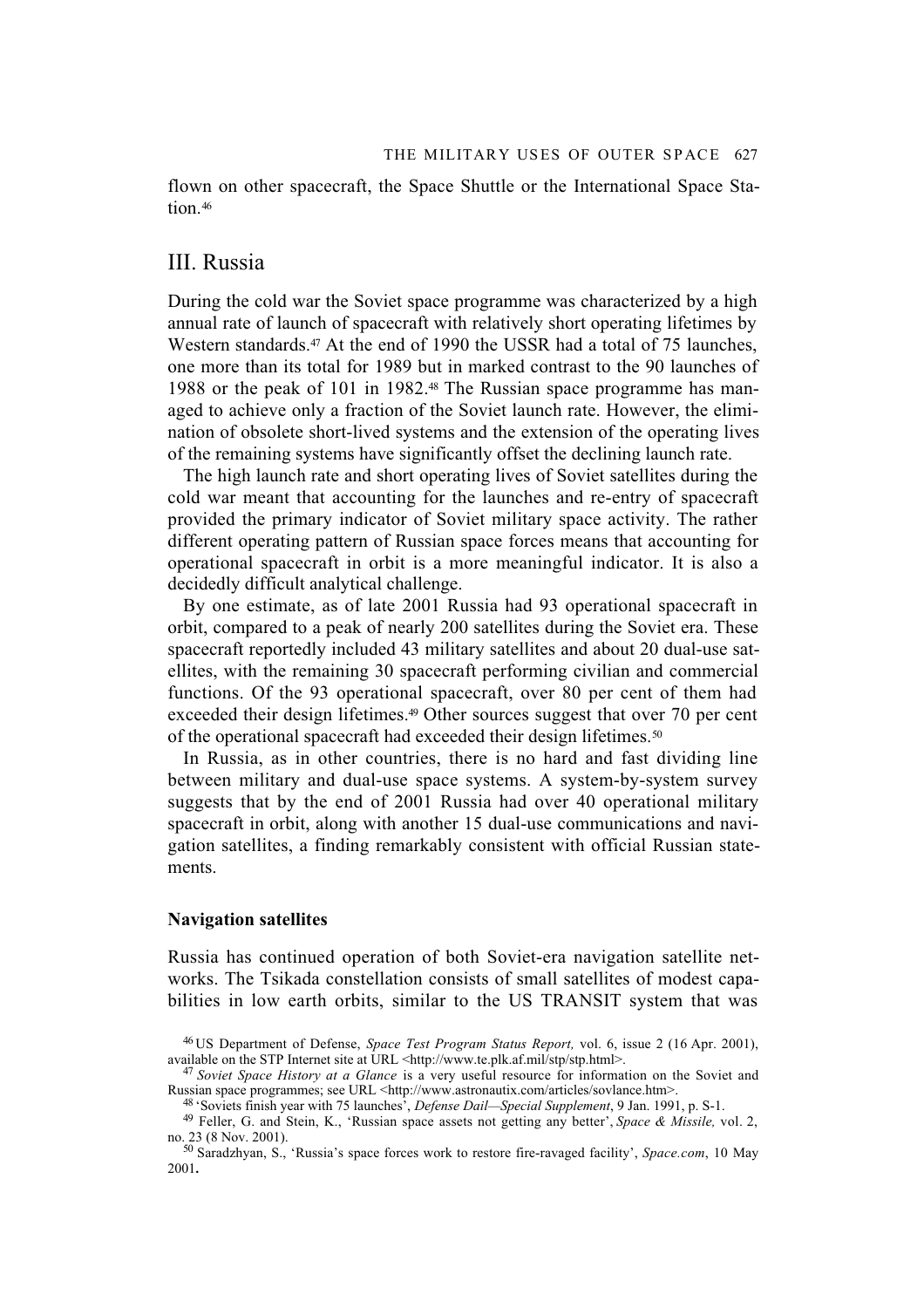flown on other spacecraft, the Space Shuttle or the International Space Station.[46]

## III. Russia

During the cold war the Soviet space programme was characterized by a high annual rate of launch of spacecraft with relatively short operating lifetimes by Western standards.[47] At the end of 1990 the USSR had a total of 75 launches, one more than its total for 1989 but in marked contrast to the 90 launches of 1988 or the peak of 101 in 1982.[48] The Russian space programme has managed to achieve only a fraction of the Soviet launch rate. However, the elimination of obsolete short-lived systems and the extension of the operating lives of the remaining systems have significantly offset the declining launch rate.

The high launch rate and short operating lives of Soviet satellites during the cold war meant that accounting for the launches and re-entry of spacecraft provided the primary indicator of Soviet military space activity. The rather different operating pattern of Russian space forces means that accounting for operational spacecraft in orbit is a more meaningful indicator. It is also a decidedly difficult analytical challenge.

By one estimate, as of late 2001 Russia had 93 operational spacecraft in orbit, compared to a peak of nearly 200 satellites during the Soviet era. These spacecraft reportedly included 43 military satellites and about 20 dual-use satellites, with the remaining 30 spacecraft performing civilian and commercial functions. Of the 93 operational spacecraft, over 80 per cent of them had exceeded their design lifetimes.[49] Other sources suggest that over 70 per cent of the operational spacecraft had exceeded their design lifetimes.[50]

In Russia, as in other countries, there is no hard and fast dividing line between military and dual-use space systems. A system-by-system survey suggests that by the end of 2001 Russia had over 40 operational military spacecraft in orbit, along with another 15 dual-use communications and navigation satellites, a finding remarkably consistent with official Russian statements.

### Navigation satellites

Russia has continued operation of both Soviet-era navigation satellite networks. The Tsikada constellation consists of small satellites of modest capabilities in low earth orbits, similar to the US TRANSIT system that was

[46] US Department of Defense, *Space Test Program Status Report,* vol. 6, issue 2 (16 Apr. 2001), available on the STP Internet site at URL <http://www.te.plk.af.mil/stp/stp.html>.

[47] *Soviet Space History at a Glance* is a very useful resource for information on the Soviet and Russian space programmes; see URL <http://www.astronautix.com/articles/sovlance.htm>.

[48] 'Soviets finish year with 75 launches', *Defense Dail—Special Supplement*, 9 Jan. 1991, p. S-1.

[49] Feller, G. and Stein, K., 'Russian space assets not getting any better', *Space & Missile,* vol. 2, no. 23 (8 Nov. 2001).

[50] Saradzhyan, S., 'Russia's space forces work to restore fire-ravaged facility', *Space.com*, 10 May 2001.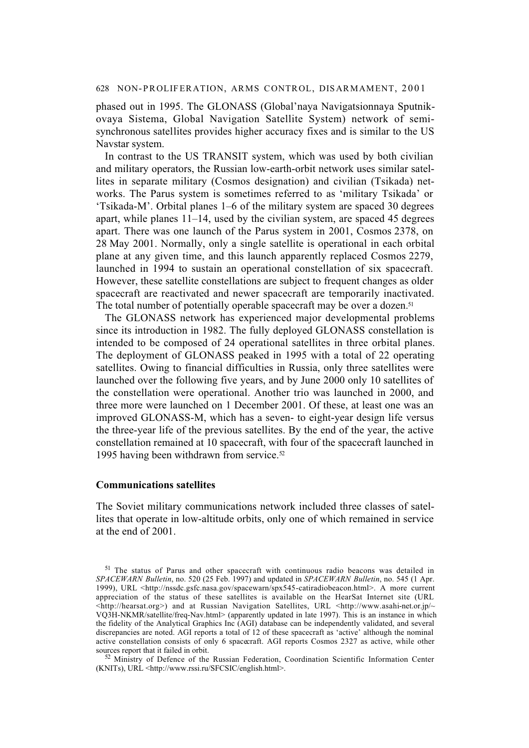phased out in 1995. The GLONASS (Global'naya Navigatsionnaya Sputnikovaya Sistema, Global Navigation Satellite System) network of semi-synchronous satellites provides higher accuracy fixes and is similar to the US Navstar system.

In contrast to the US TRANSIT system, which was used by both civilian and military operators, the Russian low-earth-orbit network uses similar satellites in separate military (Cosmos designation) and civilian (Tsikada) networks. The Parus system is sometimes referred to as 'military Tsikada' or 'Tsikada-M'. Orbital planes 1–6 of the military system are spaced 30 degrees apart, while planes 11–14, used by the civilian system, are spaced 45 degrees apart. There was one launch of the Parus system in 2001, Cosmos 2378, on 28 May 2001. Normally, only a single satellite is operational in each orbital plane at any given time, and this launch apparently replaced Cosmos 2279, launched in 1994 to sustain an operational constellation of six spacecraft. However, these satellite constellations are subject to frequent changes as older spacecraft are reactivated and newer spacecraft are temporarily inactivated. The total number of potentially operable spacecraft may be over a dozen.[51]

The GLONASS network has experienced major developmental problems since its introduction in 1982. The fully deployed GLONASS constellation is intended to be composed of 24 operational satellites in three orbital planes. The deployment of GLONASS peaked in 1995 with a total of 22 operating satellites. Owing to financial difficulties in Russia, only three satellites were launched over the following five years, and by June 2000 only 10 satellites of the constellation were operational. Another trio was launched in 2000, and three more were launched on 1 December 2001. Of these, at least one was an improved GLONASS-M, which has a seven- to eight-year design life versus the three-year life of the previous satellites. By the end of the year, the active constellation remained at 10 spacecraft, with four of the spacecraft launched in 1995 having been withdrawn from service.[52]

### Communications satellites

The Soviet military communications network included three classes of satellites that operate in low-altitude orbits, only one of which remained in service at the end of 2001.

[51] The status of Parus and other spacecraft with continuous radio beacons was detailed in *SPACEWARN Bulletin*, no. 520 (25 Feb. 1997) and updated in *SPACEWARN Bulletin*, no. 545 (1 Apr. 1999), URL <http://nssdc.gsfc.nasa.gov/spacewarn/spx545-catiradiobeacon.html>. A more current appreciation of the status of these satellites is available on the HearSat Internet site (URL <http://hearsat.org>) and at Russian Navigation Satellites, URL <http://www.asahi-net.or.jp/~VQ3H-NKMR/satellite/freq-Nav.html> (apparently updated in late 1997). This is an instance in which the fidelity of the Analytical Graphics Inc (AGI) database can be independently validated, and several discrepancies are noted. AGI reports a total of 12 of these spacecraft as 'active' although the nominal active constellation consists of only 6 spacecraft. AGI reports Cosmos 2327 as active, while other sources report that it failed in orbit.

[52] Ministry of Defence of the Russian Federation, Coordination Scientific Information Center (KNITs), URL <http://www.rssi.ru/SFCSIC/english.html>.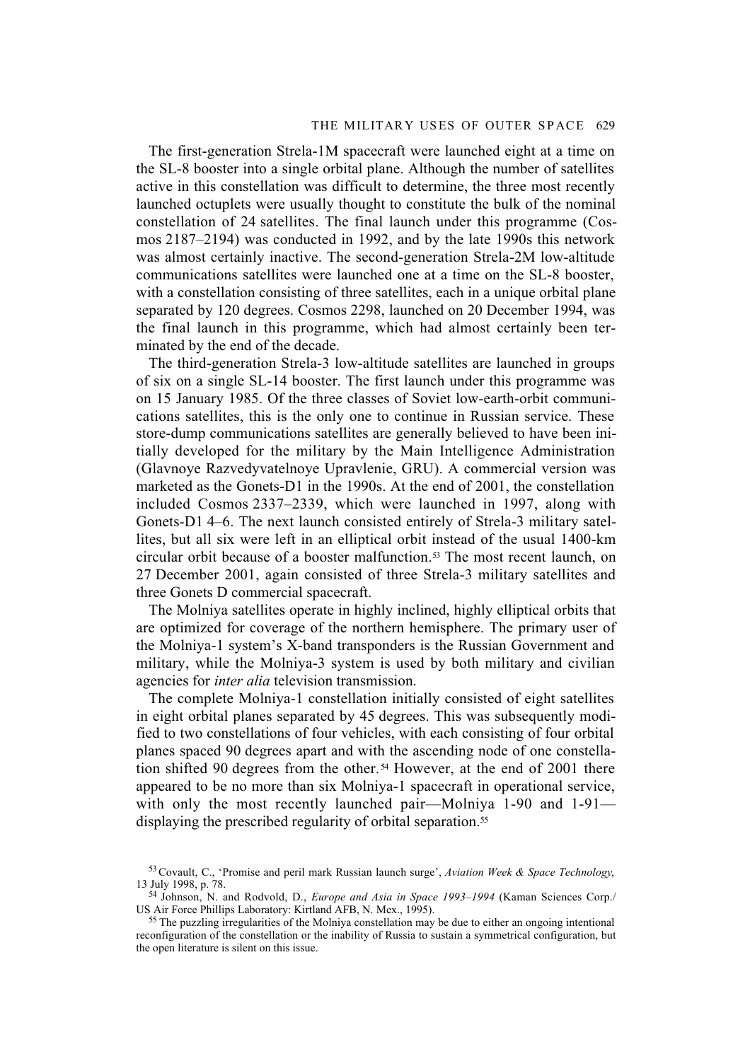The first-generation Strela-1M spacecraft were launched eight at a time on the SL-8 booster into a single orbital plane. Although the number of satellites active in this constellation was difficult to determine, the three most recently launched octuplets were usually thought to constitute the bulk of the nominal constellation of 24 satellites. The final launch under this programme (Cosmos 2187–2194) was conducted in 1992, and by the late 1990s this network was almost certainly inactive. The second-generation Strela-2M low-altitude communications satellites were launched one at a time on the SL-8 booster, with a constellation consisting of three satellites, each in a unique orbital plane separated by 120 degrees. Cosmos 2298, launched on 20 December 1994, was the final launch in this programme, which had almost certainly been terminated by the end of the decade.

The third-generation Strela-3 low-altitude satellites are launched in groups of six on a single SL-14 booster. The first launch under this programme was on 15 January 1985. Of the three classes of Soviet low-earth-orbit communications satellites, this is the only one to continue in Russian service. These store-dump communications satellites are generally believed to have been initially developed for the military by the Main Intelligence Administration (Glavnoye Razvedyvatelnoye Upravlenie, GRU). A commercial version was marketed as the Gonets-D1 in the 1990s. At the end of 2001, the constellation included Cosmos 2337–2339, which were launched in 1997, along with Gonets-D1 4–6. The next launch consisted entirely of Strela-3 military satellites, but all six were left in an elliptical orbit instead of the usual 1400-km circular orbit because of a booster malfunction.[53] The most recent launch, on 27 December 2001, again consisted of three Strela-3 military satellites and three Gonets D commercial spacecraft.

The Molniya satellites operate in highly inclined, highly elliptical orbits that are optimized for coverage of the northern hemisphere. The primary user of the Molniya-1 system's X-band transponders is the Russian Government and military, while the Molniya-3 system is used by both military and civilian agencies for *inter alia* television transmission.

The complete Molniya-1 constellation initially consisted of eight satellites in eight orbital planes separated by 45 degrees. This was subsequently modified to two constellations of four vehicles, with each consisting of four orbital planes spaced 90 degrees apart and with the ascending node of one constellation shifted 90 degrees from the other.[54] However, at the end of 2001 there appeared to be no more than six Molniya-1 spacecraft in operational service, with only the most recently launched pair—Molniya 1-90 and 1-91—displaying the prescribed regularity of orbital separation.[55]

[53] Covault, C., 'Promise and peril mark Russian launch surge', *Aviation Week & Space Technology*, 13 July 1998, p. 78.

[54] Johnson, N. and Rodvold, D., *Europe and Asia in Space 1993–1994* (Kaman Sciences Corp./US Air Force Phillips Laboratory: Kirtland AFB, N. Mex., 1995).

[55] The puzzling irregularities of the Molniya constellation may be due to either an ongoing intentional reconfiguration of the constellation or the inability of Russia to sustain a symmetrical configuration, but the open literature is silent on this issue.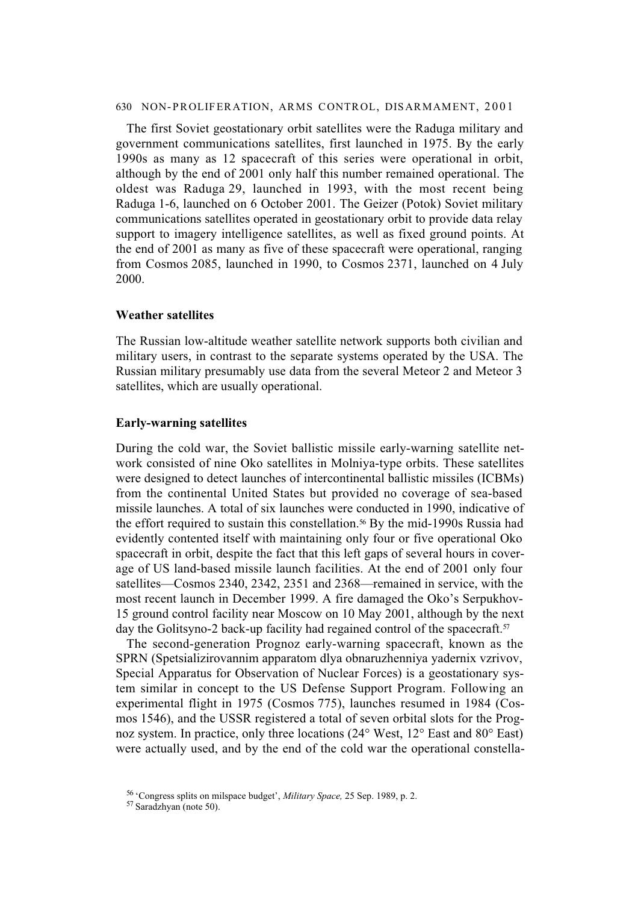The first Soviet geostationary orbit satellites were the Raduga military and government communications satellites, first launched in 1975. By the early 1990s as many as 12 spacecraft of this series were operational in orbit, although by the end of 2001 only half this number remained operational. The oldest was Raduga 29, launched in 1993, with the most recent being Raduga 1-6, launched on 6 October 2001. The Geizer (Potok) Soviet military communications satellites operated in geostationary orbit to provide data relay support to imagery intelligence satellites, as well as fixed ground points. At the end of 2001 as many as five of these spacecraft were operational, ranging from Cosmos 2085, launched in 1990, to Cosmos 2371, launched on 4 July 2000.

### Weather satellites

The Russian low-altitude weather satellite network supports both civilian and military users, in contrast to the separate systems operated by the USA. The Russian military presumably use data from the several Meteor 2 and Meteor 3 satellites, which are usually operational.

### Early-warning satellites

During the cold war, the Soviet ballistic missile early-warning satellite network consisted of nine Oko satellites in Molniya-type orbits. These satellites were designed to detect launches of intercontinental ballistic missiles (ICBMs) from the continental United States but provided no coverage of sea-based missile launches. A total of six launches were conducted in 1990, indicative of the effort required to sustain this constellation.[56] By the mid-1990s Russia had evidently contented itself with maintaining only four or five operational Oko spacecraft in orbit, despite the fact that this left gaps of several hours in coverage of US land-based missile launch facilities. At the end of 2001 only four satellites—Cosmos 2340, 2342, 2351 and 2368—remained in service, with the most recent launch in December 1999. A fire damaged the Oko's Serpukhov-15 ground control facility near Moscow on 10 May 2001, although by the next day the Golitsyno-2 back-up facility had regained control of the spacecraft.[57]

The second-generation Prognoz early-warning spacecraft, known as the SPRN (Spetsializirovannim apparatom dlya obnaruzhenniya yadernix vzrivov, Special Apparatus for Observation of Nuclear Forces) is a geostationary system similar in concept to the US Defense Support Program. Following an experimental flight in 1975 (Cosmos 775), launches resumed in 1984 (Cosmos 1546), and the USSR registered a total of seven orbital slots for the Prognoz system. In practice, only three locations (24° West, 12° East and 80° East) were actually used, and by the end of the cold war the operational constella-

[56] 'Congress splits on milspace budget', *Military Space,* 25 Sep. 1989, p. 2.

[57] Saradzhyan (note 50).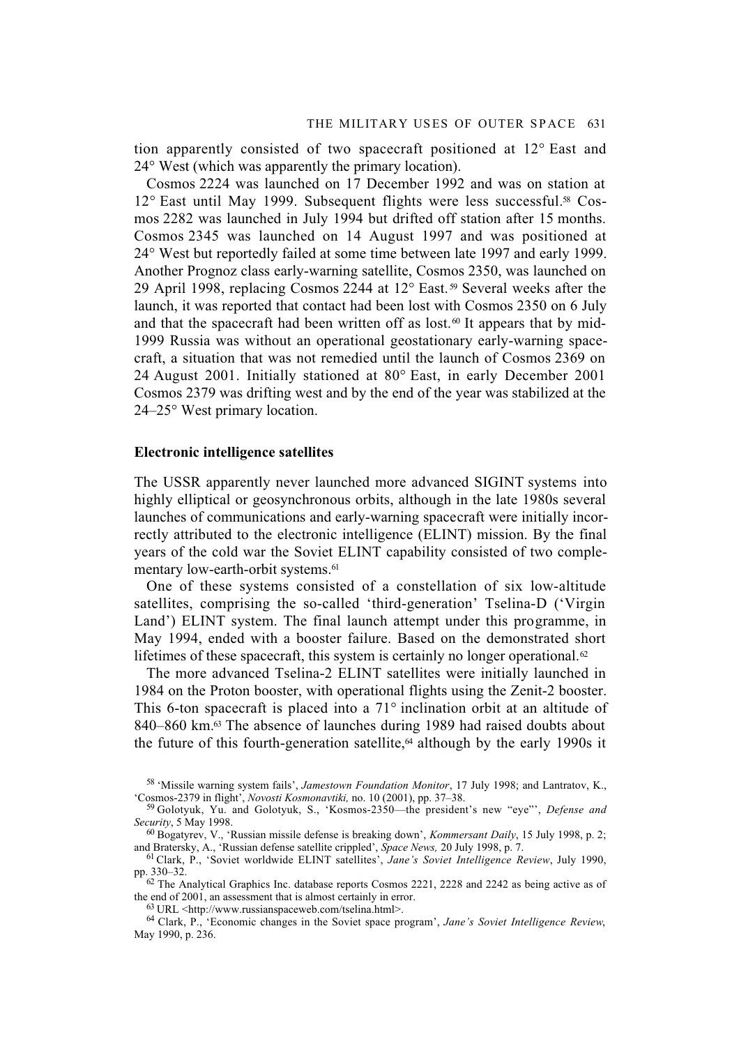tion apparently consisted of two spacecraft positioned at 12° East and 24° West (which was apparently the primary location).

Cosmos 2224 was launched on 17 December 1992 and was on station at 12° East until May 1999. Subsequent flights were less successful.[58] Cosmos 2282 was launched in July 1994 but drifted off station after 15 months. Cosmos 2345 was launched on 14 August 1997 and was positioned at 24° West but reportedly failed at some time between late 1997 and early 1999. Another Prognoz class early-warning satellite, Cosmos 2350, was launched on 29 April 1998, replacing Cosmos 2244 at 12° East.[59] Several weeks after the launch, it was reported that contact had been lost with Cosmos 2350 on 6 July and that the spacecraft had been written off as lost.[60] It appears that by mid-1999 Russia was without an operational geostationary early-warning spacecraft, a situation that was not remedied until the launch of Cosmos 2369 on 24 August 2001. Initially stationed at 80° East, in early December 2001 Cosmos 2379 was drifting west and by the end of the year was stabilized at the 24–25° West primary location.

### Electronic intelligence satellites

The USSR apparently never launched more advanced SIGINT systems into highly elliptical or geosynchronous orbits, although in the late 1980s several launches of communications and early-warning spacecraft were initially incorrectly attributed to the electronic intelligence (ELINT) mission. By the final years of the cold war the Soviet ELINT capability consisted of two complementary low-earth-orbit systems.[61]

One of these systems consisted of a constellation of six low-altitude satellites, comprising the so-called 'third-generation' Tselina-D ('Virgin Land') ELINT system. The final launch attempt under this programme, in May 1994, ended with a booster failure. Based on the demonstrated short lifetimes of these spacecraft, this system is certainly no longer operational.[62]

The more advanced Tselina-2 ELINT satellites were initially launched in 1984 on the Proton booster, with operational flights using the Zenit-2 booster. This 6-ton spacecraft is placed into a 71° inclination orbit at an altitude of 840–860 km.[63] The absence of launches during 1989 had raised doubts about the future of this fourth-generation satellite,[64] although by the early 1990s it

---

[58] 'Missile warning system fails', *Jamestown Foundation Monitor*, 17 July 1998; and Lantratov, K., 'Cosmos-2379 in flight', *Novosti Kosmonavtiki,* no. 10 (2001), pp. 37–38.

[59] Golotyuk, Yu. and Golotyuk, S., 'Kosmos-2350—the president's new "eye"', *Defense and Security*, 5 May 1998.

[60] Bogatyrev, V., 'Russian missile defense is breaking down', *Kommersant Daily*, 15 July 1998, p. 2; and Bratersky, A., 'Russian defense satellite crippled', *Space News,* 20 July 1998, p. 7.

[61] Clark, P., 'Soviet worldwide ELINT satellites', *Jane's Soviet Intelligence Review*, July 1990, pp. 330–32.

[62] The Analytical Graphics Inc. database reports Cosmos 2221, 2228 and 2242 as being active as of the end of 2001, an assessment that is almost certainly in error.

[63] URL <http://www.russianspaceweb.com/tselina.html>.

[64] Clark, P., 'Economic changes in the Soviet space program', *Jane's Soviet Intelligence Review*, May 1990, p. 236.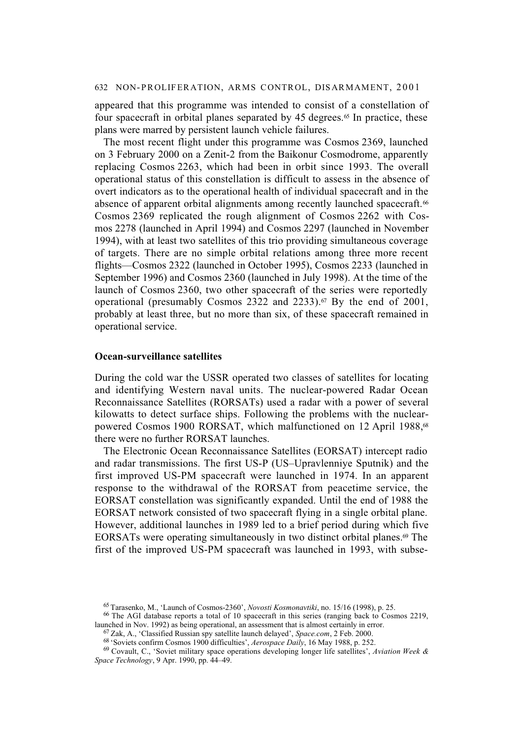appeared that this programme was intended to consist of a constellation of four spacecraft in orbital planes separated by 45 degrees.[65] In practice, these plans were marred by persistent launch vehicle failures.

The most recent flight under this programme was Cosmos 2369, launched on 3 February 2000 on a Zenit-2 from the Baikonur Cosmodrome, apparently replacing Cosmos 2263, which had been in orbit since 1993. The overall operational status of this constellation is difficult to assess in the absence of overt indicators as to the operational health of individual spacecraft and in the absence of apparent orbital alignments among recently launched spacecraft.[66] Cosmos 2369 replicated the rough alignment of Cosmos 2262 with Cosmos 2278 (launched in April 1994) and Cosmos 2297 (launched in November 1994), with at least two satellites of this trio providing simultaneous coverage of targets. There are no simple orbital relations among three more recent flights—Cosmos 2322 (launched in October 1995), Cosmos 2233 (launched in September 1996) and Cosmos 2360 (launched in July 1998). At the time of the launch of Cosmos 2360, two other spacecraft of the series were reportedly operational (presumably Cosmos 2322 and 2233).[67] By the end of 2001, probably at least three, but no more than six, of these spacecraft remained in operational service.

### Ocean-surveillance satellites

During the cold war the USSR operated two classes of satellites for locating and identifying Western naval units. The nuclear-powered Radar Ocean Reconnaissance Satellites (RORSATs) used a radar with a power of several kilowatts to detect surface ships. Following the problems with the nuclear-powered Cosmos 1900 RORSAT, which malfunctioned on 12 April 1988,[68] there were no further RORSAT launches.

The Electronic Ocean Reconnaissance Satellites (EORSAT) intercept radio and radar transmissions. The first US-P (US–Upravlenniye Sputnik) and the first improved US-PM spacecraft were launched in 1974. In an apparent response to the withdrawal of the RORSAT from peacetime service, the EORSAT constellation was significantly expanded. Until the end of 1988 the EORSAT network consisted of two spacecraft flying in a single orbital plane. However, additional launches in 1989 led to a brief period during which five EORSATs were operating simultaneously in two distinct orbital planes.[69] The first of the improved US-PM spacecraft was launched in 1993, with subse-

[65] Tarasenko, M., 'Launch of Cosmos-2360', *Novosti Kosmonavtiki*, no. 15/16 (1998), p. 25.

[66] The AGI database reports a total of 10 spacecraft in this series (ranging back to Cosmos 2219, launched in Nov. 1992) as being operational, an assessment that is almost certainly in error.

[67] Zak, A., 'Classified Russian spy satellite launch delayed', *Space.com*, 2 Feb. 2000.

[68] 'Soviets confirm Cosmos 1900 difficulties', *Aerospace Daily*, 16 May 1988, p. 252.

[69] Covault, C., 'Soviet military space operations developing longer life satellites', *Aviation Week & Space Technology*, 9 Apr. 1990, pp. 44–49.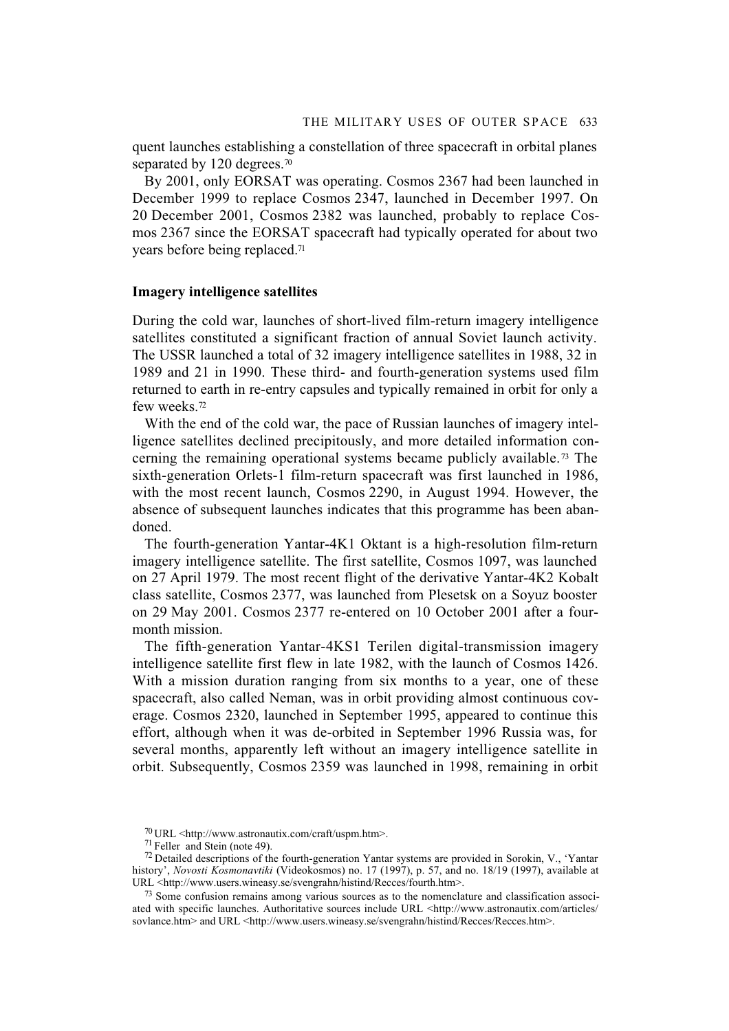quent launches establishing a constellation of three spacecraft in orbital planes separated by 120 degrees.[70]

By 2001, only EORSAT was operating. Cosmos 2367 had been launched in December 1999 to replace Cosmos 2347, launched in December 1997. On 20 December 2001, Cosmos 2382 was launched, probably to replace Cosmos 2367 since the EORSAT spacecraft had typically operated for about two years before being replaced.[71]

### Imagery intelligence satellites

During the cold war, launches of short-lived film-return imagery intelligence satellites constituted a significant fraction of annual Soviet launch activity. The USSR launched a total of 32 imagery intelligence satellites in 1988, 32 in 1989 and 21 in 1990. These third- and fourth-generation systems used film returned to earth in re-entry capsules and typically remained in orbit for only a few weeks.[72]

With the end of the cold war, the pace of Russian launches of imagery intelligence satellites declined precipitously, and more detailed information concerning the remaining operational systems became publicly available.[73] The sixth-generation Orlets-1 film-return spacecraft was first launched in 1986, with the most recent launch, Cosmos 2290, in August 1994. However, the absence of subsequent launches indicates that this programme has been abandoned.

The fourth-generation Yantar-4K1 Oktant is a high-resolution film-return imagery intelligence satellite. The first satellite, Cosmos 1097, was launched on 27 April 1979. The most recent flight of the derivative Yantar-4K2 Kobalt class satellite, Cosmos 2377, was launched from Plesetsk on a Soyuz booster on 29 May 2001. Cosmos 2377 re-entered on 10 October 2001 after a four-month mission.

The fifth-generation Yantar-4KS1 Terilen digital-transmission imagery intelligence satellite first flew in late 1982, with the launch of Cosmos 1426. With a mission duration ranging from six months to a year, one of these spacecraft, also called Neman, was in orbit providing almost continuous coverage. Cosmos 2320, launched in September 1995, appeared to continue this effort, although when it was de-orbited in September 1996 Russia was, for several months, apparently left without an imagery intelligence satellite in orbit. Subsequently, Cosmos 2359 was launched in 1998, remaining in orbit

[70] URL <http://www.astronautix.com/craft/uspm.htm>.

[71] Feller and Stein (note 49).

[72] Detailed descriptions of the fourth-generation Yantar systems are provided in Sorokin, V., 'Yantar history', *Novosti Kosmonavtiki* (Videokosmos) no. 17 (1997), p. 57, and no. 18/19 (1997), available at URL <http://www.users.wineasy.se/svengrahn/histind/Recces/fourth.htm>.

[73] Some confusion remains among various sources as to the nomenclature and classification associated with specific launches. Authoritative sources include URL <http://www.astronautix.com/articles/sovlance.htm> and URL <http://www.users.wineasy.se/svengrahn/histind/Recces/Recces.htm>.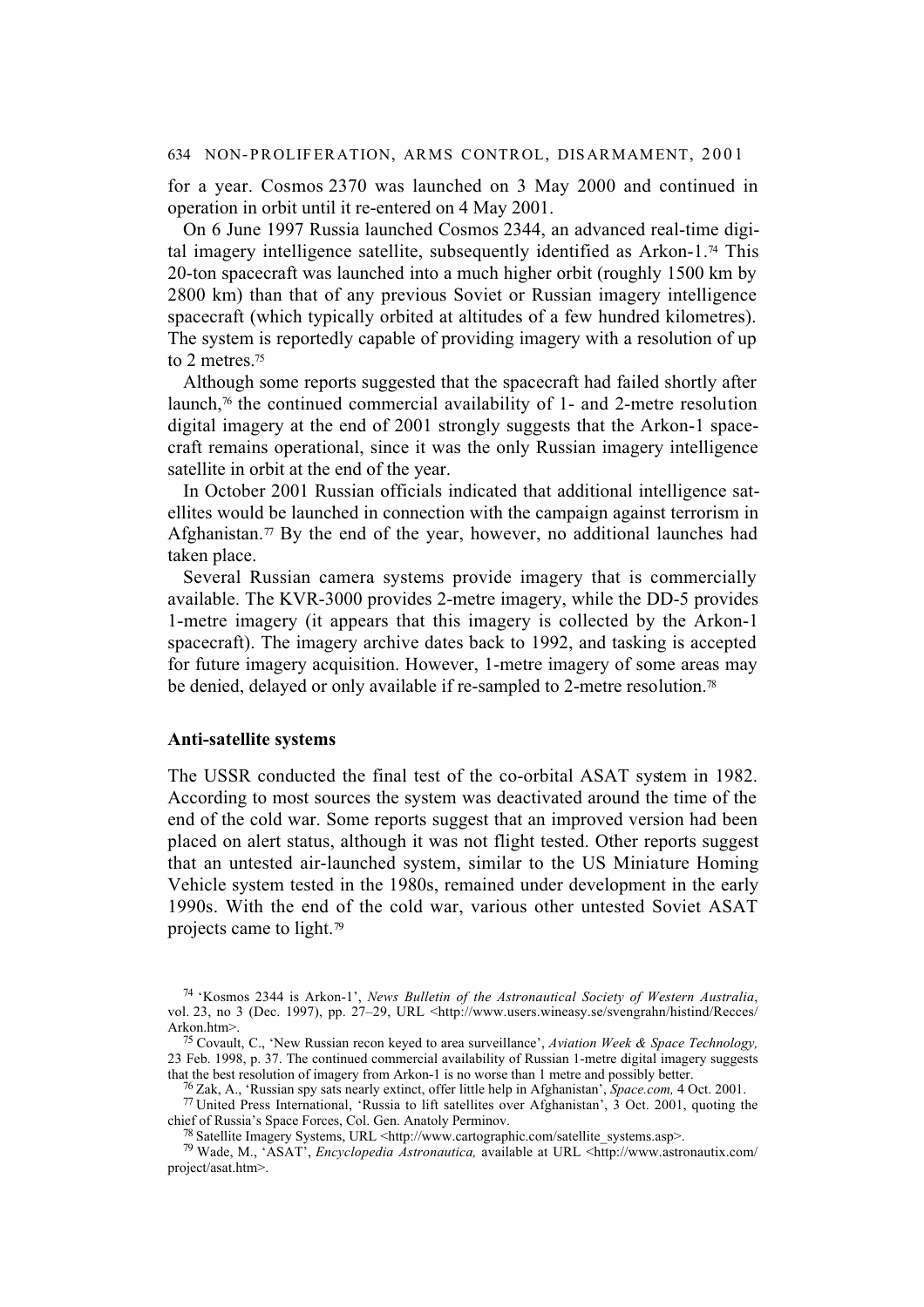for a year. Cosmos 2370 was launched on 3 May 2000 and continued in operation in orbit until it re-entered on 4 May 2001.

On 6 June 1997 Russia launched Cosmos 2344, an advanced real-time digital imagery intelligence satellite, subsequently identified as Arkon-1.[74] This 20-ton spacecraft was launched into a much higher orbit (roughly 1500 km by 2800 km) than that of any previous Soviet or Russian imagery intelligence spacecraft (which typically orbited at altitudes of a few hundred kilometres). The system is reportedly capable of providing imagery with a resolution of up to 2 metres.[75]

Although some reports suggested that the spacecraft had failed shortly after launch,[76] the continued commercial availability of 1- and 2-metre resolution digital imagery at the end of 2001 strongly suggests that the Arkon-1 spacecraft remains operational, since it was the only Russian imagery intelligence satellite in orbit at the end of the year.

In October 2001 Russian officials indicated that additional intelligence satellites would be launched in connection with the campaign against terrorism in Afghanistan.[77] By the end of the year, however, no additional launches had taken place.

Several Russian camera systems provide imagery that is commercially available. The KVR-3000 provides 2-metre imagery, while the DD-5 provides 1-metre imagery (it appears that this imagery is collected by the Arkon-1 spacecraft). The imagery archive dates back to 1992, and tasking is accepted for future imagery acquisition. However, 1-metre imagery of some areas may be denied, delayed or only available if re-sampled to 2-metre resolution.[78]

### Anti-satellite systems

The USSR conducted the final test of the co-orbital ASAT system in 1982. According to most sources the system was deactivated around the time of the end of the cold war. Some reports suggest that an improved version had been placed on alert status, although it was not flight tested. Other reports suggest that an untested air-launched system, similar to the US Miniature Homing Vehicle system tested in the 1980s, remained under development in the early 1990s. With the end of the cold war, various other untested Soviet ASAT projects came to light.[79]

---

[74] 'Kosmos 2344 is Arkon-1', *News Bulletin of the Astronautical Society of Western Australia*, vol. 23, no 3 (Dec. 1997), pp. 27–29, URL <http://www.users.wineasy.se/svengrahn/histind/Recces/Arkon.htm>.

[75] Covault, C., 'New Russian recon keyed to area surveillance', *Aviation Week & Space Technology,* 23 Feb. 1998, p. 37. The continued commercial availability of Russian 1-metre digital imagery suggests that the best resolution of imagery from Arkon-1 is no worse than 1 metre and possibly better.

[76] Zak, A., 'Russian spy sats nearly extinct, offer little help in Afghanistan', *Space.com,* 4 Oct. 2001.

[77] United Press International, 'Russia to lift satellites over Afghanistan', 3 Oct. 2001, quoting the chief of Russia's Space Forces, Col. Gen. Anatoly Perminov.

[78] Satellite Imagery Systems, URL <http://www.cartographic.com/satellite_systems.asp>.

[79] Wade, M., 'ASAT', *Encyclopedia Astronautica,* available at URL <http://www.astronautix.com/project/asat.htm>.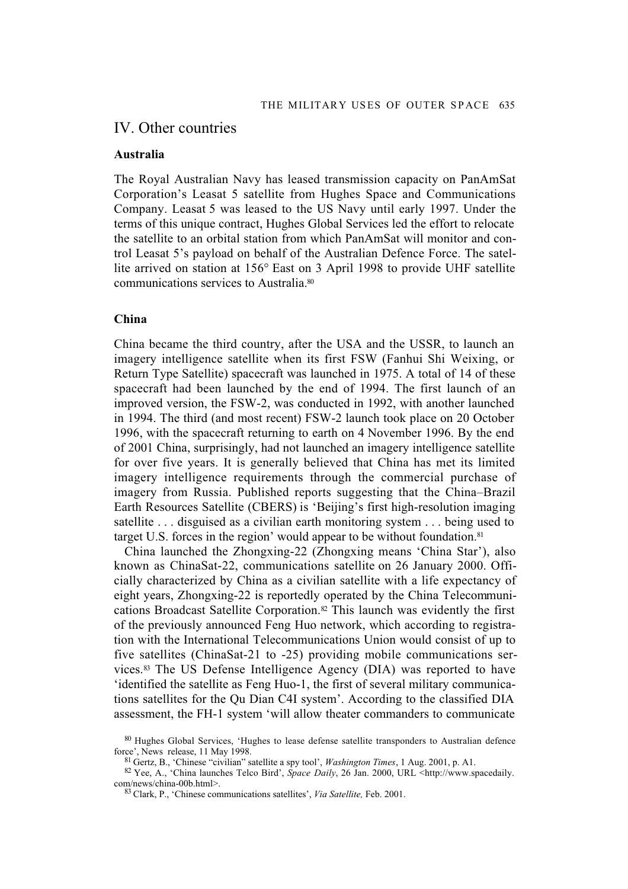## IV. Other countries

### Australia

The Royal Australian Navy has leased transmission capacity on PanAmSat Corporation's Leasat 5 satellite from Hughes Space and Communications Company. Leasat 5 was leased to the US Navy until early 1997. Under the terms of this unique contract, Hughes Global Services led the effort to relocate the satellite to an orbital station from which PanAmSat will monitor and control Leasat 5's payload on behalf of the Australian Defence Force. The satellite arrived on station at 156° East on 3 April 1998 to provide UHF satellite communications services to Australia.[80]

### China

China became the third country, after the USA and the USSR, to launch an imagery intelligence satellite when its first FSW (Fanhui Shi Weixing, or Return Type Satellite) spacecraft was launched in 1975. A total of 14 of these spacecraft had been launched by the end of 1994. The first launch of an improved version, the FSW-2, was conducted in 1992, with another launched in 1994. The third (and most recent) FSW-2 launch took place on 20 October 1996, with the spacecraft returning to earth on 4 November 1996. By the end of 2001 China, surprisingly, had not launched an imagery intelligence satellite for over five years. It is generally believed that China has met its limited imagery intelligence requirements through the commercial purchase of imagery from Russia. Published reports suggesting that the China–Brazil Earth Resources Satellite (CBERS) is 'Beijing's first high-resolution imaging satellite . . . disguised as a civilian earth monitoring system . . . being used to target U.S. forces in the region' would appear to be without foundation.[81]

China launched the Zhongxing-22 (Zhongxing means 'China Star'), also known as ChinaSat-22, communications satellite on 26 January 2000. Officially characterized by China as a civilian satellite with a life expectancy of eight years, Zhongxing-22 is reportedly operated by the China Telecommunications Broadcast Satellite Corporation.[82] This launch was evidently the first of the previously announced Feng Huo network, which according to registration with the International Telecommunications Union would consist of up to five satellites (ChinaSat-21 to -25) providing mobile communications services.[83] The US Defense Intelligence Agency (DIA) was reported to have 'identified the satellite as Feng Huo-1, the first of several military communications satellites for the Qu Dian C4I system'. According to the classified DIA assessment, the FH-1 system 'will allow theater commanders to communicate

---

[80] Hughes Global Services, 'Hughes to lease defense satellite transponders to Australian defence force', News release, 11 May 1998.

[81] Gertz, B., 'Chinese "civilian" satellite a spy tool', *Washington Times*, 1 Aug. 2001, p. A1.

[82] Yee, A., 'China launches Telco Bird', *Space Daily*, 26 Jan. 2000, URL <http://www.spacedaily.com/news/china-00b.html>.

[83] Clark, P., 'Chinese communications satellites', *Via Satellite,* Feb. 2001.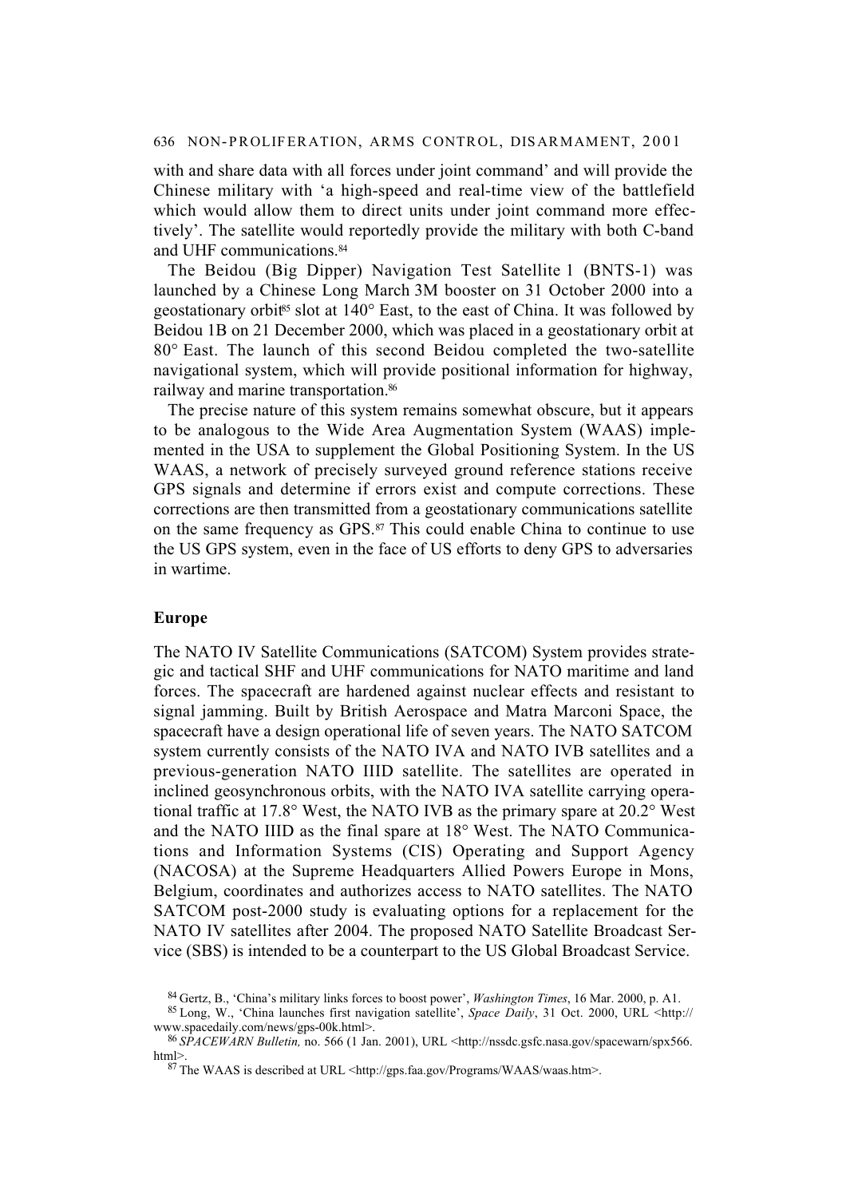with and share data with all forces under joint command' and will provide the Chinese military with 'a high-speed and real-time view of the battlefield which would allow them to direct units under joint command more effectively'. The satellite would reportedly provide the military with both C-band and UHF communications.[84]

The Beidou (Big Dipper) Navigation Test Satellite 1 (BNTS-1) was launched by a Chinese Long March 3M booster on 31 October 2000 into a geostationary orbit[85] slot at 140° East, to the east of China. It was followed by Beidou 1B on 21 December 2000, which was placed in a geostationary orbit at 80° East. The launch of this second Beidou completed the two-satellite navigational system, which will provide positional information for highway, railway and marine transportation.[86]

The precise nature of this system remains somewhat obscure, but it appears to be analogous to the Wide Area Augmentation System (WAAS) implemented in the USA to supplement the Global Positioning System. In the US WAAS, a network of precisely surveyed ground reference stations receive GPS signals and determine if errors exist and compute corrections. These corrections are then transmitted from a geostationary communications satellite on the same frequency as GPS.[87] This could enable China to continue to use the US GPS system, even in the face of US efforts to deny GPS to adversaries in wartime.

## Europe

The NATO IV Satellite Communications (SATCOM) System provides strategic and tactical SHF and UHF communications for NATO maritime and land forces. The spacecraft are hardened against nuclear effects and resistant to signal jamming. Built by British Aerospace and Matra Marconi Space, the spacecraft have a design operational life of seven years. The NATO SATCOM system currently consists of the NATO IVA and NATO IVB satellites and a previous-generation NATO IIID satellite. The satellites are operated in inclined geosynchronous orbits, with the NATO IVA satellite carrying operational traffic at 17.8° West, the NATO IVB as the primary spare at 20.2° West and the NATO IIID as the final spare at 18° West. The NATO Communications and Information Systems (CIS) Operating and Support Agency (NACOSA) at the Supreme Headquarters Allied Powers Europe in Mons, Belgium, coordinates and authorizes access to NATO satellites. The NATO SATCOM post-2000 study is evaluating options for a replacement for the NATO IV satellites after 2004. The proposed NATO Satellite Broadcast Service (SBS) is intended to be a counterpart to the US Global Broadcast Service.

[84] Gertz, B., 'China's military links forces to boost power', *Washington Times*, 16 Mar. 2000, p. A1.

[85] Long, W., 'China launches first navigation satellite', *Space Daily*, 31 Oct. 2000, URL <http://www.spacedaily.com/news/gps-00k.html>.

[86] *SPACEWARN Bulletin,* no. 566 (1 Jan. 2001), URL <http://nssdc.gsfc.nasa.gov/spacewarn/spx566.html>.

[87] The WAAS is described at URL <http://gps.faa.gov/Programs/WAAS/waas.htm>.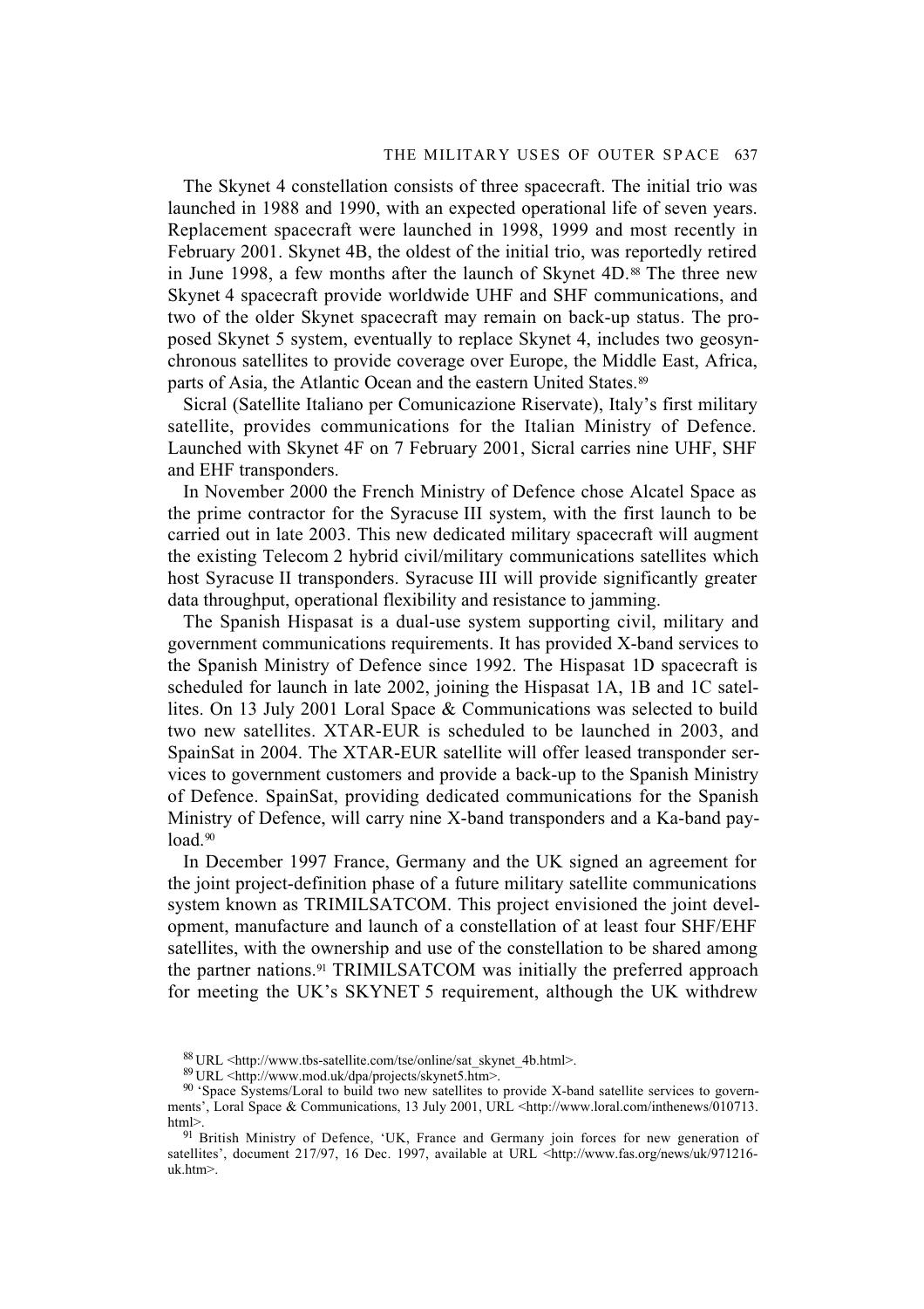The Skynet 4 constellation consists of three spacecraft. The initial trio was launched in 1988 and 1990, with an expected operational life of seven years. Replacement spacecraft were launched in 1998, 1999 and most recently in February 2001. Skynet 4B, the oldest of the initial trio, was reportedly retired in June 1998, a few months after the launch of Skynet 4D.[88] The three new Skynet 4 spacecraft provide worldwide UHF and SHF communications, and two of the older Skynet spacecraft may remain on back-up status. The proposed Skynet 5 system, eventually to replace Skynet 4, includes two geosynchronous satellites to provide coverage over Europe, the Middle East, Africa, parts of Asia, the Atlantic Ocean and the eastern United States.[89]

Sicral (Satellite Italiano per Comunicazione Riservate), Italy's first military satellite, provides communications for the Italian Ministry of Defence. Launched with Skynet 4F on 7 February 2001, Sicral carries nine UHF, SHF and EHF transponders.

In November 2000 the French Ministry of Defence chose Alcatel Space as the prime contractor for the Syracuse III system, with the first launch to be carried out in late 2003. This new dedicated military spacecraft will augment the existing Telecom 2 hybrid civil/military communications satellites which host Syracuse II transponders. Syracuse III will provide significantly greater data throughput, operational flexibility and resistance to jamming.

The Spanish Hispasat is a dual-use system supporting civil, military and government communications requirements. It has provided X-band services to the Spanish Ministry of Defence since 1992. The Hispasat 1D spacecraft is scheduled for launch in late 2002, joining the Hispasat 1A, 1B and 1C satellites. On 13 July 2001 Loral Space & Communications was selected to build two new satellites. XTAR-EUR is scheduled to be launched in 2003, and SpainSat in 2004. The XTAR-EUR satellite will offer leased transponder services to government customers and provide a back-up to the Spanish Ministry of Defence. SpainSat, providing dedicated communications for the Spanish Ministry of Defence, will carry nine X-band transponders and a Ka-band payload.[90]

In December 1997 France, Germany and the UK signed an agreement for the joint project-definition phase of a future military satellite communications system known as TRIMILSATCOM. This project envisioned the joint development, manufacture and launch of a constellation of at least four SHF/EHF satellites, with the ownership and use of the constellation to be shared among the partner nations.[91] TRIMILSATCOM was initially the preferred approach for meeting the UK's SKYNET 5 requirement, although the UK withdrew

[88] URL <http://www.tbs-satellite.com/tse/online/sat_skynet_4b.html>.

[89] URL <http://www.mod.uk/dpa/projects/skynet5.htm>.

[90] 'Space Systems/Loral to build two new satellites to provide X-band satellite services to governments', Loral Space & Communications, 13 July 2001, URL <http://www.loral.com/inthenews/010713.html>.

[91] British Ministry of Defence, 'UK, France and Germany join forces for new generation of satellites', document 217/97, 16 Dec. 1997, available at URL <http://www.fas.org/news/uk/971216-uk.htm>.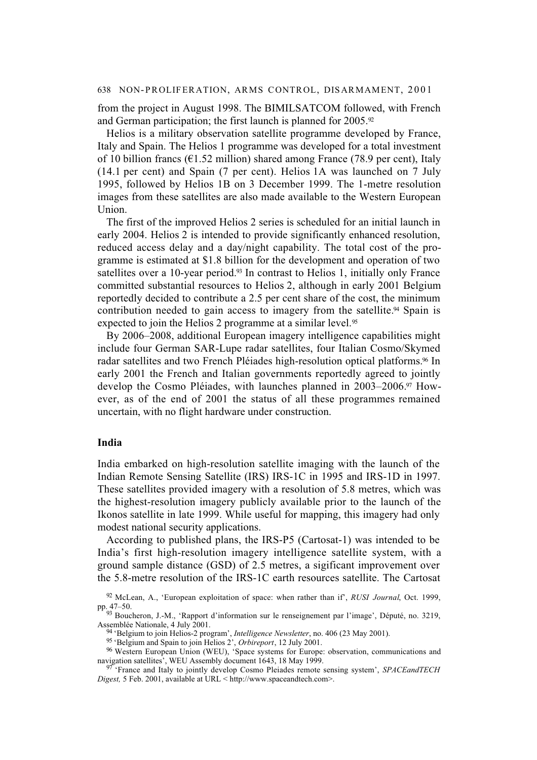from the project in August 1998. The BIMILSATCOM followed, with French and German participation; the first launch is planned for 2005.[92]

Helios is a military observation satellite programme developed by France, Italy and Spain. The Helios 1 programme was developed for a total investment of 10 billion francs (€1.52 million) shared among France (78.9 per cent), Italy (14.1 per cent) and Spain (7 per cent). Helios 1A was launched on 7 July 1995, followed by Helios 1B on 3 December 1999. The 1-metre resolution images from these satellites are also made available to the Western European Union.

The first of the improved Helios 2 series is scheduled for an initial launch in early 2004. Helios 2 is intended to provide significantly enhanced resolution, reduced access delay and a day/night capability. The total cost of the programme is estimated at $1.8 billion for the development and operation of two satellites over a 10-year period.[93] In contrast to Helios 1, initially only France committed substantial resources to Helios 2, although in early 2001 Belgium reportedly decided to contribute a 2.5 per cent share of the cost, the minimum contribution needed to gain access to imagery from the satellite.[94] Spain is expected to join the Helios 2 programme at a similar level.[95]

By 2006–2008, additional European imagery intelligence capabilities might include four German SAR-Lupe radar satellites, four Italian Cosmo/Skymed radar satellites and two French Pléiades high-resolution optical platforms.[96] In early 2001 the French and Italian governments reportedly agreed to jointly develop the Cosmo Pléiades, with launches planned in 2003–2006.[97] However, as of the end of 2001 the status of all these programmes remained uncertain, with no flight hardware under construction.

### India

India embarked on high-resolution satellite imaging with the launch of the Indian Remote Sensing Satellite (IRS) IRS-1C in 1995 and IRS-1D in 1997. These satellites provided imagery with a resolution of 5.8 metres, which was the highest-resolution imagery publicly available prior to the launch of the Ikonos satellite in late 1999. While useful for mapping, this imagery had only modest national security applications.

According to published plans, the IRS-P5 (Cartosat-1) was intended to be India's first high-resolution imagery intelligence satellite system, with a ground sample distance (GSD) of 2.5 metres, a sigificant improvement over the 5.8-metre resolution of the IRS-1C earth resources satellite. The Cartosat

[92] McLean, A., 'European exploitation of space: when rather than if', *RUSI Journal*, Oct. 1999, pp. 47–50.

[93] Boucheron, J.-M., 'Rapport d'information sur le renseignement par l'image', Député, no. 3219, Assemblée Nationale, 4 July 2001.

[94] 'Belgium to join Helios-2 program', *Intelligence Newsletter*, no. 406 (23 May 2001).

[95] 'Belgium and Spain to join Helios 2', *Orbireport*, 12 July 2001.

[96] Western European Union (WEU), 'Space systems for Europe: observation, communications and navigation satellites', WEU Assembly document 1643, 18 May 1999.

[97] 'France and Italy to jointly develop Cosmo Pleiades remote sensing system', *SPACEandTECH Digest,* 5 Feb. 2001, available at URL < http://www.spaceandtech.com>.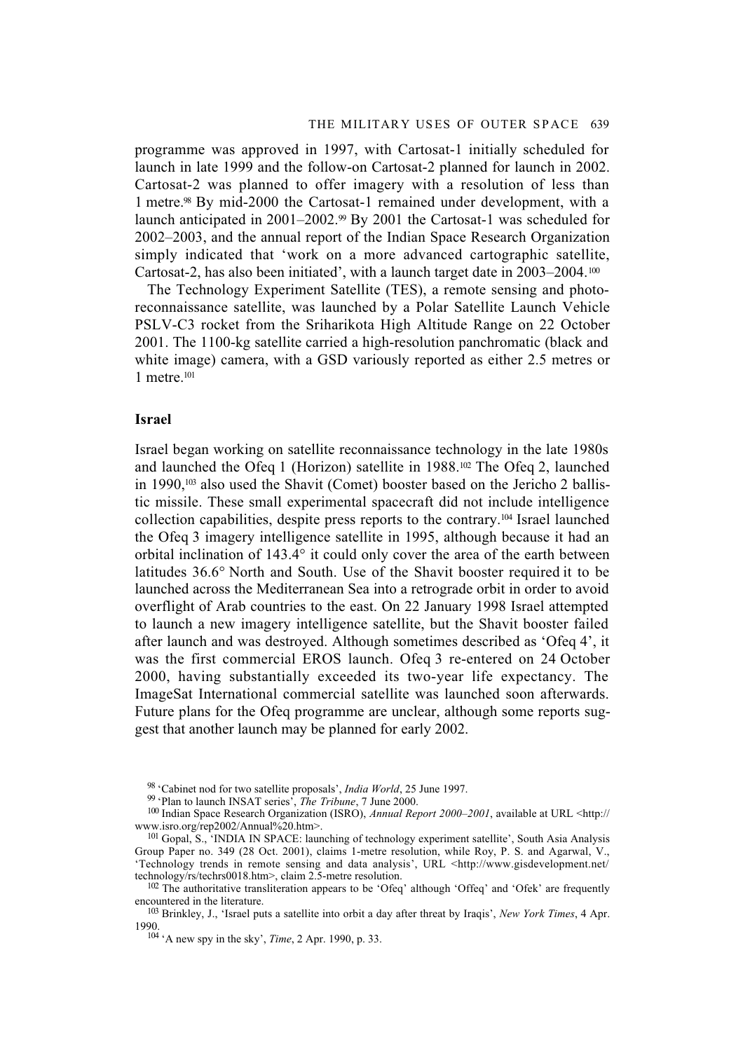programme was approved in 1997, with Cartosat-1 initially scheduled for launch in late 1999 and the follow-on Cartosat-2 planned for launch in 2002. Cartosat-2 was planned to offer imagery with a resolution of less than 1 metre.[98] By mid-2000 the Cartosat-1 remained under development, with a launch anticipated in 2001–2002.[99] By 2001 the Cartosat-1 was scheduled for 2002–2003, and the annual report of the Indian Space Research Organization simply indicated that 'work on a more advanced cartographic satellite, Cartosat-2, has also been initiated', with a launch target date in 2003–2004.[100]

The Technology Experiment Satellite (TES), a remote sensing and photo-reconnaissance satellite, was launched by a Polar Satellite Launch Vehicle PSLV-C3 rocket from the Sriharikota High Altitude Range on 22 October 2001. The 1100-kg satellite carried a high-resolution panchromatic (black and white image) camera, with a GSD variously reported as either 2.5 metres or 1 metre.[101]

### Israel

Israel began working on satellite reconnaissance technology in the late 1980s and launched the Ofeq 1 (Horizon) satellite in 1988.[102] The Ofeq 2, launched in 1990,[103] also used the Shavit (Comet) booster based on the Jericho 2 ballistic missile. These small experimental spacecraft did not include intelligence collection capabilities, despite press reports to the contrary.[104] Israel launched the Ofeq 3 imagery intelligence satellite in 1995, although because it had an orbital inclination of 143.4° it could only cover the area of the earth between latitudes 36.6° North and South. Use of the Shavit booster required it to be launched across the Mediterranean Sea into a retrograde orbit in order to avoid overflight of Arab countries to the east. On 22 January 1998 Israel attempted to launch a new imagery intelligence satellite, but the Shavit booster failed after launch and was destroyed. Although sometimes described as 'Ofeq 4', it was the first commercial EROS launch. Ofeq 3 re-entered on 24 October 2000, having substantially exceeded its two-year life expectancy. The ImageSat International commercial satellite was launched soon afterwards. Future plans for the Ofeq programme are unclear, although some reports suggest that another launch may be planned for early 2002.

---

[98] 'Cabinet nod for two satellite proposals', *India World*, 25 June 1997.

[99] 'Plan to launch INSAT series', *The Tribune*, 7 June 2000.

[100] Indian Space Research Organization (ISRO), *Annual Report 2000–2001*, available at URL <http://www.isro.org/rep2002/Annual%20.htm>.

[101] Gopal, S., 'INDIA IN SPACE: launching of technology experiment satellite', South Asia Analysis Group Paper no. 349 (28 Oct. 2001), claims 1-metre resolution, while Roy, P. S. and Agarwal, V., 'Technology trends in remote sensing and data analysis', URL <http://www.gisdevelopment.net/technology/rs/techrs0018.htm>, claim 2.5-metre resolution.

[102] The authoritative transliteration appears to be 'Ofeq' although 'Offeq' and 'Ofek' are frequently encountered in the literature.

[103] Brinkley, J., 'Israel puts a satellite into orbit a day after threat by Iraqis', *New York Times*, 4 Apr. 1990.

[104] 'A new spy in the sky', *Time*, 2 Apr. 1990, p. 33.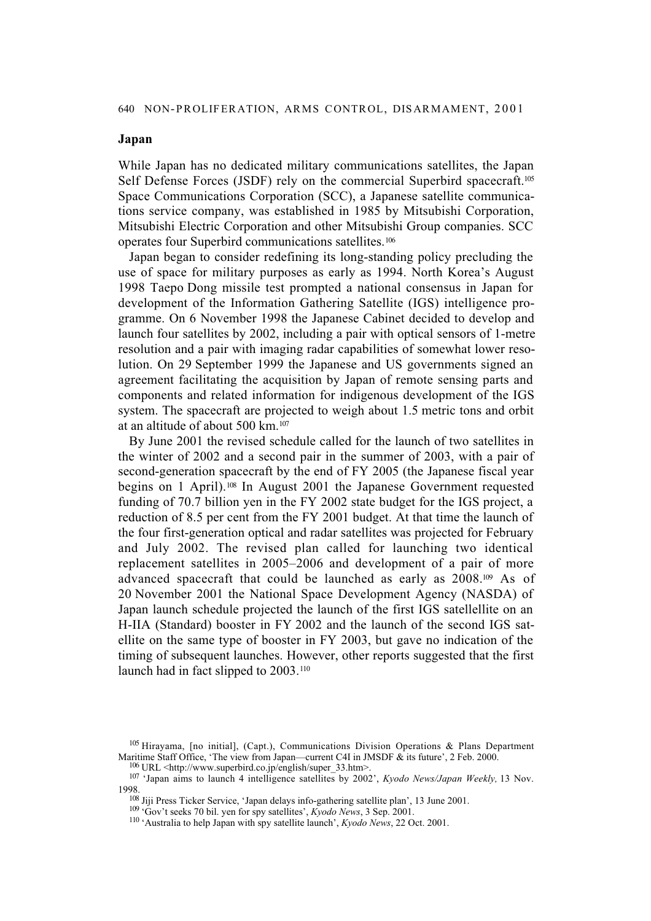## Japan

While Japan has no dedicated military communications satellites, the Japan Self Defense Forces (JSDF) rely on the commercial Superbird spacecraft.[105] Space Communications Corporation (SCC), a Japanese satellite communications service company, was established in 1985 by Mitsubishi Corporation, Mitsubishi Electric Corporation and other Mitsubishi Group companies. SCC operates four Superbird communications satellites.[106]

Japan began to consider redefining its long-standing policy precluding the use of space for military purposes as early as 1994. North Korea's August 1998 Taepo Dong missile test prompted a national consensus in Japan for development of the Information Gathering Satellite (IGS) intelligence programme. On 6 November 1998 the Japanese Cabinet decided to develop and launch four satellites by 2002, including a pair with optical sensors of 1-metre resolution and a pair with imaging radar capabilities of somewhat lower resolution. On 29 September 1999 the Japanese and US governments signed an agreement facilitating the acquisition by Japan of remote sensing parts and components and related information for indigenous development of the IGS system. The spacecraft are projected to weigh about 1.5 metric tons and orbit at an altitude of about 500 km.[107]

By June 2001 the revised schedule called for the launch of two satellites in the winter of 2002 and a second pair in the summer of 2003, with a pair of second-generation spacecraft by the end of FY 2005 (the Japanese fiscal year begins on 1 April).[108] In August 2001 the Japanese Government requested funding of 70.7 billion yen in the FY 2002 state budget for the IGS project, a reduction of 8.5 per cent from the FY 2001 budget. At that time the launch of the four first-generation optical and radar satellites was projected for February and July 2002. The revised plan called for launching two identical replacement satellites in 2005–2006 and development of a pair of more advanced spacecraft that could be launched as early as 2008.[109] As of 20 November 2001 the National Space Development Agency (NASDA) of Japan launch schedule projected the launch of the first IGS satellellite on an H-IIA (Standard) booster in FY 2002 and the launch of the second IGS satellite on the same type of booster in FY 2003, but gave no indication of the timing of subsequent launches. However, other reports suggested that the first launch had in fact slipped to 2003.[110]

---

[105] Hirayama, [no initial], (Capt.), Communications Division Operations & Plans Department Maritime Staff Office, 'The view from Japan—current C4I in JMSDF & its future', 2 Feb. 2000.

[106] URL <http://www.superbird.co.jp/english/super_33.htm>.

[107] 'Japan aims to launch 4 intelligence satellites by 2002', *Kyodo News/Japan Weekly,* 13 Nov. 1998.

[108] Jiji Press Ticker Service, 'Japan delays info-gathering satellite plan', 13 June 2001.

[109] 'Gov't seeks 70 bil. yen for spy satellites', *Kyodo News*, 3 Sep. 2001.

[110] 'Australia to help Japan with spy satellite launch', *Kyodo News*, 22 Oct. 2001.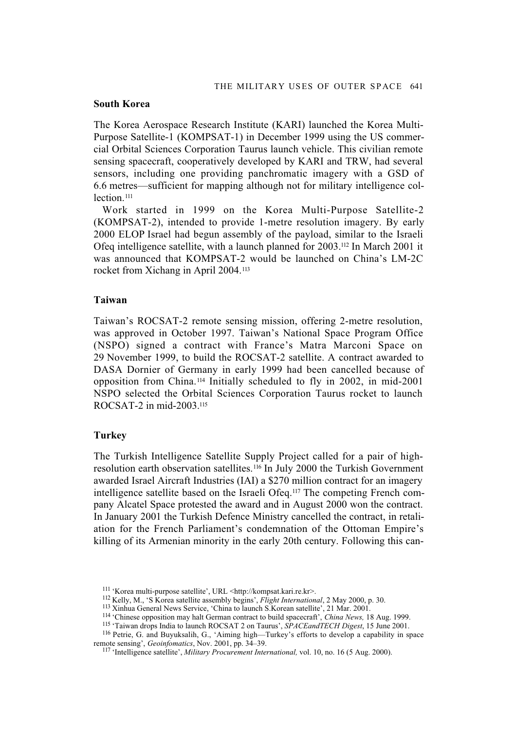## South Korea

The Korea Aerospace Research Institute (KARI) launched the Korea Multi-Purpose Satellite-1 (KOMPSAT-1) in December 1999 using the US commercial Orbital Sciences Corporation Taurus launch vehicle. This civilian remote sensing spacecraft, cooperatively developed by KARI and TRW, had several sensors, including one providing panchromatic imagery with a GSD of 6.6 metres—sufficient for mapping although not for military intelligence collection.[111]

Work started in 1999 on the Korea Multi-Purpose Satellite-2 (KOMPSAT-2), intended to provide 1-metre resolution imagery. By early 2000 ELOP Israel had begun assembly of the payload, similar to the Israeli Ofeq intelligence satellite, with a launch planned for 2003.[112] In March 2001 it was announced that KOMPSAT-2 would be launched on China's LM-2C rocket from Xichang in April 2004.[113]

## Taiwan

Taiwan's ROCSAT-2 remote sensing mission, offering 2-metre resolution, was approved in October 1997. Taiwan's National Space Program Office (NSPO) signed a contract with France's Matra Marconi Space on 29 November 1999, to build the ROCSAT-2 satellite. A contract awarded to DASA Dornier of Germany in early 1999 had been cancelled because of opposition from China.[114] Initially scheduled to fly in 2002, in mid-2001 NSPO selected the Orbital Sciences Corporation Taurus rocket to launch ROCSAT-2 in mid-2003.[115]

## Turkey

The Turkish Intelligence Satellite Supply Project called for a pair of high-resolution earth observation satellites.[116] In July 2000 the Turkish Government awarded Israel Aircraft Industries (IAI) a $270 million contract for an imagery intelligence satellite based on the Israeli Ofeq.[117] The competing French company Alcatel Space protested the award and in August 2000 won the contract. In January 2001 the Turkish Defence Ministry cancelled the contract, in retaliation for the French Parliament's condemnation of the Ottoman Empire's killing of its Armenian minority in the early 20th century. Following this can-

---

[111] 'Korea multi-purpose satellite', URL <http://kompsat.kari.re.kr>.

[112] Kelly, M., 'S Korea satellite assembly begins', *Flight International*, 2 May 2000, p. 30.

[113] Xinhua General News Service, 'China to launch S.Korean satellite', 21 Mar. 2001.

[114] 'Chinese opposition may halt German contract to build spacecraft', *China News,* 18 Aug. 1999.

[115] 'Taiwan drops India to launch ROCSAT 2 on Taurus', *SPACEandTECH Digest*, 15 June 2001.

[116] Petrie, G. and Buyuksalih, G., 'Aiming high—Turkey's efforts to develop a capability in space remote sensing', *Geoinfomatics*, Nov. 2001, pp. 34–39.

[117] 'Intelligence satellite', *Military Procurement International,* vol. 10, no. 16 (5 Aug. 2000).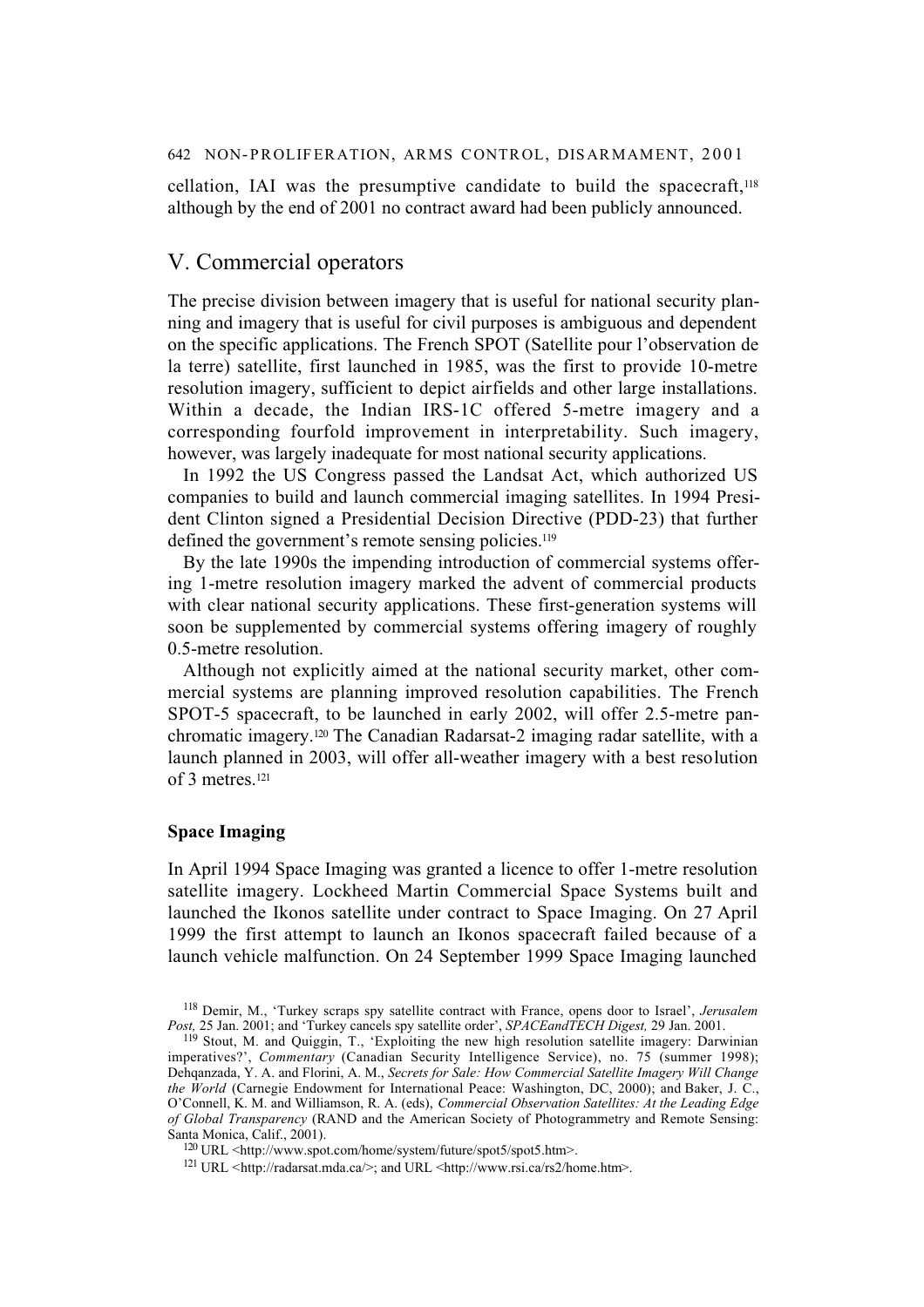cellation, IAI was the presumptive candidate to build the spacecraft,[118] although by the end of 2001 no contract award had been publicly announced.

## V. Commercial operators

The precise division between imagery that is useful for national security planning and imagery that is useful for civil purposes is ambiguous and dependent on the specific applications. The French SPOT (Satellite pour l'observation de la terre) satellite, first launched in 1985, was the first to provide 10-metre resolution imagery, sufficient to depict airfields and other large installations. Within a decade, the Indian IRS-1C offered 5-metre imagery and a corresponding fourfold improvement in interpretability. Such imagery, however, was largely inadequate for most national security applications.

In 1992 the US Congress passed the Landsat Act, which authorized US companies to build and launch commercial imaging satellites. In 1994 President Clinton signed a Presidential Decision Directive (PDD-23) that further defined the government's remote sensing policies.[119]

By the late 1990s the impending introduction of commercial systems offering 1-metre resolution imagery marked the advent of commercial products with clear national security applications. These first-generation systems will soon be supplemented by commercial systems offering imagery of roughly 0.5-metre resolution.

Although not explicitly aimed at the national security market, other commercial systems are planning improved resolution capabilities. The French SPOT-5 spacecraft, to be launched in early 2002, will offer 2.5-metre panchromatic imagery.[120] The Canadian Radarsat-2 imaging radar satellite, with a launch planned in 2003, will offer all-weather imagery with a best resolution of 3 metres.[121]

### Space Imaging

In April 1994 Space Imaging was granted a licence to offer 1-metre resolution satellite imagery. Lockheed Martin Commercial Space Systems built and launched the Ikonos satellite under contract to Space Imaging. On 27 April 1999 the first attempt to launch an Ikonos spacecraft failed because of a launch vehicle malfunction. On 24 September 1999 Space Imaging launched

---

[118] Demir, M., 'Turkey scraps spy satellite contract with France, opens door to Israel', *Jerusalem Post,* 25 Jan. 2001; and 'Turkey cancels spy satellite order', *SPACEandTECH Digest,* 29 Jan. 2001.

[119] Stout, M. and Quiggin, T., 'Exploiting the new high resolution satellite imagery: Darwinian imperatives?', *Commentary* (Canadian Security Intelligence Service), no. 75 (summer 1998); Dehqanzada, Y. A. and Florini, A. M., *Secrets for Sale: How Commercial Satellite Imagery Will Change the World* (Carnegie Endowment for International Peace: Washington, DC, 2000); and Baker, J. C., O'Connell, K. M. and Williamson, R. A. (eds), *Commercial Observation Satellites: At the Leading Edge of Global Transparency* (RAND and the American Society of Photogrammetry and Remote Sensing: Santa Monica, Calif., 2001).

[120] URL <http://www.spot.com/home/system/future/spot5/spot5.htm>.

[121] URL <http://radarsat.mda.ca/>; and URL <http://www.rsi.ca/rs2/home.htm>.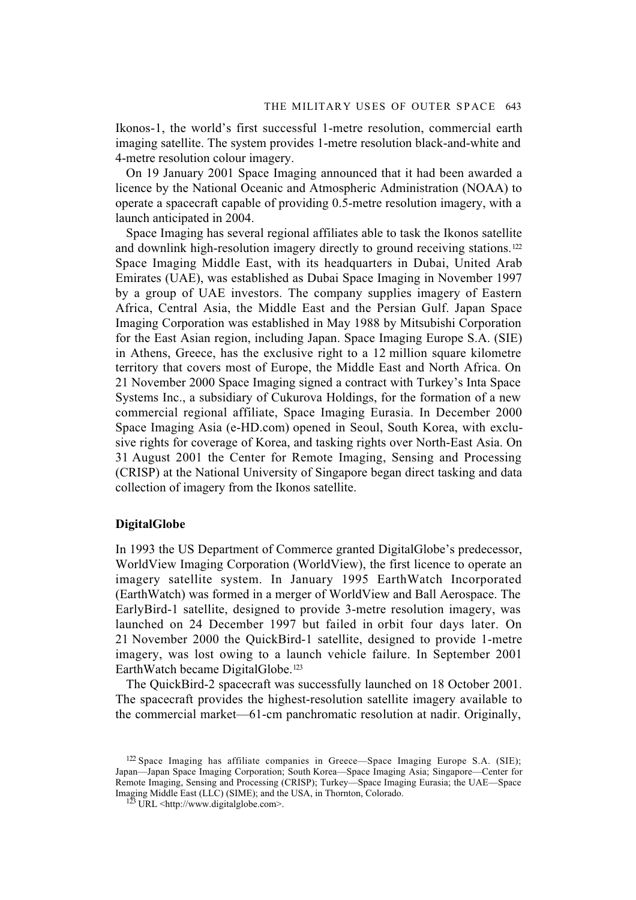Ikonos-1, the world's first successful 1-metre resolution, commercial earth imaging satellite. The system provides 1-metre resolution black-and-white and 4-metre resolution colour imagery.

On 19 January 2001 Space Imaging announced that it had been awarded a licence by the National Oceanic and Atmospheric Administration (NOAA) to operate a spacecraft capable of providing 0.5-metre resolution imagery, with a launch anticipated in 2004.

Space Imaging has several regional affiliates able to task the Ikonos satellite and downlink high-resolution imagery directly to ground receiving stations.[122] Space Imaging Middle East, with its headquarters in Dubai, United Arab Emirates (UAE), was established as Dubai Space Imaging in November 1997 by a group of UAE investors. The company supplies imagery of Eastern Africa, Central Asia, the Middle East and the Persian Gulf. Japan Space Imaging Corporation was established in May 1988 by Mitsubishi Corporation for the East Asian region, including Japan. Space Imaging Europe S.A. (SIE) in Athens, Greece, has the exclusive right to a 12 million square kilometre territory that covers most of Europe, the Middle East and North Africa. On 21 November 2000 Space Imaging signed a contract with Turkey's Inta Space Systems Inc., a subsidiary of Cukurova Holdings, for the formation of a new commercial regional affiliate, Space Imaging Eurasia. In December 2000 Space Imaging Asia (e-HD.com) opened in Seoul, South Korea, with exclusive rights for coverage of Korea, and tasking rights over North-East Asia. On 31 August 2001 the Center for Remote Imaging, Sensing and Processing (CRISP) at the National University of Singapore began direct tasking and data collection of imagery from the Ikonos satellite.

### DigitalGlobe

In 1993 the US Department of Commerce granted DigitalGlobe's predecessor, WorldView Imaging Corporation (WorldView), the first licence to operate an imagery satellite system. In January 1995 EarthWatch Incorporated (EarthWatch) was formed in a merger of WorldView and Ball Aerospace. The EarlyBird-1 satellite, designed to provide 3-metre resolution imagery, was launched on 24 December 1997 but failed in orbit four days later. On 21 November 2000 the QuickBird-1 satellite, designed to provide 1-metre imagery, was lost owing to a launch vehicle failure. In September 2001 EarthWatch became DigitalGlobe.[123]

The QuickBird-2 spacecraft was successfully launched on 18 October 2001. The spacecraft provides the highest-resolution satellite imagery available to the commercial market—61-cm panchromatic resolution at nadir. Originally,

[122] Space Imaging has affiliate companies in Greece—Space Imaging Europe S.A. (SIE); Japan—Japan Space Imaging Corporation; South Korea—Space Imaging Asia; Singapore—Center for Remote Imaging, Sensing and Processing (CRISP); Turkey—Space Imaging Eurasia; the UAE—Space Imaging Middle East (LLC) (SIME); and the USA, in Thornton, Colorado.

[123] URL <http://www.digitalglobe.com>.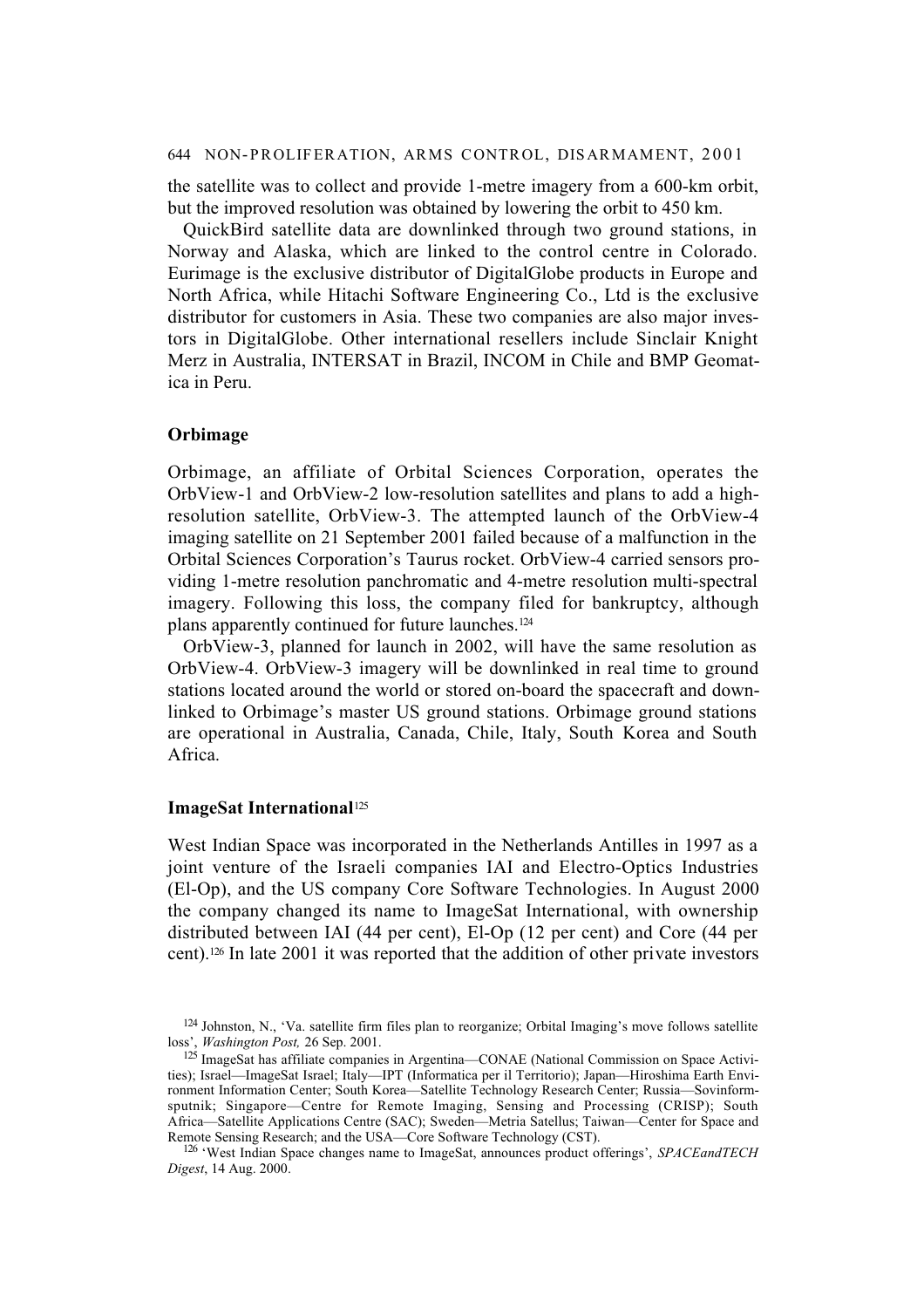the satellite was to collect and provide 1-metre imagery from a 600-km orbit, but the improved resolution was obtained by lowering the orbit to 450 km.

QuickBird satellite data are downlinked through two ground stations, in Norway and Alaska, which are linked to the control centre in Colorado. Eurimage is the exclusive distributor of DigitalGlobe products in Europe and North Africa, while Hitachi Software Engineering Co., Ltd is the exclusive distributor for customers in Asia. These two companies are also major investors in DigitalGlobe. Other international resellers include Sinclair Knight Merz in Australia, INTERSAT in Brazil, INCOM in Chile and BMP Geomatica in Peru.

### Orbimage

Orbimage, an affiliate of Orbital Sciences Corporation, operates the OrbView-1 and OrbView-2 low-resolution satellites and plans to add a high-resolution satellite, OrbView-3. The attempted launch of the OrbView-4 imaging satellite on 21 September 2001 failed because of a malfunction in the Orbital Sciences Corporation's Taurus rocket. OrbView-4 carried sensors providing 1-metre resolution panchromatic and 4-metre resolution multi-spectral imagery. Following this loss, the company filed for bankruptcy, although plans apparently continued for future launches.[124]

OrbView-3, planned for launch in 2002, will have the same resolution as OrbView-4. OrbView-3 imagery will be downlinked in real time to ground stations located around the world or stored on-board the spacecraft and downlinked to Orbimage's master US ground stations. Orbimage ground stations are operational in Australia, Canada, Chile, Italy, South Korea and South Africa.

### ImageSat International[125]

West Indian Space was incorporated in the Netherlands Antilles in 1997 as a joint venture of the Israeli companies IAI and Electro-Optics Industries (El-Op), and the US company Core Software Technologies. In August 2000 the company changed its name to ImageSat International, with ownership distributed between IAI (44 per cent), El-Op (12 per cent) and Core (44 per cent).[126] In late 2001 it was reported that the addition of other private investors

[124] Johnston, N., 'Va. satellite firm files plan to reorganize; Orbital Imaging's move follows satellite loss', *Washington Post,* 26 Sep. 2001.

[125] ImageSat has affiliate companies in Argentina—CONAE (National Commission on Space Activities); Israel—ImageSat Israel; Italy—IPT (Informatica per il Territorio); Japan—Hiroshima Earth Environment Information Center; South Korea—Satellite Technology Research Center; Russia—Sovinformsputnik; Singapore—Centre for Remote Imaging, Sensing and Processing (CRISP); South Africa—Satellite Applications Centre (SAC); Sweden—Metria Satellus; Taiwan—Center for Space and Remote Sensing Research; and the USA—Core Software Technology (CST).

[126] 'West Indian Space changes name to ImageSat, announces product offerings', *SPACEandTECH Digest*, 14 Aug. 2000.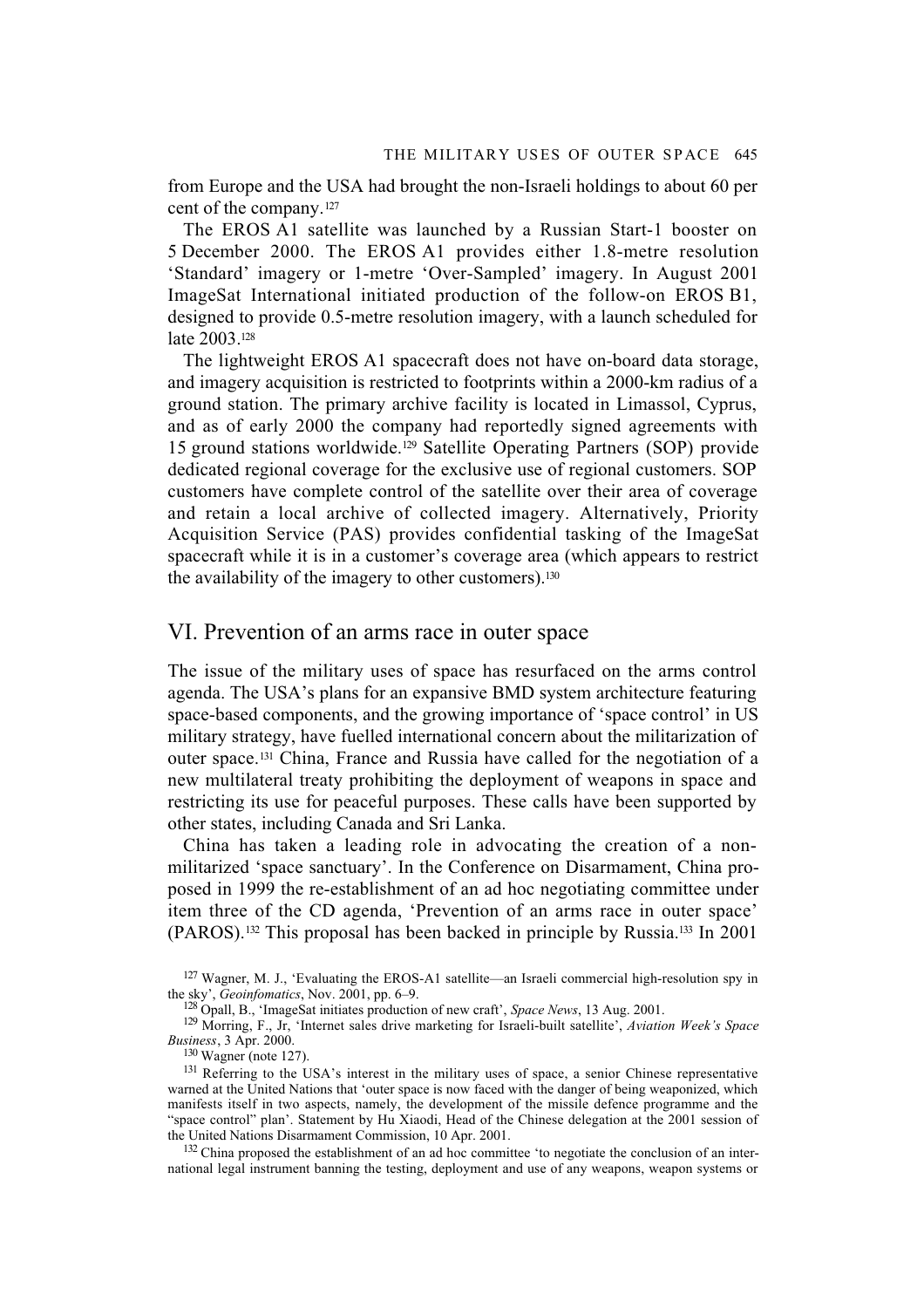from Europe and the USA had brought the non-Israeli holdings to about 60 per cent of the company.[127]

The EROS A1 satellite was launched by a Russian Start-1 booster on 5 December 2000. The EROS A1 provides either 1.8-metre resolution 'Standard' imagery or 1-metre 'Over-Sampled' imagery. In August 2001 ImageSat International initiated production of the follow-on EROS B1, designed to provide 0.5-metre resolution imagery, with a launch scheduled for late 2003.[128]

The lightweight EROS A1 spacecraft does not have on-board data storage, and imagery acquisition is restricted to footprints within a 2000-km radius of a ground station. The primary archive facility is located in Limassol, Cyprus, and as of early 2000 the company had reportedly signed agreements with 15 ground stations worldwide.[129] Satellite Operating Partners (SOP) provide dedicated regional coverage for the exclusive use of regional customers. SOP customers have complete control of the satellite over their area of coverage and retain a local archive of collected imagery. Alternatively, Priority Acquisition Service (PAS) provides confidential tasking of the ImageSat spacecraft while it is in a customer's coverage area (which appears to restrict the availability of the imagery to other customers).[130]

## VI. Prevention of an arms race in outer space

The issue of the military uses of space has resurfaced on the arms control agenda. The USA's plans for an expansive BMD system architecture featuring space-based components, and the growing importance of 'space control' in US military strategy, have fuelled international concern about the militarization of outer space.[131] China, France and Russia have called for the negotiation of a new multilateral treaty prohibiting the deployment of weapons in space and restricting its use for peaceful purposes. These calls have been supported by other states, including Canada and Sri Lanka.

China has taken a leading role in advocating the creation of a non-militarized 'space sanctuary'. In the Conference on Disarmament, China proposed in 1999 the re-establishment of an ad hoc negotiating committee under item three of the CD agenda, 'Prevention of an arms race in outer space' (PAROS).[132] This proposal has been backed in principle by Russia.[133] In 2001

[127] Wagner, M. J., 'Evaluating the EROS-A1 satellite—an Israeli commercial high-resolution spy in the sky', *Geoinfomatics*, Nov. 2001, pp. 6–9.

[128] Opall, B., 'ImageSat initiates production of new craft', *Space News*, 13 Aug. 2001.

[129] Morring, F., Jr, 'Internet sales drive marketing for Israeli-built satellite', *Aviation Week's Space Business*, 3 Apr. 2000.

[130] Wagner (note 127).

[131] Referring to the USA's interest in the military uses of space, a senior Chinese representative warned at the United Nations that 'outer space is now faced with the danger of being weaponized, which manifests itself in two aspects, namely, the development of the missile defence programme and the "space control" plan'. Statement by Hu Xiaodi, Head of the Chinese delegation at the 2001 session of the United Nations Disarmament Commission, 10 Apr. 2001.

[132] China proposed the establishment of an ad hoc committee 'to negotiate the conclusion of an international legal instrument banning the testing, deployment and use of any weapons, weapon systems or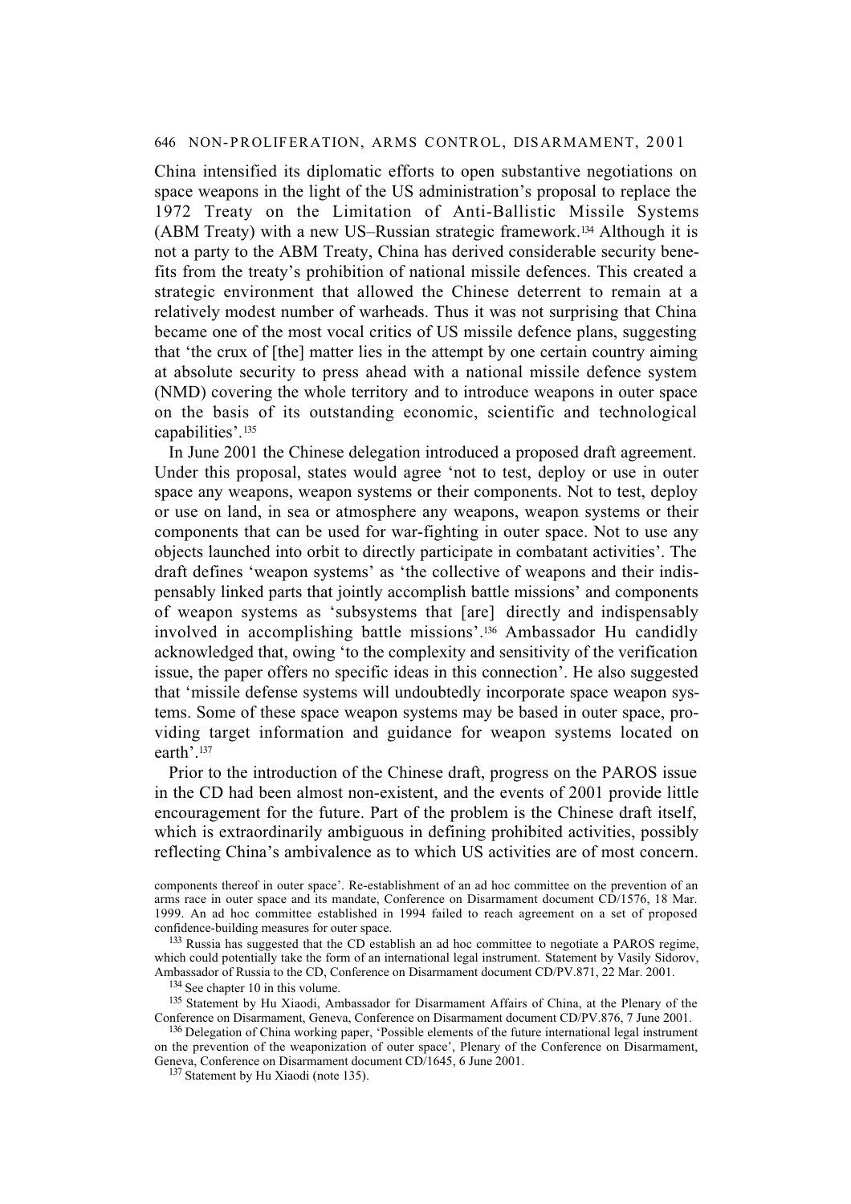China intensified its diplomatic efforts to open substantive negotiations on space weapons in the light of the US administration's proposal to replace the 1972 Treaty on the Limitation of Anti-Ballistic Missile Systems (ABM Treaty) with a new US–Russian strategic framework.[134] Although it is not a party to the ABM Treaty, China has derived considerable security benefits from the treaty's prohibition of national missile defences. This created a strategic environment that allowed the Chinese deterrent to remain at a relatively modest number of warheads. Thus it was not surprising that China became one of the most vocal critics of US missile defence plans, suggesting that 'the crux of [the] matter lies in the attempt by one certain country aiming at absolute security to press ahead with a national missile defence system (NMD) covering the whole territory and to introduce weapons in outer space on the basis of its outstanding economic, scientific and technological capabilities'.[135]

In June 2001 the Chinese delegation introduced a proposed draft agreement. Under this proposal, states would agree 'not to test, deploy or use in outer space any weapons, weapon systems or their components. Not to test, deploy or use on land, in sea or atmosphere any weapons, weapon systems or their components that can be used for war-fighting in outer space. Not to use any objects launched into orbit to directly participate in combatant activities'. The draft defines 'weapon systems' as 'the collective of weapons and their indispensably linked parts that jointly accomplish battle missions' and components of weapon systems as 'subsystems that [are] directly and indispensably involved in accomplishing battle missions'.[136] Ambassador Hu candidly acknowledged that, owing 'to the complexity and sensitivity of the verification issue, the paper offers no specific ideas in this connection'. He also suggested that 'missile defense systems will undoubtedly incorporate space weapon systems. Some of these space weapon systems may be based in outer space, providing target information and guidance for weapon systems located on earth'.[137]

Prior to the introduction of the Chinese draft, progress on the PAROS issue in the CD had been almost non-existent, and the events of 2001 provide little encouragement for the future. Part of the problem is the Chinese draft itself, which is extraordinarily ambiguous in defining prohibited activities, possibly reflecting China's ambivalence as to which US activities are of most concern.

components thereof in outer space'. Re-establishment of an ad hoc committee on the prevention of an arms race in outer space and its mandate, Conference on Disarmament document CD/1576, 18 Mar. 1999. An ad hoc committee established in 1994 failed to reach agreement on a set of proposed confidence-building measures for outer space.

[133] Russia has suggested that the CD establish an ad hoc committee to negotiate a PAROS regime, which could potentially take the form of an international legal instrument. Statement by Vasily Sidorov, Ambassador of Russia to the CD, Conference on Disarmament document CD/PV.871, 22 Mar. 2001.

[134] See chapter 10 in this volume.

[135] Statement by Hu Xiaodi, Ambassador for Disarmament Affairs of China, at the Plenary of the Conference on Disarmament, Geneva, Conference on Disarmament document CD/PV.876, 7 June 2001.

[136] Delegation of China working paper, 'Possible elements of the future international legal instrument on the prevention of the weaponization of outer space', Plenary of the Conference on Disarmament, Geneva, Conference on Disarmament document CD/1645, 6 June 2001.

[137] Statement by Hu Xiaodi (note 135).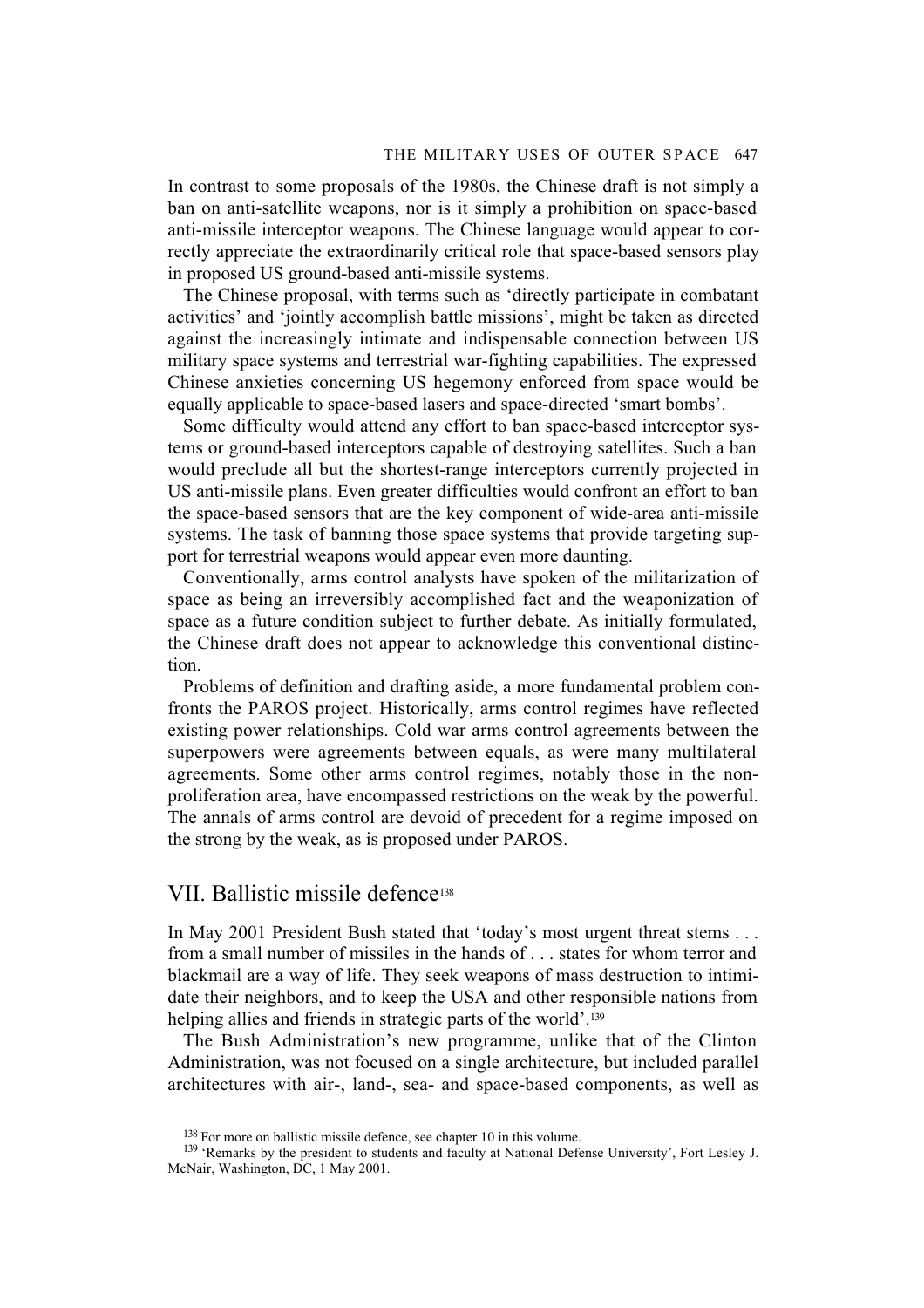In contrast to some proposals of the 1980s, the Chinese draft is not simply a ban on anti-satellite weapons, nor is it simply a prohibition on space-based anti-missile interceptor weapons. The Chinese language would appear to correctly appreciate the extraordinarily critical role that space-based sensors play in proposed US ground-based anti-missile systems.

The Chinese proposal, with terms such as 'directly participate in combatant activities' and 'jointly accomplish battle missions', might be taken as directed against the increasingly intimate and indispensable connection between US military space systems and terrestrial war-fighting capabilities. The expressed Chinese anxieties concerning US hegemony enforced from space would be equally applicable to space-based lasers and space-directed 'smart bombs'.

Some difficulty would attend any effort to ban space-based interceptor systems or ground-based interceptors capable of destroying satellites. Such a ban would preclude all but the shortest-range interceptors currently projected in US anti-missile plans. Even greater difficulties would confront an effort to ban the space-based sensors that are the key component of wide-area anti-missile systems. The task of banning those space systems that provide targeting support for terrestrial weapons would appear even more daunting.

Conventionally, arms control analysts have spoken of the militarization of space as being an irreversibly accomplished fact and the weaponization of space as a future condition subject to further debate. As initially formulated, the Chinese draft does not appear to acknowledge this conventional distinction.

Problems of definition and drafting aside, a more fundamental problem confronts the PAROS project. Historically, arms control regimes have reflected existing power relationships. Cold war arms control agreements between the superpowers were agreements between equals, as were many multilateral agreements. Some other arms control regimes, notably those in the non-proliferation area, have encompassed restrictions on the weak by the powerful. The annals of arms control are devoid of precedent for a regime imposed on the strong by the weak, as is proposed under PAROS.

## VII. Ballistic missile defence[138]

In May 2001 President Bush stated that 'today's most urgent threat stems . . . from a small number of missiles in the hands of . . . states for whom terror and blackmail are a way of life. They seek weapons of mass destruction to intimidate their neighbors, and to keep the USA and other responsible nations from helping allies and friends in strategic parts of the world'.[139]

The Bush Administration's new programme, unlike that of the Clinton Administration, was not focused on a single architecture, but included parallel architectures with air-, land-, sea- and space-based components, as well as

[138] For more on ballistic missile defence, see chapter 10 in this volume.

[139] 'Remarks by the president to students and faculty at National Defense University', Fort Lesley J. McNair, Washington, DC, 1 May 2001.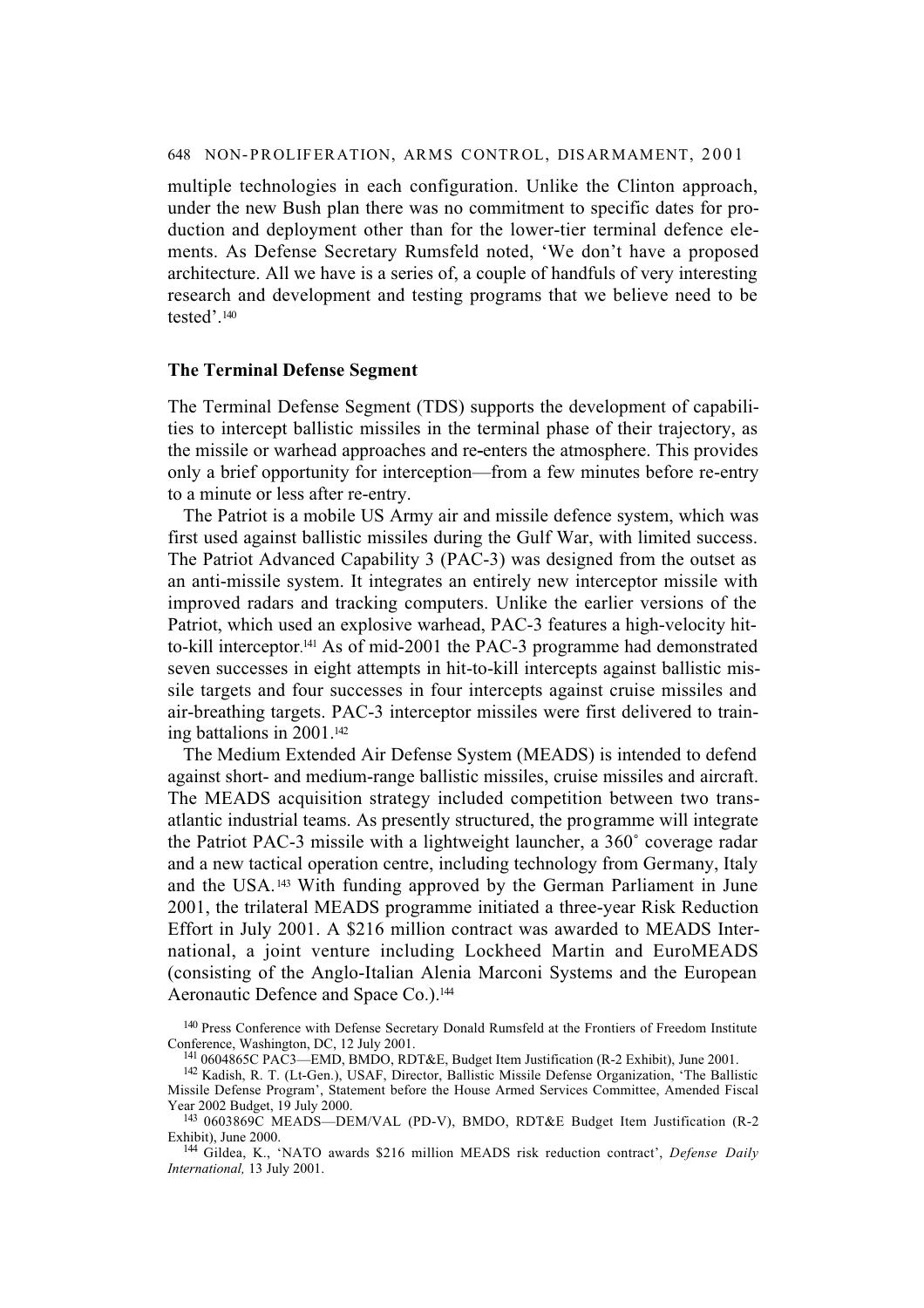multiple technologies in each configuration. Unlike the Clinton approach, under the new Bush plan there was no commitment to specific dates for production and deployment other than for the lower-tier terminal defence elements. As Defense Secretary Rumsfeld noted, 'We don't have a proposed architecture. All we have is a series of, a couple of handfuls of very interesting research and development and testing programs that we believe need to be tested'.[140]

### The Terminal Defense Segment

The Terminal Defense Segment (TDS) supports the development of capabilities to intercept ballistic missiles in the terminal phase of their trajectory, as the missile or warhead approaches and re-enters the atmosphere. This provides only a brief opportunity for interception—from a few minutes before re-entry to a minute or less after re-entry.

The Patriot is a mobile US Army air and missile defence system, which was first used against ballistic missiles during the Gulf War, with limited success. The Patriot Advanced Capability 3 (PAC-3) was designed from the outset as an anti-missile system. It integrates an entirely new interceptor missile with improved radars and tracking computers. Unlike the earlier versions of the Patriot, which used an explosive warhead, PAC-3 features a high-velocity hit-to-kill interceptor.[141] As of mid-2001 the PAC-3 programme had demonstrated seven successes in eight attempts in hit-to-kill intercepts against ballistic missile targets and four successes in four intercepts against cruise missiles and air-breathing targets. PAC-3 interceptor missiles were first delivered to training battalions in 2001.[142]

The Medium Extended Air Defense System (MEADS) is intended to defend against short- and medium-range ballistic missiles, cruise missiles and aircraft. The MEADS acquisition strategy included competition between two transatlantic industrial teams. As presently structured, the programme will integrate the Patriot PAC-3 missile with a lightweight launcher, a 360˚ coverage radar and a new tactical operation centre, including technology from Germany, Italy and the USA.[143] With funding approved by the German Parliament in June 2001, the trilateral MEADS programme initiated a three-year Risk Reduction Effort in July 2001. A $216 million contract was awarded to MEADS International, a joint venture including Lockheed Martin and EuroMEADS (consisting of the Anglo-Italian Alenia Marconi Systems and the European Aeronautic Defence and Space Co.).[144]

[140] Press Conference with Defense Secretary Donald Rumsfeld at the Frontiers of Freedom Institute Conference, Washington, DC, 12 July 2001.

[141] 0604865C PAC3—EMD, BMDO, RDT&E, Budget Item Justification (R-2 Exhibit), June 2001.

[142] Kadish, R. T. (Lt-Gen.), USAF, Director, Ballistic Missile Defense Organization, 'The Ballistic Missile Defense Program', Statement before the House Armed Services Committee, Amended Fiscal Year 2002 Budget, 19 July 2000.

[143] 0603869C MEADS—DEM/VAL (PD-V), BMDO, RDT&E Budget Item Justification (R-2 Exhibit), June 2000.

[144] Gildea, K., 'NATO awards $216 million MEADS risk reduction contract', *Defense Daily International,* 13 July 2001.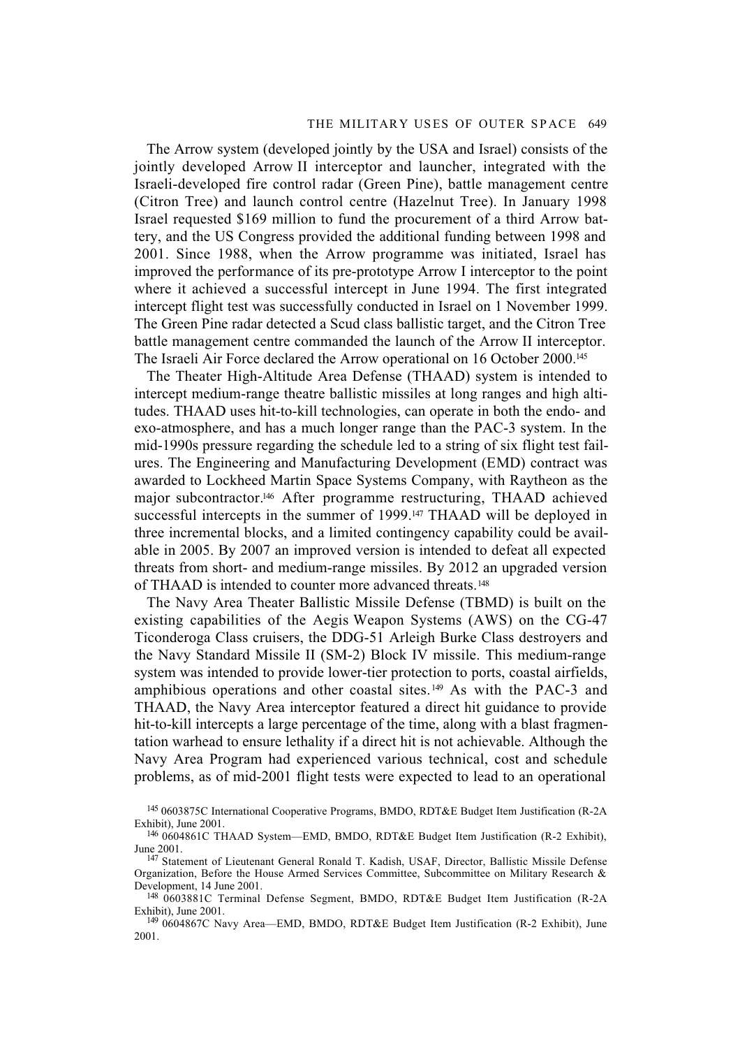The Arrow system (developed jointly by the USA and Israel) consists of the jointly developed Arrow II interceptor and launcher, integrated with the Israeli-developed fire control radar (Green Pine), battle management centre (Citron Tree) and launch control centre (Hazelnut Tree). In January 1998 Israel requested $169 million to fund the procurement of a third Arrow battery, and the US Congress provided the additional funding between 1998 and 2001. Since 1988, when the Arrow programme was initiated, Israel has improved the performance of its pre-prototype Arrow I interceptor to the point where it achieved a successful intercept in June 1994. The first integrated intercept flight test was successfully conducted in Israel on 1 November 1999. The Green Pine radar detected a Scud class ballistic target, and the Citron Tree battle management centre commanded the launch of the Arrow II interceptor. The Israeli Air Force declared the Arrow operational on 16 October 2000.[145]

The Theater High-Altitude Area Defense (THAAD) system is intended to intercept medium-range theatre ballistic missiles at long ranges and high altitudes. THAAD uses hit-to-kill technologies, can operate in both the endo- and exo-atmosphere, and has a much longer range than the PAC-3 system. In the mid-1990s pressure regarding the schedule led to a string of six flight test failures. The Engineering and Manufacturing Development (EMD) contract was awarded to Lockheed Martin Space Systems Company, with Raytheon as the major subcontractor.[146] After programme restructuring, THAAD achieved successful intercepts in the summer of 1999.[147] THAAD will be deployed in three incremental blocks, and a limited contingency capability could be available in 2005. By 2007 an improved version is intended to defeat all expected threats from short- and medium-range missiles. By 2012 an upgraded version of THAAD is intended to counter more advanced threats.[148]

The Navy Area Theater Ballistic Missile Defense (TBMD) is built on the existing capabilities of the Aegis Weapon Systems (AWS) on the CG-47 Ticonderoga Class cruisers, the DDG-51 Arleigh Burke Class destroyers and the Navy Standard Missile II (SM-2) Block IV missile. This medium-range system was intended to provide lower-tier protection to ports, coastal airfields, amphibious operations and other coastal sites.[149] As with the PAC-3 and THAAD, the Navy Area interceptor featured a direct hit guidance to provide hit-to-kill intercepts a large percentage of the time, along with a blast fragmentation warhead to ensure lethality if a direct hit is not achievable. Although the Navy Area Program had experienced various technical, cost and schedule problems, as of mid-2001 flight tests were expected to lead to an operational

[145] 0603875C International Cooperative Programs, BMDO, RDT&E Budget Item Justification (R-2A Exhibit), June 2001.

[146] 0604861C THAAD System—EMD, BMDO, RDT&E Budget Item Justification (R-2 Exhibit), June 2001.

[147] Statement of Lieutenant General Ronald T. Kadish, USAF, Director, Ballistic Missile Defense Organization, Before the House Armed Services Committee, Subcommittee on Military Research & Development, 14 June 2001.

[148] 0603881C Terminal Defense Segment, BMDO, RDT&E Budget Item Justification (R-2A Exhibit), June 2001.

[149] 0604867C Navy Area—EMD, BMDO, RDT&E Budget Item Justification (R-2 Exhibit), June 2001.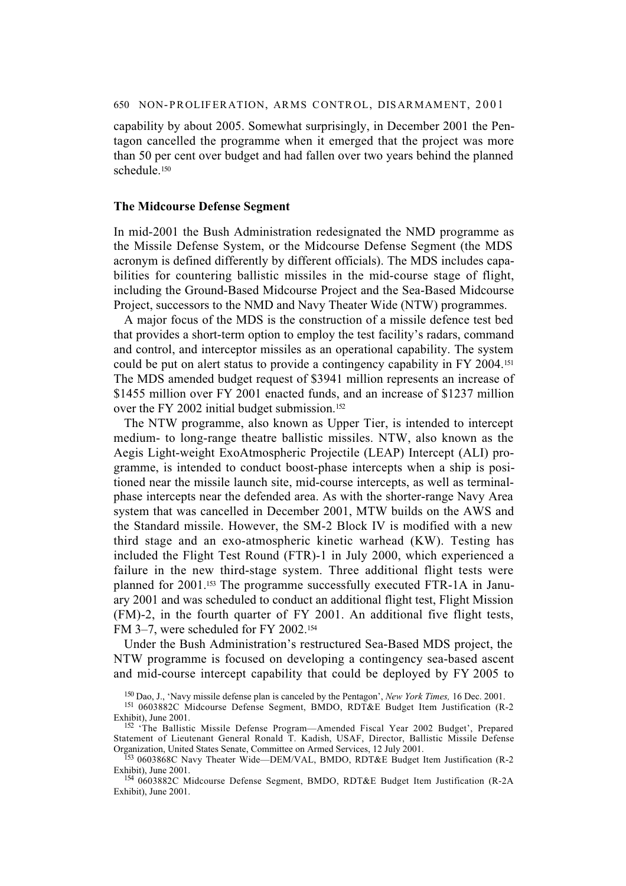capability by about 2005. Somewhat surprisingly, in December 2001 the Pentagon cancelled the programme when it emerged that the project was more than 50 per cent over budget and had fallen over two years behind the planned schedule.[150]

### The Midcourse Defense Segment

In mid-2001 the Bush Administration redesignated the NMD programme as the Missile Defense System, or the Midcourse Defense Segment (the MDS acronym is defined differently by different officials). The MDS includes capabilities for countering ballistic missiles in the mid-course stage of flight, including the Ground-Based Midcourse Project and the Sea-Based Midcourse Project, successors to the NMD and Navy Theater Wide (NTW) programmes.

A major focus of the MDS is the construction of a missile defence test bed that provides a short-term option to employ the test facility's radars, command and control, and interceptor missiles as an operational capability. The system could be put on alert status to provide a contingency capability in FY 2004.[151] The MDS amended budget request of $3941 million represents an increase of $1455 million over FY 2001 enacted funds, and an increase of $1237 million over the FY 2002 initial budget submission.[152]

The NTW programme, also known as Upper Tier, is intended to intercept medium- to long-range theatre ballistic missiles. NTW, also known as the Aegis Light-weight ExoAtmospheric Projectile (LEAP) Intercept (ALI) programme, is intended to conduct boost-phase intercepts when a ship is positioned near the missile launch site, mid-course intercepts, as well as terminal-phase intercepts near the defended area. As with the shorter-range Navy Area system that was cancelled in December 2001, MTW builds on the AWS and the Standard missile. However, the SM-2 Block IV is modified with a new third stage and an exo-atmospheric kinetic warhead (KW). Testing has included the Flight Test Round (FTR)-1 in July 2000, which experienced a failure in the new third-stage system. Three additional flight tests were planned for 2001.[153] The programme successfully executed FTR-1A in January 2001 and was scheduled to conduct an additional flight test, Flight Mission (FM)-2, in the fourth quarter of FY 2001. An additional five flight tests, FM 3–7, were scheduled for FY 2002.[154]

Under the Bush Administration's restructured Sea-Based MDS project, the NTW programme is focused on developing a contingency sea-based ascent and mid-course intercept capability that could be deployed by FY 2005 to

[150] Dao, J., 'Navy missile defense plan is canceled by the Pentagon', *New York Times,* 16 Dec. 2001.

[151] 0603882C Midcourse Defense Segment, BMDO, RDT&E Budget Item Justification (R-2 Exhibit), June 2001.

[152] 'The Ballistic Missile Defense Program—Amended Fiscal Year 2002 Budget', Prepared Statement of Lieutenant General Ronald T. Kadish, USAF, Director, Ballistic Missile Defense Organization, United States Senate, Committee on Armed Services, 12 July 2001.

[153] 0603868C Navy Theater Wide—DEM/VAL, BMDO, RDT&E Budget Item Justification (R-2 Exhibit), June 2001.

[154] 0603882C Midcourse Defense Segment, BMDO, RDT&E Budget Item Justification (R-2A Exhibit), June 2001.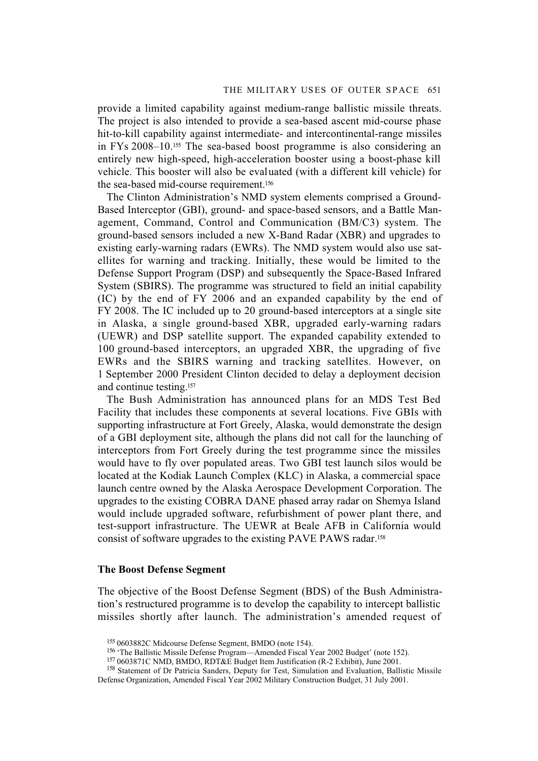provide a limited capability against medium-range ballistic missile threats. The project is also intended to provide a sea-based ascent mid-course phase hit-to-kill capability against intermediate- and intercontinental-range missiles in FYs 2008–10.[155] The sea-based boost programme is also considering an entirely new high-speed, high-acceleration booster using a boost-phase kill vehicle. This booster will also be evaluated (with a different kill vehicle) for the sea-based mid-course requirement.[156]

The Clinton Administration's NMD system elements comprised a Ground-Based Interceptor (GBI), ground- and space-based sensors, and a Battle Management, Command, Control and Communication (BM/C3) system. The ground-based sensors included a new X-Band Radar (XBR) and upgrades to existing early-warning radars (EWRs). The NMD system would also use satellites for warning and tracking. Initially, these would be limited to the Defense Support Program (DSP) and subsequently the Space-Based Infrared System (SBIRS). The programme was structured to field an initial capability (IC) by the end of FY 2006 and an expanded capability by the end of FY 2008. The IC included up to 20 ground-based interceptors at a single site in Alaska, a single ground-based XBR, upgraded early-warning radars (UEWR) and DSP satellite support. The expanded capability extended to 100 ground-based interceptors, an upgraded XBR, the upgrading of five EWRs and the SBIRS warning and tracking satellites. However, on 1 September 2000 President Clinton decided to delay a deployment decision and continue testing.[157]

The Bush Administration has announced plans for an MDS Test Bed Facility that includes these components at several locations. Five GBIs with supporting infrastructure at Fort Greely, Alaska, would demonstrate the design of a GBI deployment site, although the plans did not call for the launching of interceptors from Fort Greely during the test programme since the missiles would have to fly over populated areas. Two GBI test launch silos would be located at the Kodiak Launch Complex (KLC) in Alaska, a commercial space launch centre owned by the Alaska Aerospace Development Corporation. The upgrades to the existing COBRA DANE phased array radar on Shemya Island would include upgraded software, refurbishment of power plant there, and test-support infrastructure. The UEWR at Beale AFB in California would consist of software upgrades to the existing PAVE PAWS radar.[158]

### The Boost Defense Segment

The objective of the Boost Defense Segment (BDS) of the Bush Administration's restructured programme is to develop the capability to intercept ballistic missiles shortly after launch. The administration's amended request of

[155] 0603882C Midcourse Defense Segment, BMDO (note 154).

[156] 'The Ballistic Missile Defense Program—Amended Fiscal Year 2002 Budget' (note 152).

[157] 0603871C NMD, BMDO, RDT&E Budget Item Justification (R-2 Exhibit), June 2001.

[158] Statement of Dr Patricia Sanders, Deputy for Test, Simulation and Evaluation, Ballistic Missile Defense Organization, Amended Fiscal Year 2002 Military Construction Budget, 31 July 2001.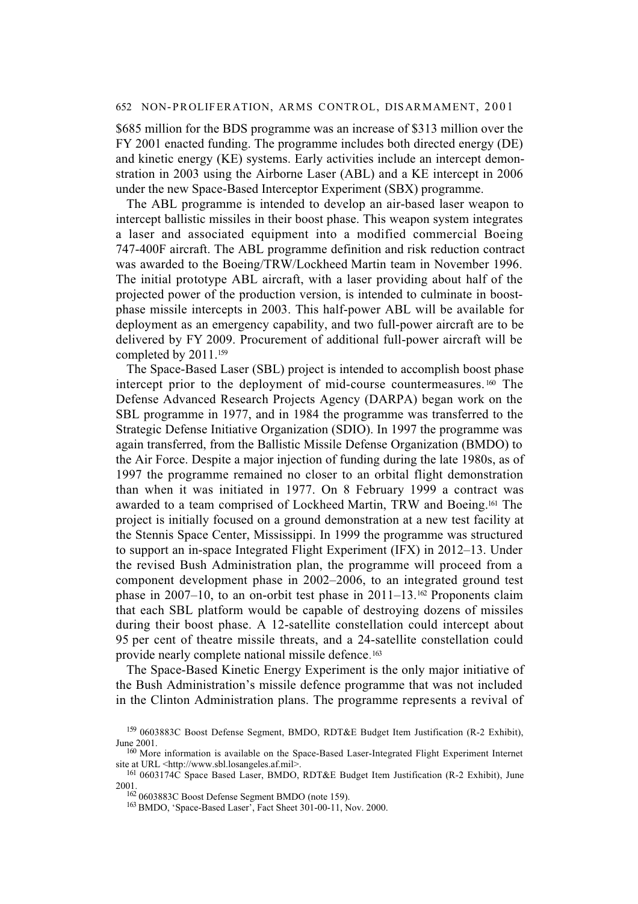$685 million for the BDS programme was an increase of $313 million over the FY 2001 enacted funding. The programme includes both directed energy (DE) and kinetic energy (KE) systems. Early activities include an intercept demonstration in 2003 using the Airborne Laser (ABL) and a KE intercept in 2006 under the new Space-Based Interceptor Experiment (SBX) programme.

The ABL programme is intended to develop an air-based laser weapon to intercept ballistic missiles in their boost phase. This weapon system integrates a laser and associated equipment into a modified commercial Boeing 747-400F aircraft. The ABL programme definition and risk reduction contract was awarded to the Boeing/TRW/Lockheed Martin team in November 1996. The initial prototype ABL aircraft, with a laser providing about half of the projected power of the production version, is intended to culminate in boost-phase missile intercepts in 2003. This half-power ABL will be available for deployment as an emergency capability, and two full-power aircraft are to be delivered by FY 2009. Procurement of additional full-power aircraft will be completed by 2011.[159]

The Space-Based Laser (SBL) project is intended to accomplish boost phase intercept prior to the deployment of mid-course countermeasures.[160] The Defense Advanced Research Projects Agency (DARPA) began work on the SBL programme in 1977, and in 1984 the programme was transferred to the Strategic Defense Initiative Organization (SDIO). In 1997 the programme was again transferred, from the Ballistic Missile Defense Organization (BMDO) to the Air Force. Despite a major injection of funding during the late 1980s, as of 1997 the programme remained no closer to an orbital flight demonstration than when it was initiated in 1977. On 8 February 1999 a contract was awarded to a team comprised of Lockheed Martin, TRW and Boeing.[161] The project is initially focused on a ground demonstration at a new test facility at the Stennis Space Center, Mississippi. In 1999 the programme was structured to support an in-space Integrated Flight Experiment (IFX) in 2012–13. Under the revised Bush Administration plan, the programme will proceed from a component development phase in 2002–2006, to an integrated ground test phase in 2007–10, to an on-orbit test phase in 2011–13.[162] Proponents claim that each SBL platform would be capable of destroying dozens of missiles during their boost phase. A 12-satellite constellation could intercept about 95 per cent of theatre missile threats, and a 24-satellite constellation could provide nearly complete national missile defence.[163]

The Space-Based Kinetic Energy Experiment is the only major initiative of the Bush Administration's missile defence programme that was not included in the Clinton Administration plans. The programme represents a revival of

[159] 0603883C Boost Defense Segment, BMDO, RDT&E Budget Item Justification (R-2 Exhibit), June 2001.

[160] More information is available on the Space-Based Laser-Integrated Flight Experiment Internet site at URL <http://www.sbl.losangeles.af.mil>.

[161] 0603174C Space Based Laser, BMDO, RDT&E Budget Item Justification (R-2 Exhibit), June 2001.

[162] 0603883C Boost Defense Segment BMDO (note 159).

[163] BMDO, 'Space-Based Laser', Fact Sheet 301-00-11, Nov. 2000.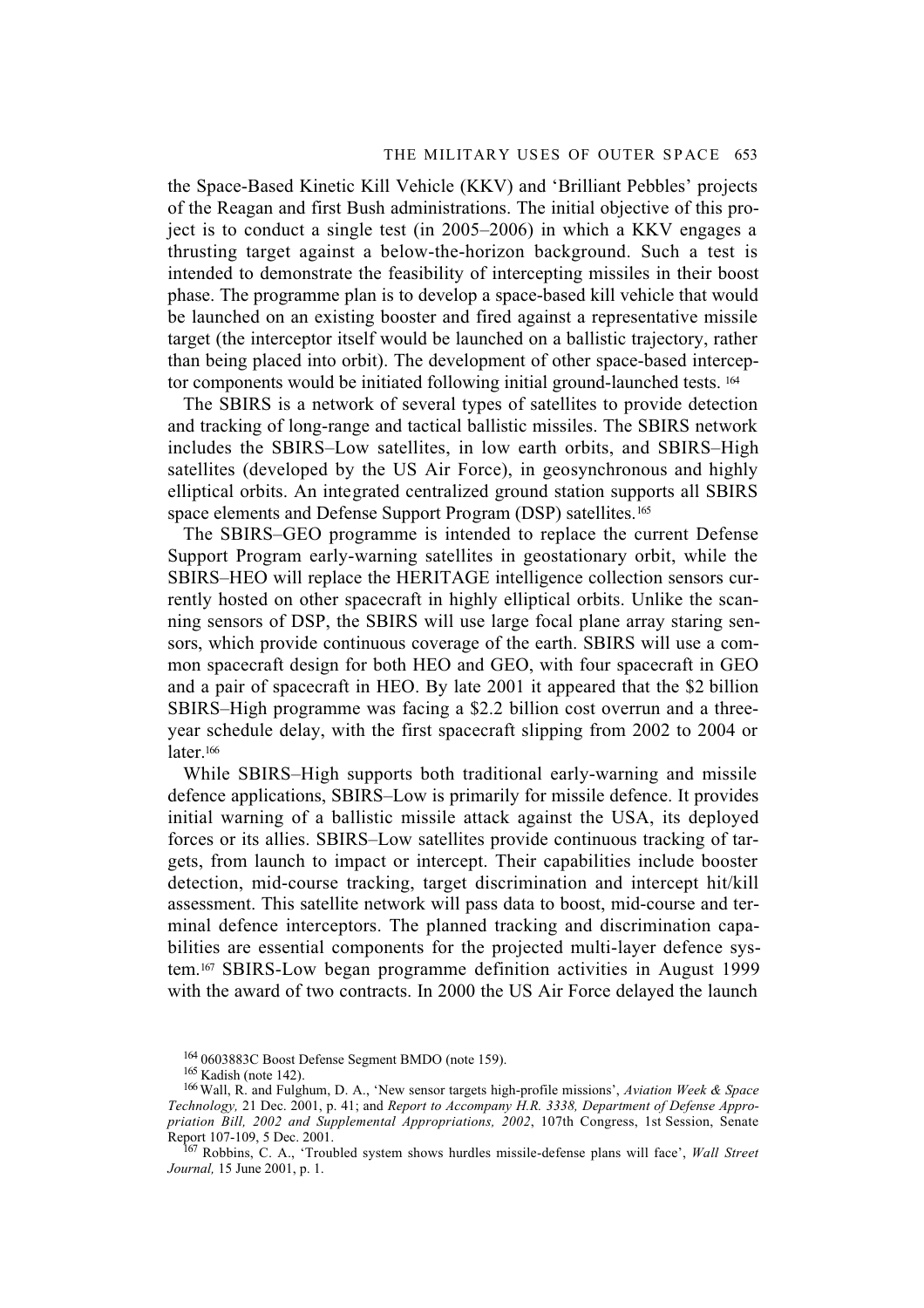the Space-Based Kinetic Kill Vehicle (KKV) and 'Brilliant Pebbles' projects of the Reagan and first Bush administrations. The initial objective of this project is to conduct a single test (in 2005–2006) in which a KKV engages a thrusting target against a below-the-horizon background. Such a test is intended to demonstrate the feasibility of intercepting missiles in their boost phase. The programme plan is to develop a space-based kill vehicle that would be launched on an existing booster and fired against a representative missile target (the interceptor itself would be launched on a ballistic trajectory, rather than being placed into orbit). The development of other space-based interceptor components would be initiated following initial ground-launched tests.[164]

The SBIRS is a network of several types of satellites to provide detection and tracking of long-range and tactical ballistic missiles. The SBIRS network includes the SBIRS–Low satellites, in low earth orbits, and SBIRS–High satellites (developed by the US Air Force), in geosynchronous and highly elliptical orbits. An integrated centralized ground station supports all SBIRS space elements and Defense Support Program (DSP) satellites.[165]

The SBIRS–GEO programme is intended to replace the current Defense Support Program early-warning satellites in geostationary orbit, while the SBIRS–HEO will replace the HERITAGE intelligence collection sensors currently hosted on other spacecraft in highly elliptical orbits. Unlike the scanning sensors of DSP, the SBIRS will use large focal plane array staring sensors, which provide continuous coverage of the earth. SBIRS will use a common spacecraft design for both HEO and GEO, with four spacecraft in GEO and a pair of spacecraft in HEO. By late 2001 it appeared that the $2 billion SBIRS–High programme was facing a $2.2 billion cost overrun and a three-year schedule delay, with the first spacecraft slipping from 2002 to 2004 or later.[166]

While SBIRS–High supports both traditional early-warning and missile defence applications, SBIRS–Low is primarily for missile defence. It provides initial warning of a ballistic missile attack against the USA, its deployed forces or its allies. SBIRS–Low satellites provide continuous tracking of targets, from launch to impact or intercept. Their capabilities include booster detection, mid-course tracking, target discrimination and intercept hit/kill assessment. This satellite network will pass data to boost, mid-course and terminal defence interceptors. The planned tracking and discrimination capabilities are essential components for the projected multi-layer defence system.[167] SBIRS-Low began programme definition activities in August 1999 with the award of two contracts. In 2000 the US Air Force delayed the launch

[164] 0603883C Boost Defense Segment BMDO (note 159).

[165] Kadish (note 142).

[166] Wall, R. and Fulghum, D. A., 'New sensor targets high-profile missions', *Aviation Week & Space Technology,* 21 Dec. 2001, p. 41; and *Report to Accompany H.R. 3338, Department of Defense Appropriation Bill, 2002 and Supplemental Appropriations, 2002*, 107th Congress, 1st Session, Senate Report 107-109, 5 Dec. 2001.

[167] Robbins, C. A., 'Troubled system shows hurdles missile-defense plans will face', *Wall Street Journal,* 15 June 2001, p. 1.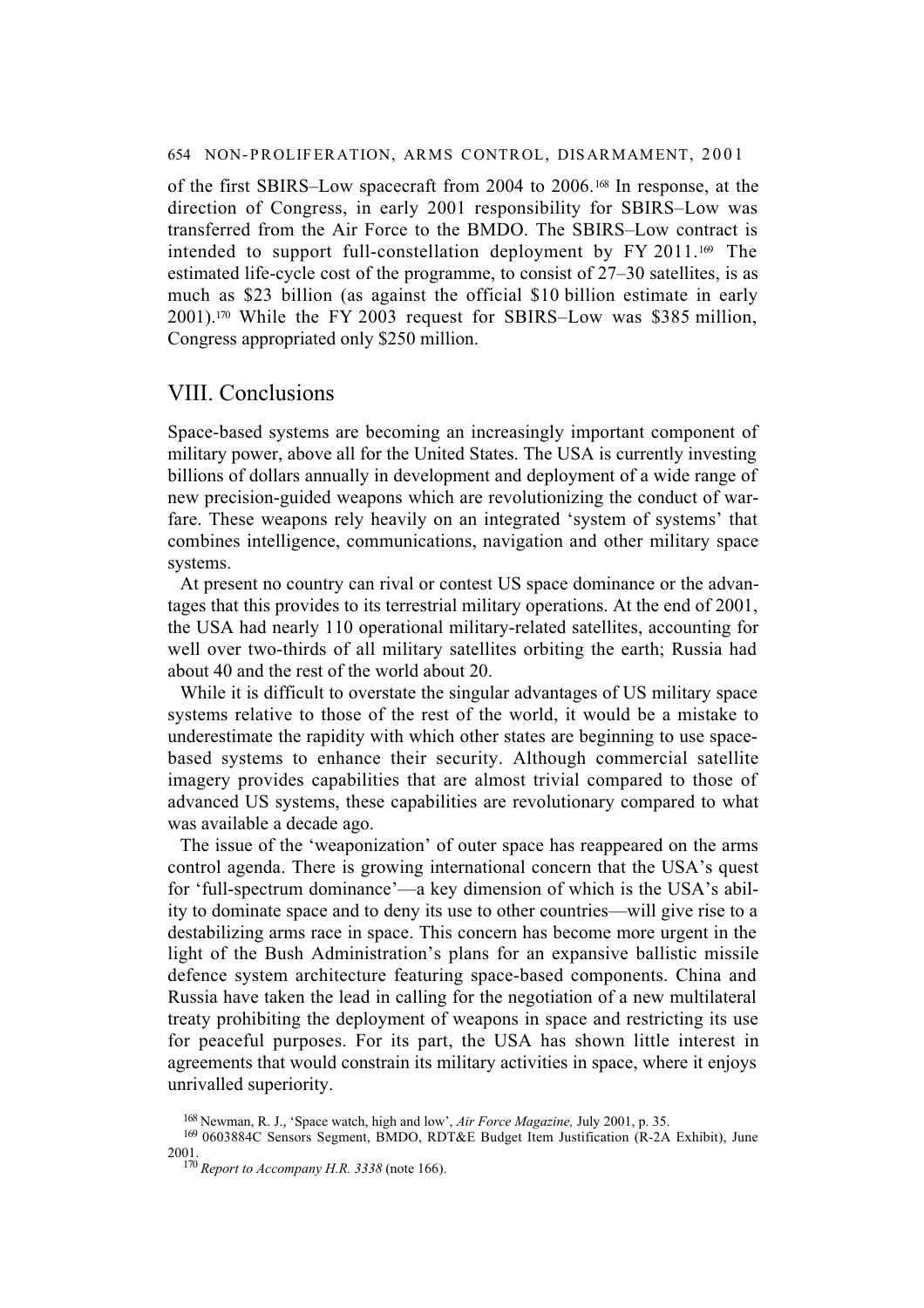of the first SBIRS–Low spacecraft from 2004 to 2006.[168] In response, at the direction of Congress, in early 2001 responsibility for SBIRS–Low was transferred from the Air Force to the BMDO. The SBIRS–Low contract is intended to support full-constellation deployment by FY 2011.[169] The estimated life-cycle cost of the programme, to consist of 27–30 satellites, is as much as $23 billion (as against the official $10 billion estimate in early 2001).[170] While the FY 2003 request for SBIRS–Low was $385 million, Congress appropriated only $250 million.

## VIII. Conclusions

Space-based systems are becoming an increasingly important component of military power, above all for the United States. The USA is currently investing billions of dollars annually in development and deployment of a wide range of new precision-guided weapons which are revolutionizing the conduct of warfare. These weapons rely heavily on an integrated 'system of systems' that combines intelligence, communications, navigation and other military space systems.

At present no country can rival or contest US space dominance or the advantages that this provides to its terrestrial military operations. At the end of 2001, the USA had nearly 110 operational military-related satellites, accounting for well over two-thirds of all military satellites orbiting the earth; Russia had about 40 and the rest of the world about 20.

While it is difficult to overstate the singular advantages of US military space systems relative to those of the rest of the world, it would be a mistake to underestimate the rapidity with which other states are beginning to use space-based systems to enhance their security. Although commercial satellite imagery provides capabilities that are almost trivial compared to those of advanced US systems, these capabilities are revolutionary compared to what was available a decade ago.

The issue of the 'weaponization' of outer space has reappeared on the arms control agenda. There is growing international concern that the USA's quest for 'full-spectrum dominance'—a key dimension of which is the USA's ability to dominate space and to deny its use to other countries—will give rise to a destabilizing arms race in space. This concern has become more urgent in the light of the Bush Administration's plans for an expansive ballistic missile defence system architecture featuring space-based components. China and Russia have taken the lead in calling for the negotiation of a new multilateral treaty prohibiting the deployment of weapons in space and restricting its use for peaceful purposes. For its part, the USA has shown little interest in agreements that would constrain its military activities in space, where it enjoys unrivalled superiority.

[168] Newman, R. J., 'Space watch, high and low', *Air Force Magazine,* July 2001, p. 35.

[169] 0603884C Sensors Segment, BMDO, RDT&E Budget Item Justification (R-2A Exhibit), June 2001.

[170] *Report to Accompany H.R. 3338* (note 166).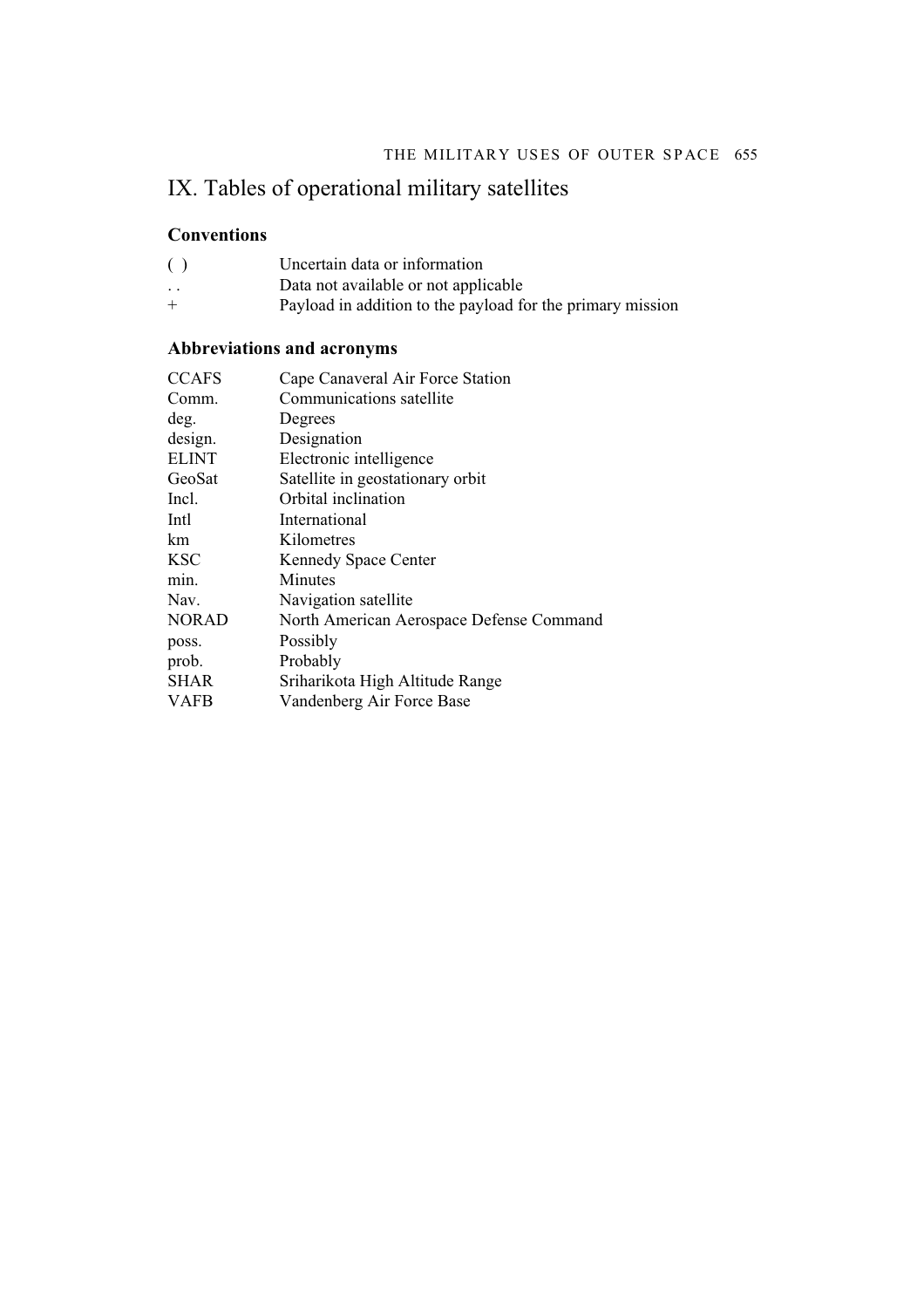# IX. Tables of operational military satellites

### Conventions

| | |
|---|---|
| ( ) | Uncertain data or information |
| . . | Data not available or not applicable |
| + | Payload in addition to the payload for the primary mission |

### Abbreviations and acronyms

| | |
|---|---|
| CCAFS | Cape Canaveral Air Force Station |
| Comm. | Communications satellite |
| deg. | Degrees |
| design. | Designation |
| ELINT | Electronic intelligence |
| GeoSat | Satellite in geostationary orbit |
| Incl. | Orbital inclination |
| Intl | International |
| km | Kilometres |
| KSC | Kennedy Space Center |
| min. | Minutes |
| Nav. | Navigation satellite |
| NORAD | North American Aerospace Defense Command |
| poss. | Possibly |
| prob. | Probably |
| SHAR | Sriharikota High Altitude Range |
| VAFB | Vandenberg Air Force Base |